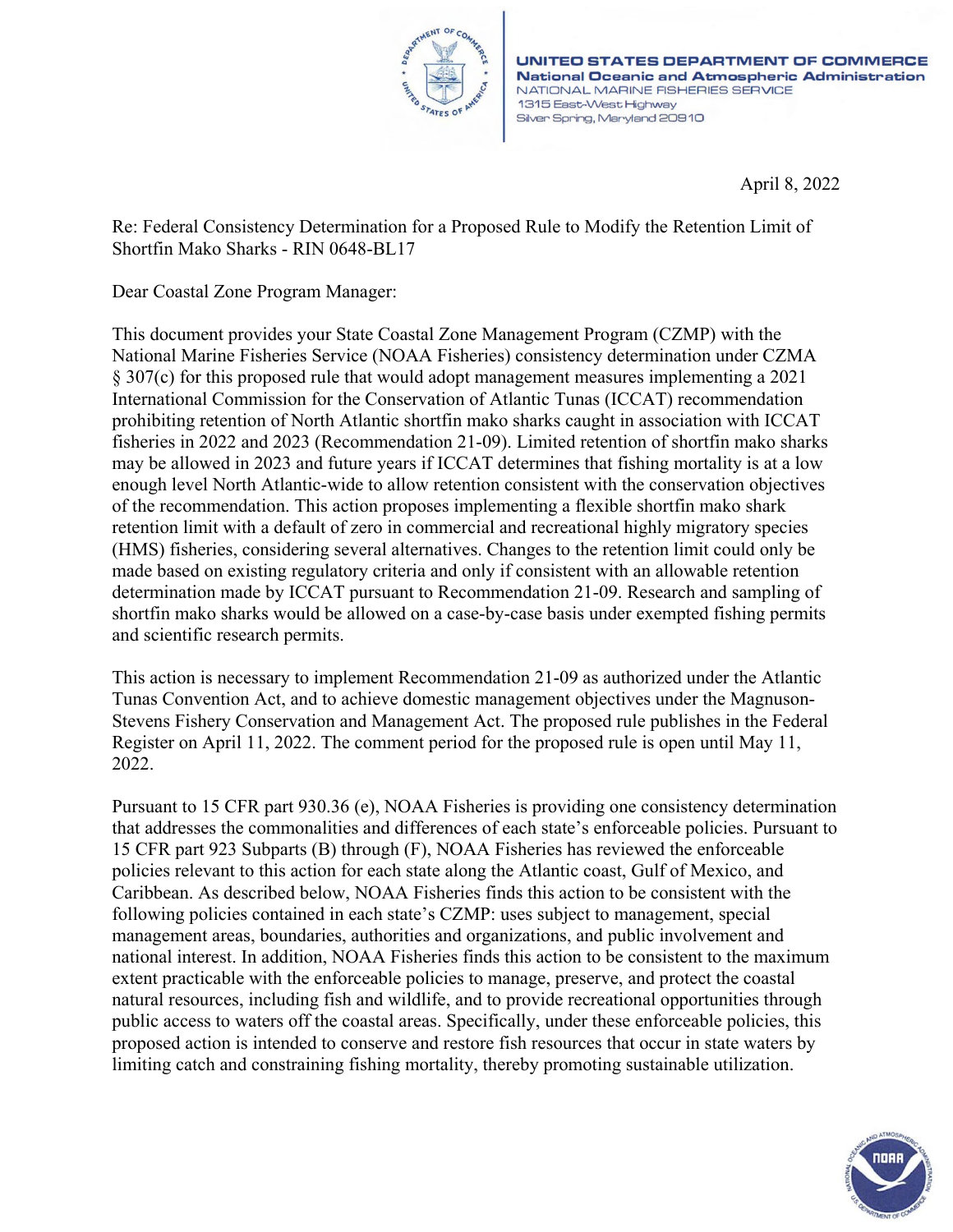UNITED STATES DEPARTMENT OF COMMERCE
National Oceanic and Atmospheric Administration
NATIONAL MARINE FISHERIES SERVICE
1315 East-West Highway
Silver Spring, Maryland 20910

April 8, 2022

Re: Federal Consistency Determination for a Proposed Rule to Modify the Retention Limit of Shortfin Mako Sharks - RIN 0648-BL17

Dear Coastal Zone Program Manager:

This document provides your State Coastal Zone Management Program (CZMP) with the National Marine Fisheries Service (NOAA Fisheries) consistency determination under CZMA § 307(c) for this proposed rule that would adopt management measures implementing a 2021 International Commission for the Conservation of Atlantic Tunas (ICCAT) recommendation prohibiting retention of North Atlantic shortfin mako sharks caught in association with ICCAT fisheries in 2022 and 2023 (Recommendation 21-09). Limited retention of shortfin mako sharks may be allowed in 2023 and future years if ICCAT determines that fishing mortality is at a low enough level North Atlantic-wide to allow retention consistent with the conservation objectives of the recommendation. This action proposes implementing a flexible shortfin mako shark retention limit with a default of zero in commercial and recreational highly migratory species (HMS) fisheries, considering several alternatives. Changes to the retention limit could only be made based on existing regulatory criteria and only if consistent with an allowable retention determination made by ICCAT pursuant to Recommendation 21-09. Research and sampling of shortfin mako sharks would be allowed on a case-by-case basis under exempted fishing permits and scientific research permits.

This action is necessary to implement Recommendation 21-09 as authorized under the Atlantic Tunas Convention Act, and to achieve domestic management objectives under the Magnuson-Stevens Fishery Conservation and Management Act. The proposed rule publishes in the Federal Register on April 11, 2022. The comment period for the proposed rule is open until May 11, 2022.

Pursuant to 15 CFR part 930.36 (e), NOAA Fisheries is providing one consistency determination that addresses the commonalities and differences of each state's enforceable policies. Pursuant to 15 CFR part 923 Subparts (B) through (F), NOAA Fisheries has reviewed the enforceable policies relevant to this action for each state along the Atlantic coast, Gulf of Mexico, and Caribbean. As described below, NOAA Fisheries finds this action to be consistent with the following policies contained in each state's CZMP: uses subject to management, special management areas, boundaries, authorities and organizations, and public involvement and national interest. In addition, NOAA Fisheries finds this action to be consistent to the maximum extent practicable with the enforceable policies to manage, preserve, and protect the coastal natural resources, including fish and wildlife, and to provide recreational opportunities through public access to waters off the coastal areas. Specifically, under these enforceable policies, this proposed action is intended to conserve and restore fish resources that occur in state waters by limiting catch and constraining fishing mortality, thereby promoting sustainable utilization.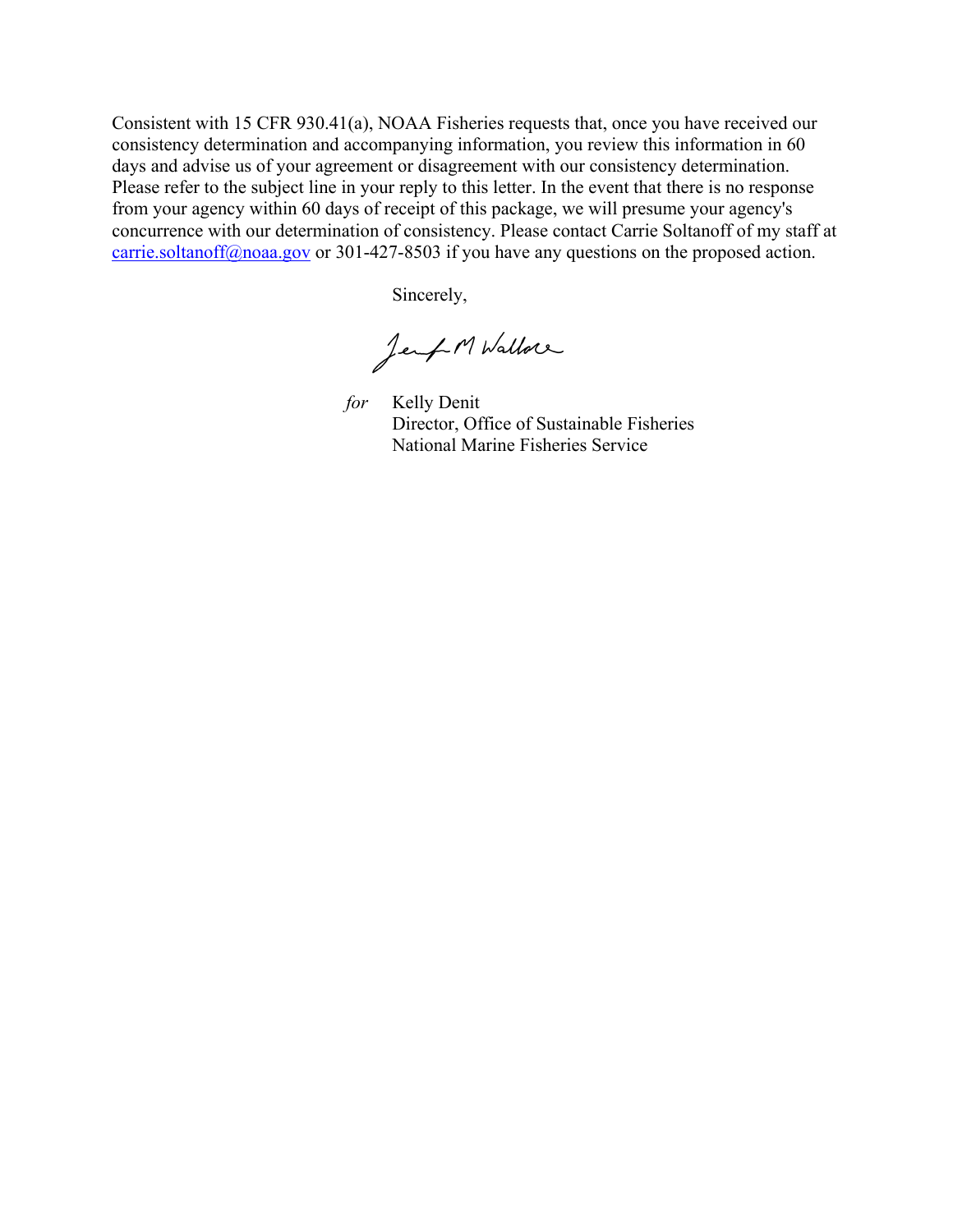Consistent with 15 CFR 930.41(a), NOAA Fisheries requests that, once you have received our consistency determination and accompanying information, you review this information in 60 days and advise us of your agreement or disagreement with our consistency determination. Please refer to the subject line in your reply to this letter. In the event that there is no response from your agency within 60 days of receipt of this package, we will presume your agency's concurrence with our determination of consistency. Please contact Carrie Soltanoff of my staff at carrie.soltanoff@noaa.gov or 301-427-8503 if you have any questions on the proposed action.

Sincerely,

Jeff M Wallace

*for* Kelly Denit
Director, Office of Sustainable Fisheries
National Marine Fisheries Service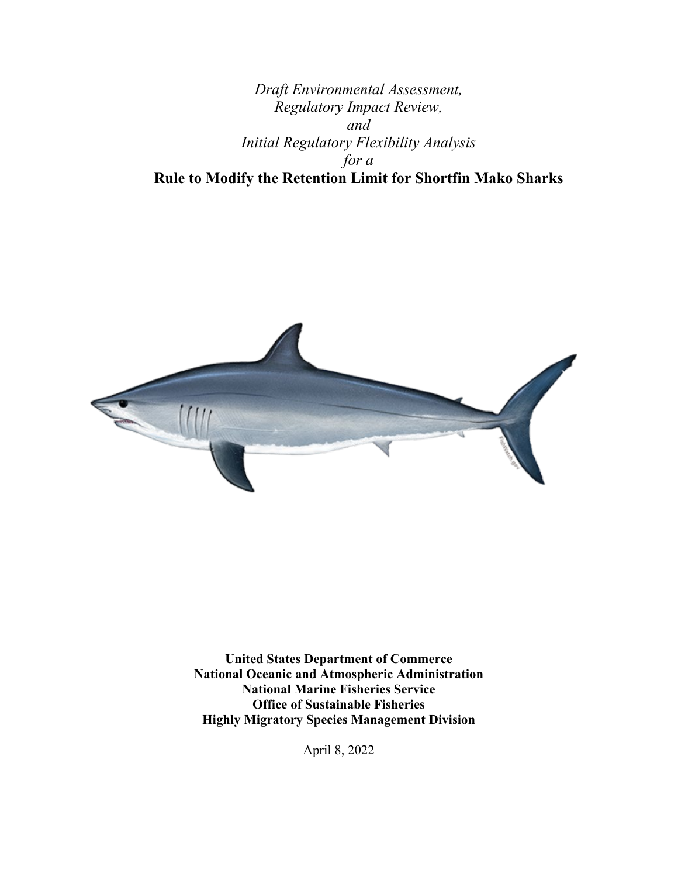*Draft Environmental Assessment,*
*Regulatory Impact Review,*
*and*
*Initial Regulatory Flexibility Analysis*
*for a*

**Rule to Modify the Retention Limit for Shortfin Mako Sharks**

---

**United States Department of Commerce**
**National Oceanic and Atmospheric Administration**
**National Marine Fisheries Service**
**Office of Sustainable Fisheries**
**Highly Migratory Species Management Division**

April 8, 2022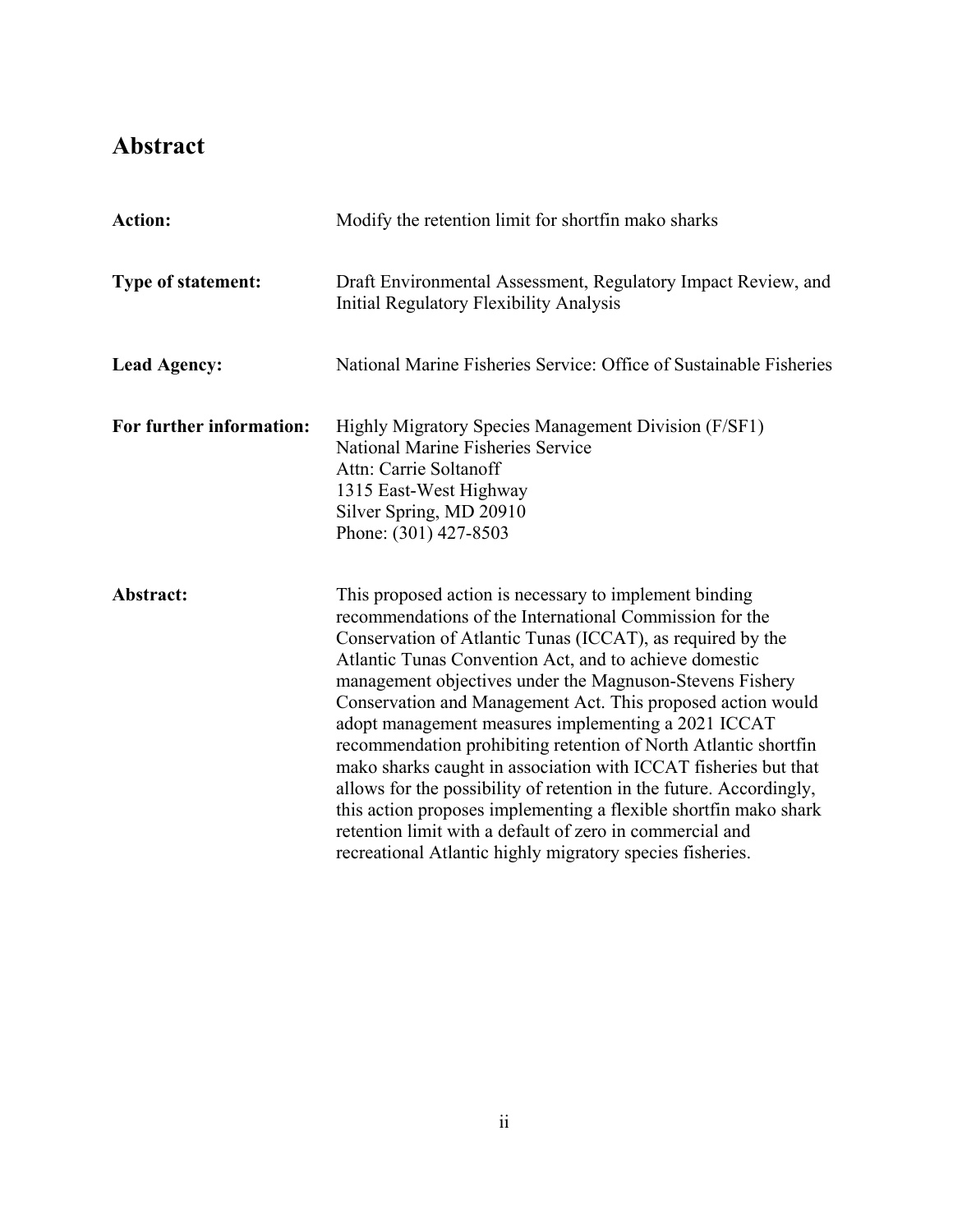## Abstract

**Action:** Modify the retention limit for shortfin mako sharks

**Type of statement:** Draft Environmental Assessment, Regulatory Impact Review, and Initial Regulatory Flexibility Analysis

**Lead Agency:** National Marine Fisheries Service: Office of Sustainable Fisheries

**For further information:** Highly Migratory Species Management Division (F/SF1)
National Marine Fisheries Service
Attn: Carrie Soltanoff
1315 East-West Highway
Silver Spring, MD 20910
Phone: (301) 427-8503

**Abstract:** This proposed action is necessary to implement binding recommendations of the International Commission for the Conservation of Atlantic Tunas (ICCAT), as required by the Atlantic Tunas Convention Act, and to achieve domestic management objectives under the Magnuson-Stevens Fishery Conservation and Management Act. This proposed action would adopt management measures implementing a 2021 ICCAT recommendation prohibiting retention of North Atlantic shortfin mako sharks caught in association with ICCAT fisheries but that allows for the possibility of retention in the future. Accordingly, this action proposes implementing a flexible shortfin mako shark retention limit with a default of zero in commercial and recreational Atlantic highly migratory species fisheries.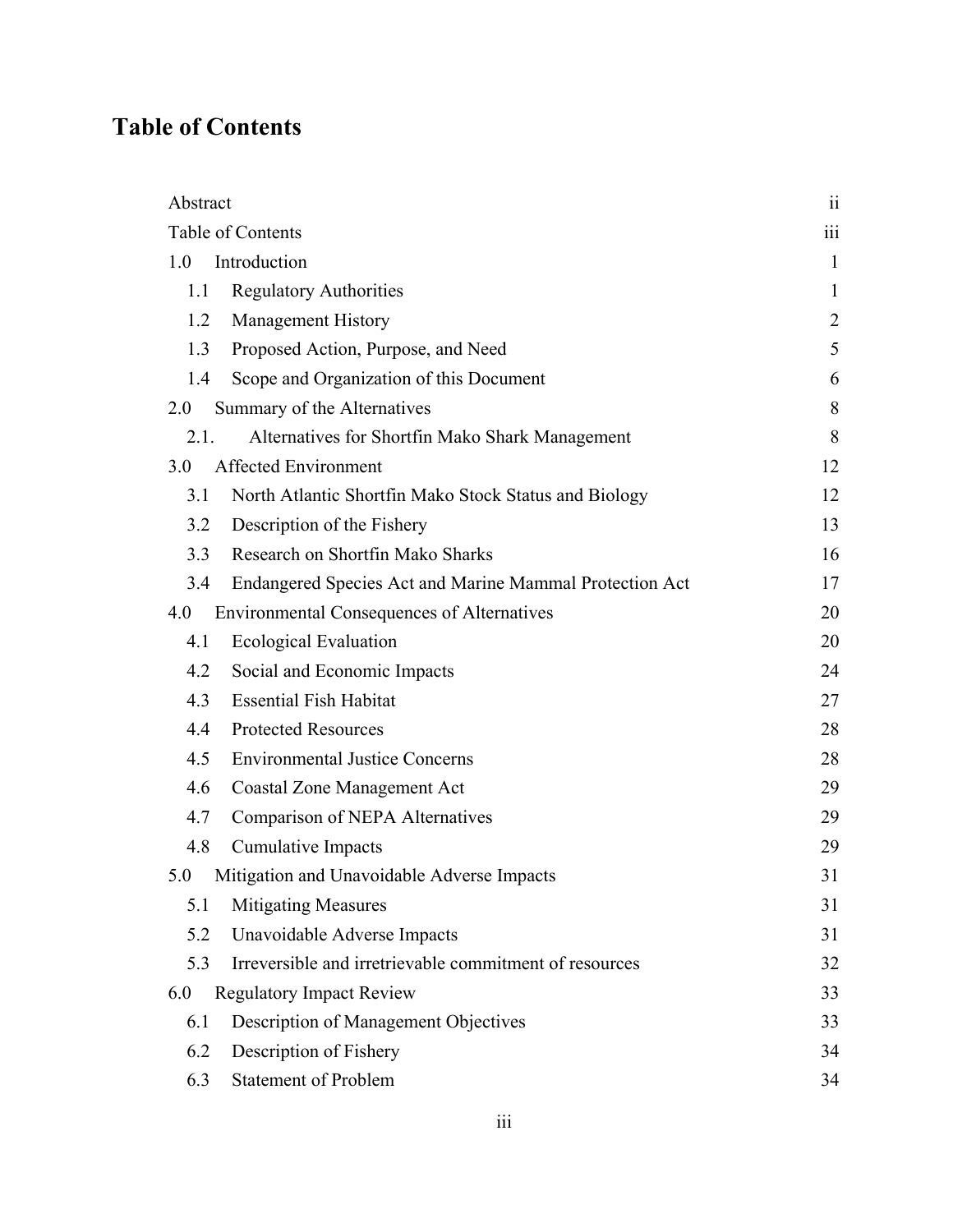# Table of Contents

| | |
|---|---|
| Abstract | ii |
| Table of Contents | iii |
| 1.0 Introduction | 1 |
| 1.1 Regulatory Authorities | 1 |
| 1.2 Management History | 2 |
| 1.3 Proposed Action, Purpose, and Need | 5 |
| 1.4 Scope and Organization of this Document | 6 |
| 2.0 Summary of the Alternatives | 8 |
| 2.1. Alternatives for Shortfin Mako Shark Management | 8 |
| 3.0 Affected Environment | 12 |
| 3.1 North Atlantic Shortfin Mako Stock Status and Biology | 12 |
| 3.2 Description of the Fishery | 13 |
| 3.3 Research on Shortfin Mako Sharks | 16 |
| 3.4 Endangered Species Act and Marine Mammal Protection Act | 17 |
| 4.0 Environmental Consequences of Alternatives | 20 |
| 4.1 Ecological Evaluation | 20 |
| 4.2 Social and Economic Impacts | 24 |
| 4.3 Essential Fish Habitat | 27 |
| 4.4 Protected Resources | 28 |
| 4.5 Environmental Justice Concerns | 28 |
| 4.6 Coastal Zone Management Act | 29 |
| 4.7 Comparison of NEPA Alternatives | 29 |
| 4.8 Cumulative Impacts | 29 |
| 5.0 Mitigation and Unavoidable Adverse Impacts | 31 |
| 5.1 Mitigating Measures | 31 |
| 5.2 Unavoidable Adverse Impacts | 31 |
| 5.3 Irreversible and irretrievable commitment of resources | 32 |
| 6.0 Regulatory Impact Review | 33 |
| 6.1 Description of Management Objectives | 33 |
| 6.2 Description of Fishery | 34 |
| 6.3 Statement of Problem | 34 |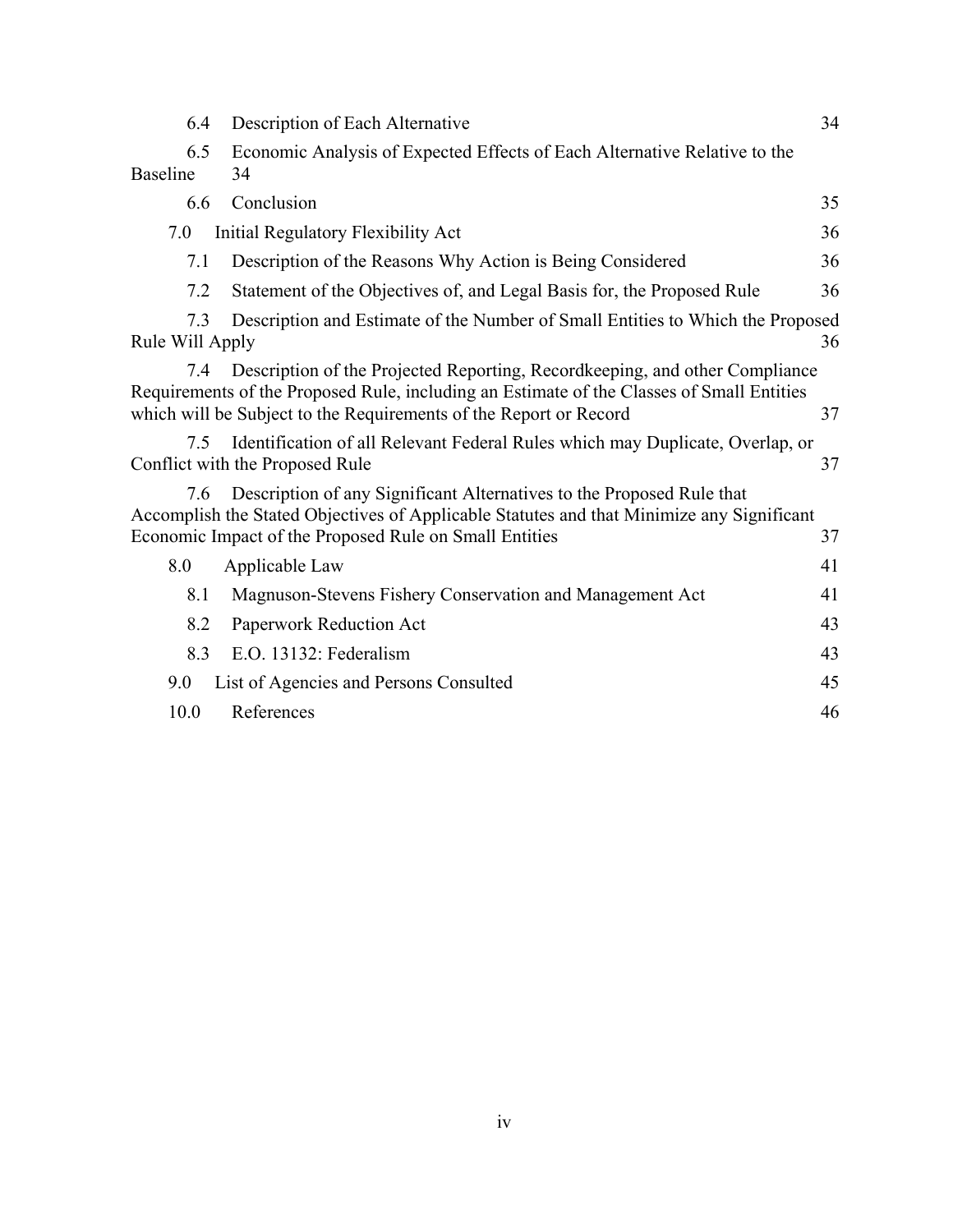6.4 Description of Each Alternative 34

6.5 Economic Analysis of Expected Effects of Each Alternative Relative to the Baseline 34

6.6 Conclusion 35

7.0 Initial Regulatory Flexibility Act 36

7.1 Description of the Reasons Why Action is Being Considered 36

7.2 Statement of the Objectives of, and Legal Basis for, the Proposed Rule 36

7.3 Description and Estimate of the Number of Small Entities to Which the Proposed Rule Will Apply 36

7.4 Description of the Projected Reporting, Recordkeeping, and other Compliance Requirements of the Proposed Rule, including an Estimate of the Classes of Small Entities which will be Subject to the Requirements of the Report or Record 37

7.5 Identification of all Relevant Federal Rules which may Duplicate, Overlap, or Conflict with the Proposed Rule 37

7.6 Description of any Significant Alternatives to the Proposed Rule that Accomplish the Stated Objectives of Applicable Statutes and that Minimize any Significant Economic Impact of the Proposed Rule on Small Entities 37

8.0 Applicable Law 41

8.1 Magnuson-Stevens Fishery Conservation and Management Act 41

8.2 Paperwork Reduction Act 43

8.3 E.O. 13132: Federalism 43

9.0 List of Agencies and Persons Consulted 45

10.0 References 46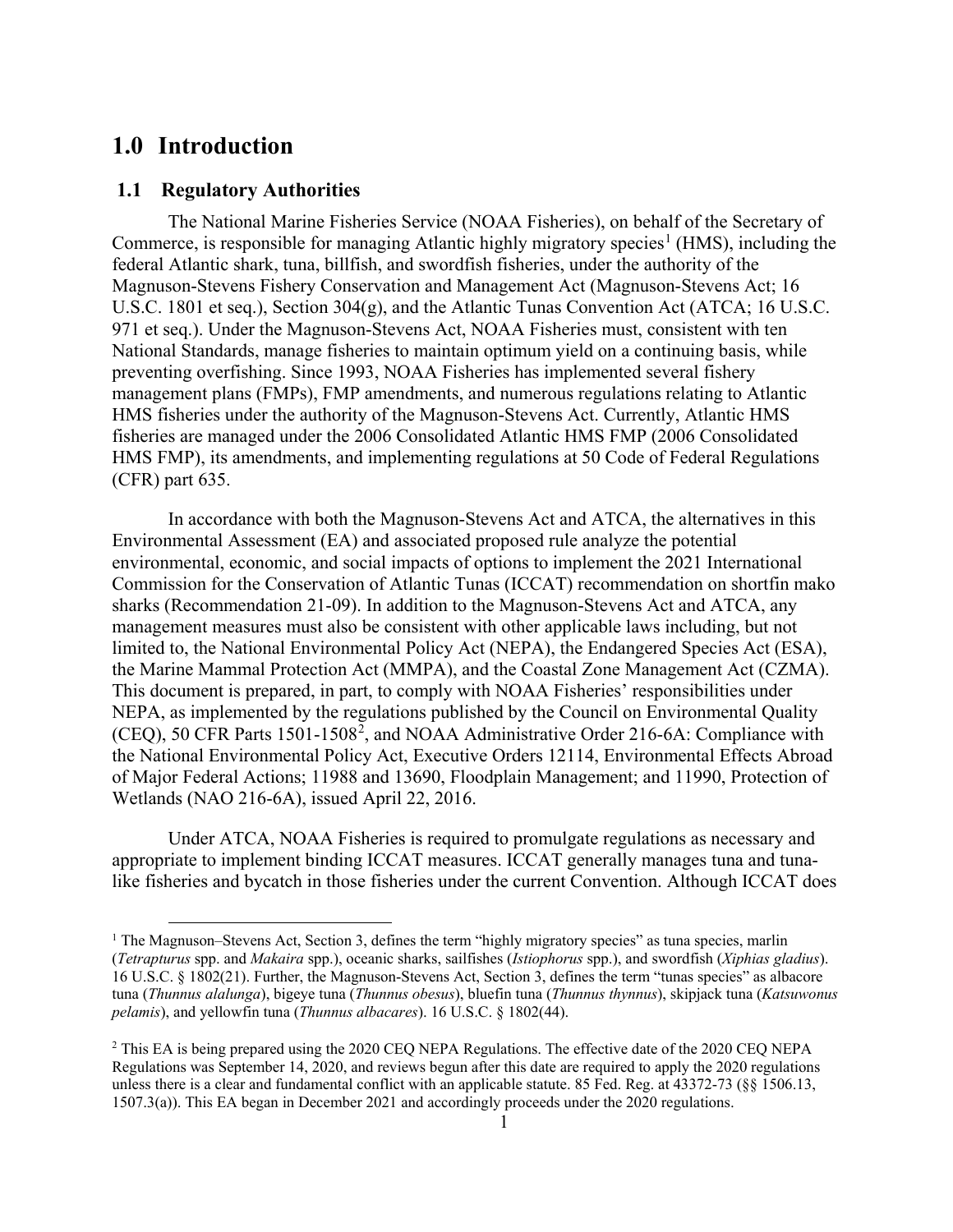# 1.0 Introduction

## 1.1 Regulatory Authorities

The National Marine Fisheries Service (NOAA Fisheries), on behalf of the Secretary of Commerce, is responsible for managing Atlantic highly migratory species[1] (HMS), including the federal Atlantic shark, tuna, billfish, and swordfish fisheries, under the authority of the Magnuson-Stevens Fishery Conservation and Management Act (Magnuson-Stevens Act; 16 U.S.C. 1801 et seq.), Section 304(g), and the Atlantic Tunas Convention Act (ATCA; 16 U.S.C. 971 et seq.). Under the Magnuson-Stevens Act, NOAA Fisheries must, consistent with ten National Standards, manage fisheries to maintain optimum yield on a continuing basis, while preventing overfishing. Since 1993, NOAA Fisheries has implemented several fishery management plans (FMPs), FMP amendments, and numerous regulations relating to Atlantic HMS fisheries under the authority of the Magnuson-Stevens Act. Currently, Atlantic HMS fisheries are managed under the 2006 Consolidated Atlantic HMS FMP (2006 Consolidated HMS FMP), its amendments, and implementing regulations at 50 Code of Federal Regulations (CFR) part 635.

In accordance with both the Magnuson-Stevens Act and ATCA, the alternatives in this Environmental Assessment (EA) and associated proposed rule analyze the potential environmental, economic, and social impacts of options to implement the 2021 International Commission for the Conservation of Atlantic Tunas (ICCAT) recommendation on shortfin mako sharks (Recommendation 21-09). In addition to the Magnuson-Stevens Act and ATCA, any management measures must also be consistent with other applicable laws including, but not limited to, the National Environmental Policy Act (NEPA), the Endangered Species Act (ESA), the Marine Mammal Protection Act (MMPA), and the Coastal Zone Management Act (CZMA). This document is prepared, in part, to comply with NOAA Fisheries' responsibilities under NEPA, as implemented by the regulations published by the Council on Environmental Quality (CEQ), 50 CFR Parts 1501-1508[2], and NOAA Administrative Order 216-6A: Compliance with the National Environmental Policy Act, Executive Orders 12114, Environmental Effects Abroad of Major Federal Actions; 11988 and 13690, Floodplain Management; and 11990, Protection of Wetlands (NAO 216-6A), issued April 22, 2016.

Under ATCA, NOAA Fisheries is required to promulgate regulations as necessary and appropriate to implement binding ICCAT measures. ICCAT generally manages tuna and tuna-like fisheries and bycatch in those fisheries under the current Convention. Although ICCAT does

[1] The Magnuson–Stevens Act, Section 3, defines the term "highly migratory species" as tuna species, marlin (*Tetrapturus* spp. and *Makaira* spp.), oceanic sharks, sailfishes (*Istiophorus* spp.), and swordfish (*Xiphias gladius*). 16 U.S.C. § 1802(21). Further, the Magnuson-Stevens Act, Section 3, defines the term "tunas species" as albacore tuna (*Thunnus alalunga*), bigeye tuna (*Thunnus obesus*), bluefin tuna (*Thunnus thynnus*), skipjack tuna (*Katsuwonus pelamis*), and yellowfin tuna (*Thunnus albacares*). 16 U.S.C. § 1802(44).

[2] This EA is being prepared using the 2020 CEQ NEPA Regulations. The effective date of the 2020 CEQ NEPA Regulations was September 14, 2020, and reviews begun after this date are required to apply the 2020 regulations unless there is a clear and fundamental conflict with an applicable statute. 85 Fed. Reg. at 43372-73 (§§ 1506.13, 1507.3(a)). This EA began in December 2021 and accordingly proceeds under the 2020 regulations.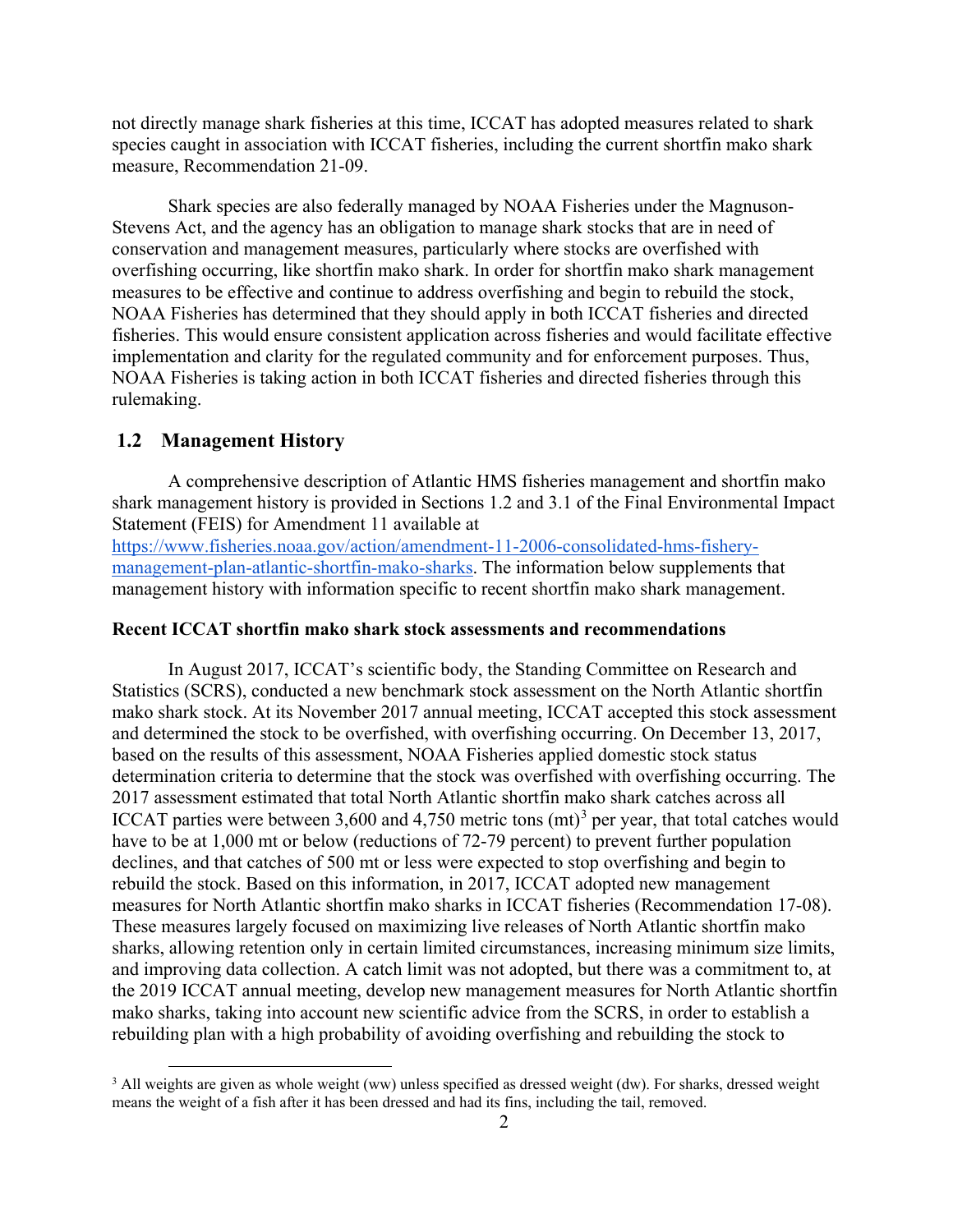not directly manage shark fisheries at this time, ICCAT has adopted measures related to shark species caught in association with ICCAT fisheries, including the current shortfin mako shark measure, Recommendation 21-09.

Shark species are also federally managed by NOAA Fisheries under the Magnuson-Stevens Act, and the agency has an obligation to manage shark stocks that are in need of conservation and management measures, particularly where stocks are overfished with overfishing occurring, like shortfin mako shark. In order for shortfin mako shark management measures to be effective and continue to address overfishing and begin to rebuild the stock, NOAA Fisheries has determined that they should apply in both ICCAT fisheries and directed fisheries. This would ensure consistent application across fisheries and would facilitate effective implementation and clarity for the regulated community and for enforcement purposes. Thus, NOAA Fisheries is taking action in both ICCAT fisheries and directed fisheries through this rulemaking.

## 1.2 Management History

A comprehensive description of Atlantic HMS fisheries management and shortfin mako shark management history is provided in Sections 1.2 and 3.1 of the Final Environmental Impact Statement (FEIS) for Amendment 11 available at [https://www.fisheries.noaa.gov/action/amendment-11-2006-consolidated-hms-fishery-management-plan-atlantic-shortfin-mako-sharks](https://www.fisheries.noaa.gov/action/amendment-11-2006-consolidated-hms-fishery-management-plan-atlantic-shortfin-mako-sharks). The information below supplements that management history with information specific to recent shortfin mako shark management.

**Recent ICCAT shortfin mako shark stock assessments and recommendations**

In August 2017, ICCAT's scientific body, the Standing Committee on Research and Statistics (SCRS), conducted a new benchmark stock assessment on the North Atlantic shortfin mako shark stock. At its November 2017 annual meeting, ICCAT accepted this stock assessment and determined the stock to be overfished, with overfishing occurring. On December 13, 2017, based on the results of this assessment, NOAA Fisheries applied domestic stock status determination criteria to determine that the stock was overfished with overfishing occurring. The 2017 assessment estimated that total North Atlantic shortfin mako shark catches across all ICCAT parties were between 3,600 and 4,750 metric tons (mt)[3] per year, that total catches would have to be at 1,000 mt or below (reductions of 72-79 percent) to prevent further population declines, and that catches of 500 mt or less were expected to stop overfishing and begin to rebuild the stock. Based on this information, in 2017, ICCAT adopted new management measures for North Atlantic shortfin mako sharks in ICCAT fisheries (Recommendation 17-08). These measures largely focused on maximizing live releases of North Atlantic shortfin mako sharks, allowing retention only in certain limited circumstances, increasing minimum size limits, and improving data collection. A catch limit was not adopted, but there was a commitment to, at the 2019 ICCAT annual meeting, develop new management measures for North Atlantic shortfin mako sharks, taking into account new scientific advice from the SCRS, in order to establish a rebuilding plan with a high probability of avoiding overfishing and rebuilding the stock to

[3] All weights are given as whole weight (ww) unless specified as dressed weight (dw). For sharks, dressed weight means the weight of a fish after it has been dressed and had its fins, including the tail, removed.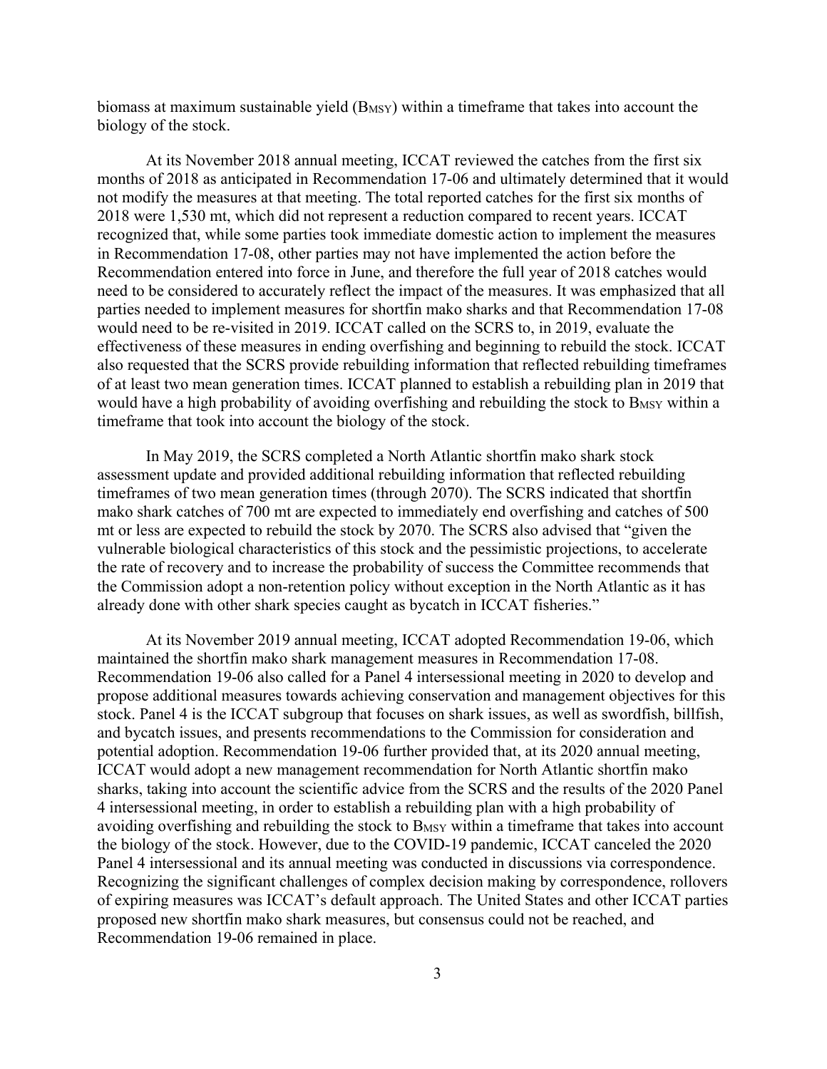biomass at maximum sustainable yield ($B_{MSY}$) within a timeframe that takes into account the biology of the stock.

At its November 2018 annual meeting, ICCAT reviewed the catches from the first six months of 2018 as anticipated in Recommendation 17-06 and ultimately determined that it would not modify the measures at that meeting. The total reported catches for the first six months of 2018 were 1,530 mt, which did not represent a reduction compared to recent years. ICCAT recognized that, while some parties took immediate domestic action to implement the measures in Recommendation 17-08, other parties may not have implemented the action before the Recommendation entered into force in June, and therefore the full year of 2018 catches would need to be considered to accurately reflect the impact of the measures. It was emphasized that all parties needed to implement measures for shortfin mako sharks and that Recommendation 17-08 would need to be re-visited in 2019. ICCAT called on the SCRS to, in 2019, evaluate the effectiveness of these measures in ending overfishing and beginning to rebuild the stock. ICCAT also requested that the SCRS provide rebuilding information that reflected rebuilding timeframes of at least two mean generation times. ICCAT planned to establish a rebuilding plan in 2019 that would have a high probability of avoiding overfishing and rebuilding the stock to $B_{MSY}$ within a timeframe that took into account the biology of the stock.

In May 2019, the SCRS completed a North Atlantic shortfin mako shark stock assessment update and provided additional rebuilding information that reflected rebuilding timeframes of two mean generation times (through 2070). The SCRS indicated that shortfin mako shark catches of 700 mt are expected to immediately end overfishing and catches of 500 mt or less are expected to rebuild the stock by 2070. The SCRS also advised that "given the vulnerable biological characteristics of this stock and the pessimistic projections, to accelerate the rate of recovery and to increase the probability of success the Committee recommends that the Commission adopt a non-retention policy without exception in the North Atlantic as it has already done with other shark species caught as bycatch in ICCAT fisheries."

At its November 2019 annual meeting, ICCAT adopted Recommendation 19-06, which maintained the shortfin mako shark management measures in Recommendation 17-08. Recommendation 19-06 also called for a Panel 4 intersessional meeting in 2020 to develop and propose additional measures towards achieving conservation and management objectives for this stock. Panel 4 is the ICCAT subgroup that focuses on shark issues, as well as swordfish, billfish, and bycatch issues, and presents recommendations to the Commission for consideration and potential adoption. Recommendation 19-06 further provided that, at its 2020 annual meeting, ICCAT would adopt a new management recommendation for North Atlantic shortfin mako sharks, taking into account the scientific advice from the SCRS and the results of the 2020 Panel 4 intersessional meeting, in order to establish a rebuilding plan with a high probability of avoiding overfishing and rebuilding the stock to $B_{MSY}$ within a timeframe that takes into account the biology of the stock. However, due to the COVID-19 pandemic, ICCAT canceled the 2020 Panel 4 intersessional and its annual meeting was conducted in discussions via correspondence. Recognizing the significant challenges of complex decision making by correspondence, rollovers of expiring measures was ICCAT's default approach. The United States and other ICCAT parties proposed new shortfin mako shark measures, but consensus could not be reached, and Recommendation 19-06 remained in place.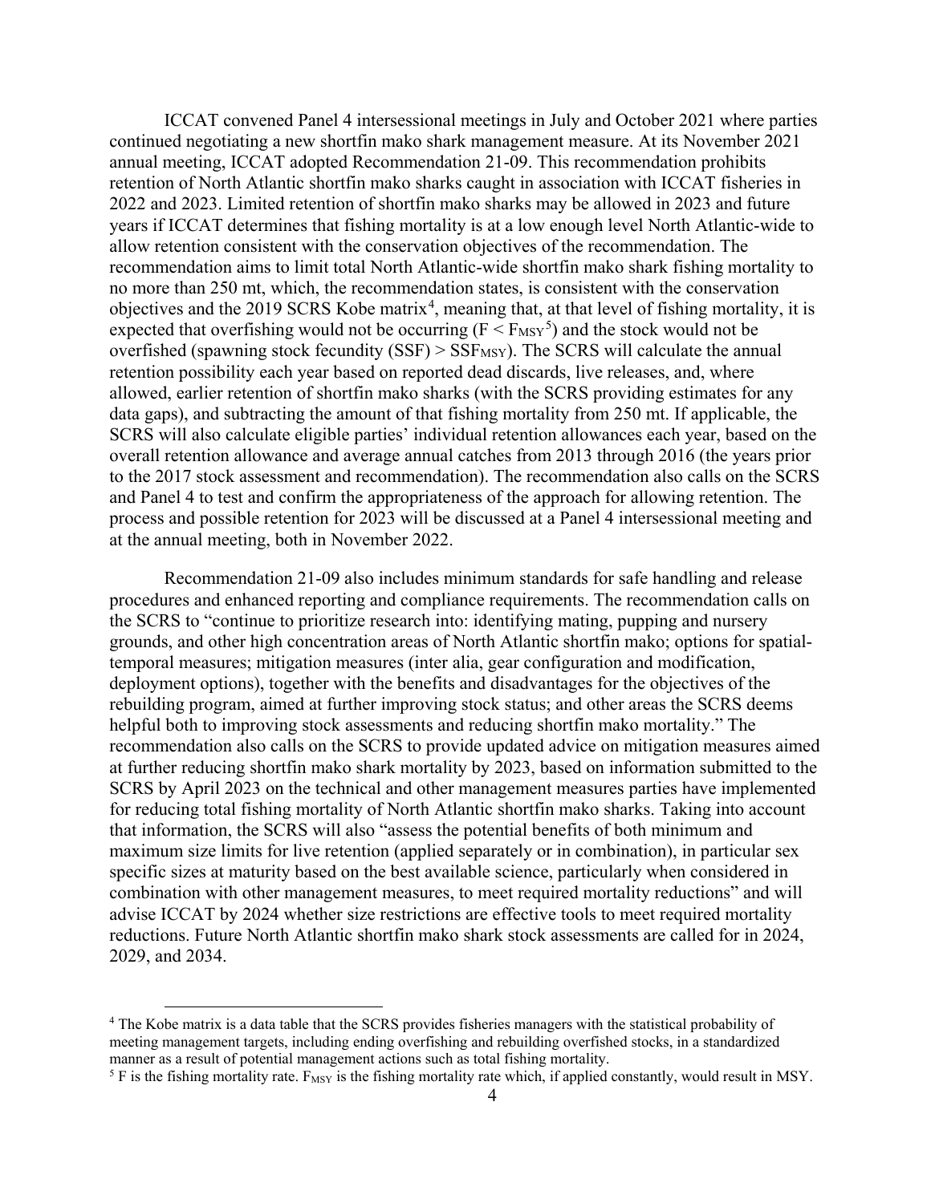ICCAT convened Panel 4 intersessional meetings in July and October 2021 where parties continued negotiating a new shortfin mako shark management measure. At its November 2021 annual meeting, ICCAT adopted Recommendation 21-09. This recommendation prohibits retention of North Atlantic shortfin mako sharks caught in association with ICCAT fisheries in 2022 and 2023. Limited retention of shortfin mako sharks may be allowed in 2023 and future years if ICCAT determines that fishing mortality is at a low enough level North Atlantic-wide to allow retention consistent with the conservation objectives of the recommendation. The recommendation aims to limit total North Atlantic-wide shortfin mako shark fishing mortality to no more than 250 mt, which, the recommendation states, is consistent with the conservation objectives and the 2019 SCRS Kobe matrix[4], meaning that, at that level of fishing mortality, it is expected that overfishing would not be occurring ($F < F_{MSY}$[5]) and the stock would not be overfished (spawning stock fecundity (SSF) > $SSF_{MSY}$). The SCRS will calculate the annual retention possibility each year based on reported dead discards, live releases, and, where allowed, earlier retention of shortfin mako sharks (with the SCRS providing estimates for any data gaps), and subtracting the amount of that fishing mortality from 250 mt. If applicable, the SCRS will also calculate eligible parties' individual retention allowances each year, based on the overall retention allowance and average annual catches from 2013 through 2016 (the years prior to the 2017 stock assessment and recommendation). The recommendation also calls on the SCRS and Panel 4 to test and confirm the appropriateness of the approach for allowing retention. The process and possible retention for 2023 will be discussed at a Panel 4 intersessional meeting and at the annual meeting, both in November 2022.

Recommendation 21-09 also includes minimum standards for safe handling and release procedures and enhanced reporting and compliance requirements. The recommendation calls on the SCRS to "continue to prioritize research into: identifying mating, pupping and nursery grounds, and other high concentration areas of North Atlantic shortfin mako; options for spatial-temporal measures; mitigation measures (inter alia, gear configuration and modification, deployment options), together with the benefits and disadvantages for the objectives of the rebuilding program, aimed at further improving stock status; and other areas the SCRS deems helpful both to improving stock assessments and reducing shortfin mako mortality." The recommendation also calls on the SCRS to provide updated advice on mitigation measures aimed at further reducing shortfin mako shark mortality by 2023, based on information submitted to the SCRS by April 2023 on the technical and other management measures parties have implemented for reducing total fishing mortality of North Atlantic shortfin mako sharks. Taking into account that information, the SCRS will also "assess the potential benefits of both minimum and maximum size limits for live retention (applied separately or in combination), in particular sex specific sizes at maturity based on the best available science, particularly when considered in combination with other management measures, to meet required mortality reductions" and will advise ICCAT by 2024 whether size restrictions are effective tools to meet required mortality reductions. Future North Atlantic shortfin mako shark stock assessments are called for in 2024, 2029, and 2034.

[4] The Kobe matrix is a data table that the SCRS provides fisheries managers with the statistical probability of meeting management targets, including ending overfishing and rebuilding overfished stocks, in a standardized manner as a result of potential management actions such as total fishing mortality.

[5] F is the fishing mortality rate. $F_{MSY}$ is the fishing mortality rate which, if applied constantly, would result in MSY.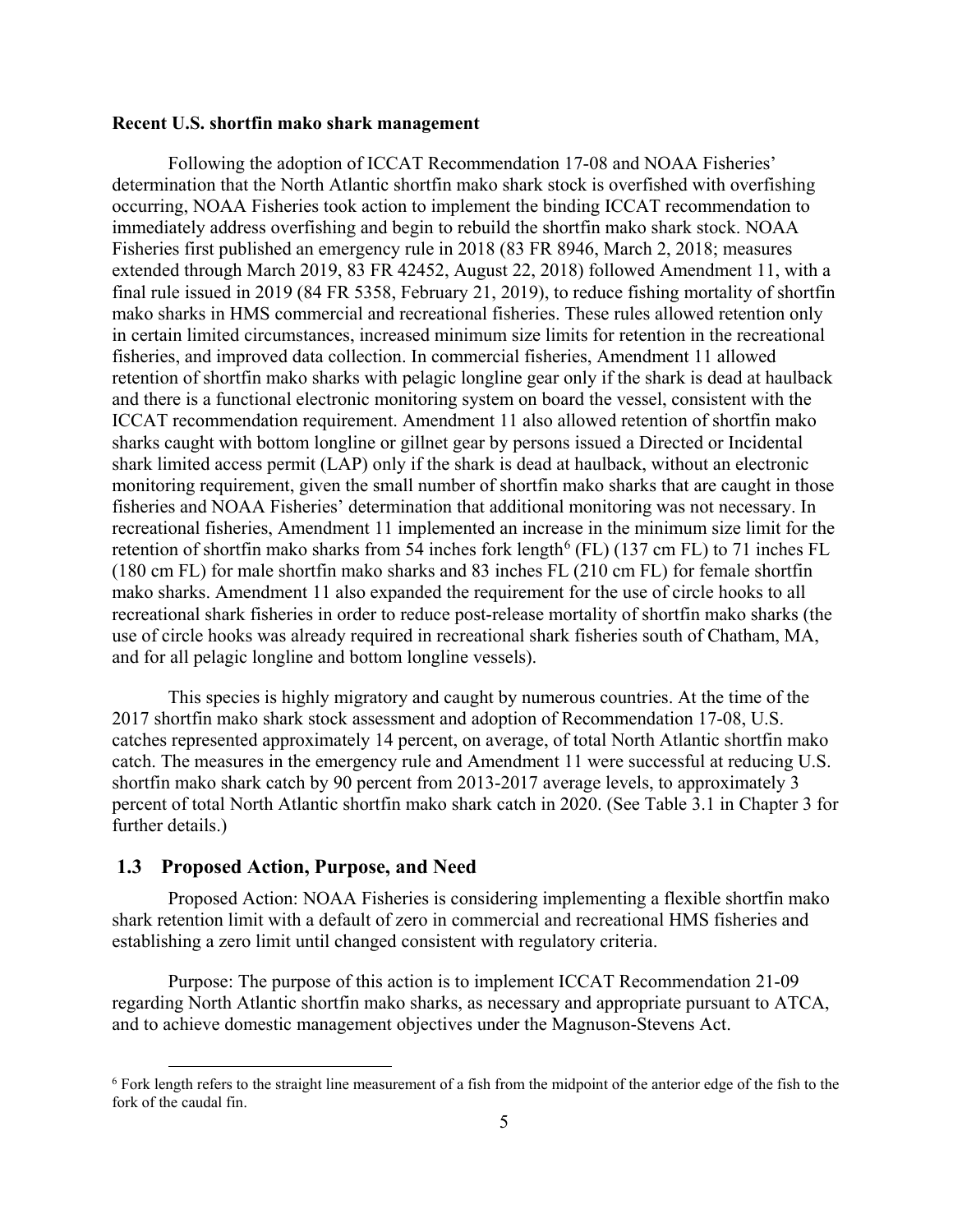**Recent U.S. shortfin mako shark management**

Following the adoption of ICCAT Recommendation 17-08 and NOAA Fisheries' determination that the North Atlantic shortfin mako shark stock is overfished with overfishing occurring, NOAA Fisheries took action to implement the binding ICCAT recommendation to immediately address overfishing and begin to rebuild the shortfin mako shark stock. NOAA Fisheries first published an emergency rule in 2018 (83 FR 8946, March 2, 2018; measures extended through March 2019, 83 FR 42452, August 22, 2018) followed Amendment 11, with a final rule issued in 2019 (84 FR 5358, February 21, 2019), to reduce fishing mortality of shortfin mako sharks in HMS commercial and recreational fisheries. These rules allowed retention only in certain limited circumstances, increased minimum size limits for retention in the recreational fisheries, and improved data collection. In commercial fisheries, Amendment 11 allowed retention of shortfin mako sharks with pelagic longline gear only if the shark is dead at haulback and there is a functional electronic monitoring system on board the vessel, consistent with the ICCAT recommendation requirement. Amendment 11 also allowed retention of shortfin mako sharks caught with bottom longline or gillnet gear by persons issued a Directed or Incidental shark limited access permit (LAP) only if the shark is dead at haulback, without an electronic monitoring requirement, given the small number of shortfin mako sharks that are caught in those fisheries and NOAA Fisheries' determination that additional monitoring was not necessary. In recreational fisheries, Amendment 11 implemented an increase in the minimum size limit for the retention of shortfin mako sharks from 54 inches fork length[6] (FL) (137 cm FL) to 71 inches FL (180 cm FL) for male shortfin mako sharks and 83 inches FL (210 cm FL) for female shortfin mako sharks. Amendment 11 also expanded the requirement for the use of circle hooks to all recreational shark fisheries in order to reduce post-release mortality of shortfin mako sharks (the use of circle hooks was already required in recreational shark fisheries south of Chatham, MA, and for all pelagic longline and bottom longline vessels).

This species is highly migratory and caught by numerous countries. At the time of the 2017 shortfin mako shark stock assessment and adoption of Recommendation 17-08, U.S. catches represented approximately 14 percent, on average, of total North Atlantic shortfin mako catch. The measures in the emergency rule and Amendment 11 were successful at reducing U.S. shortfin mako shark catch by 90 percent from 2013-2017 average levels, to approximately 3 percent of total North Atlantic shortfin mako shark catch in 2020. (See Table 3.1 in Chapter 3 for further details.)

## 1.3 Proposed Action, Purpose, and Need

Proposed Action: NOAA Fisheries is considering implementing a flexible shortfin mako shark retention limit with a default of zero in commercial and recreational HMS fisheries and establishing a zero limit until changed consistent with regulatory criteria.

Purpose: The purpose of this action is to implement ICCAT Recommendation 21-09 regarding North Atlantic shortfin mako sharks, as necessary and appropriate pursuant to ATCA, and to achieve domestic management objectives under the Magnuson-Stevens Act.

[6] Fork length refers to the straight line measurement of a fish from the midpoint of the anterior edge of the fish to the fork of the caudal fin.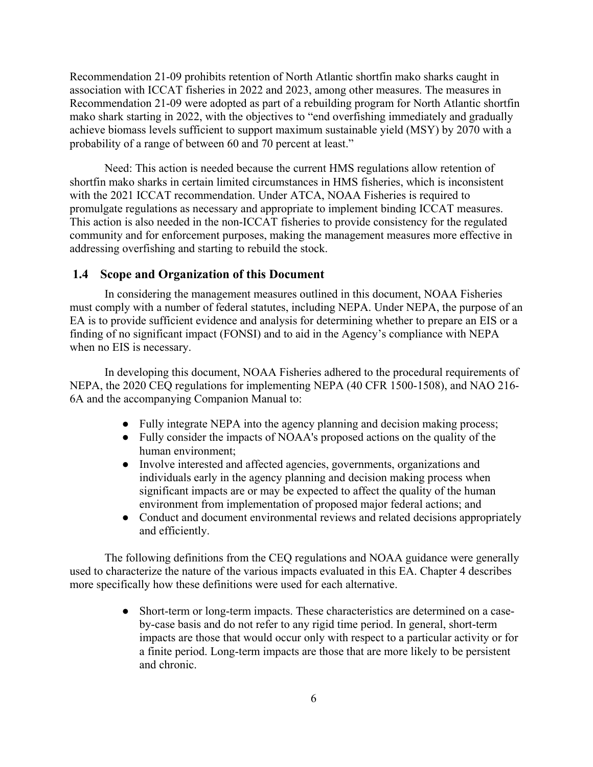Recommendation 21-09 prohibits retention of North Atlantic shortfin mako sharks caught in association with ICCAT fisheries in 2022 and 2023, among other measures. The measures in Recommendation 21-09 were adopted as part of a rebuilding program for North Atlantic shortfin mako shark starting in 2022, with the objectives to "end overfishing immediately and gradually achieve biomass levels sufficient to support maximum sustainable yield (MSY) by 2070 with a probability of a range of between 60 and 70 percent at least."

Need: This action is needed because the current HMS regulations allow retention of shortfin mako sharks in certain limited circumstances in HMS fisheries, which is inconsistent with the 2021 ICCAT recommendation. Under ATCA, NOAA Fisheries is required to promulgate regulations as necessary and appropriate to implement binding ICCAT measures. This action is also needed in the non-ICCAT fisheries to provide consistency for the regulated community and for enforcement purposes, making the management measures more effective in addressing overfishing and starting to rebuild the stock.

## 1.4 Scope and Organization of this Document

In considering the management measures outlined in this document, NOAA Fisheries must comply with a number of federal statutes, including NEPA. Under NEPA, the purpose of an EA is to provide sufficient evidence and analysis for determining whether to prepare an EIS or a finding of no significant impact (FONSI) and to aid in the Agency's compliance with NEPA when no EIS is necessary.

In developing this document, NOAA Fisheries adhered to the procedural requirements of NEPA, the 2020 CEQ regulations for implementing NEPA (40 CFR 1500-1508), and NAO 216-6A and the accompanying Companion Manual to:

- Fully integrate NEPA into the agency planning and decision making process;
- Fully consider the impacts of NOAA's proposed actions on the quality of the human environment;
- Involve interested and affected agencies, governments, organizations and individuals early in the agency planning and decision making process when significant impacts are or may be expected to affect the quality of the human environment from implementation of proposed major federal actions; and
- Conduct and document environmental reviews and related decisions appropriately and efficiently.

The following definitions from the CEQ regulations and NOAA guidance were generally used to characterize the nature of the various impacts evaluated in this EA. Chapter 4 describes more specifically how these definitions were used for each alternative.

- Short-term or long-term impacts. These characteristics are determined on a case-by-case basis and do not refer to any rigid time period. In general, short-term impacts are those that would occur only with respect to a particular activity or for a finite period. Long-term impacts are those that are more likely to be persistent and chronic.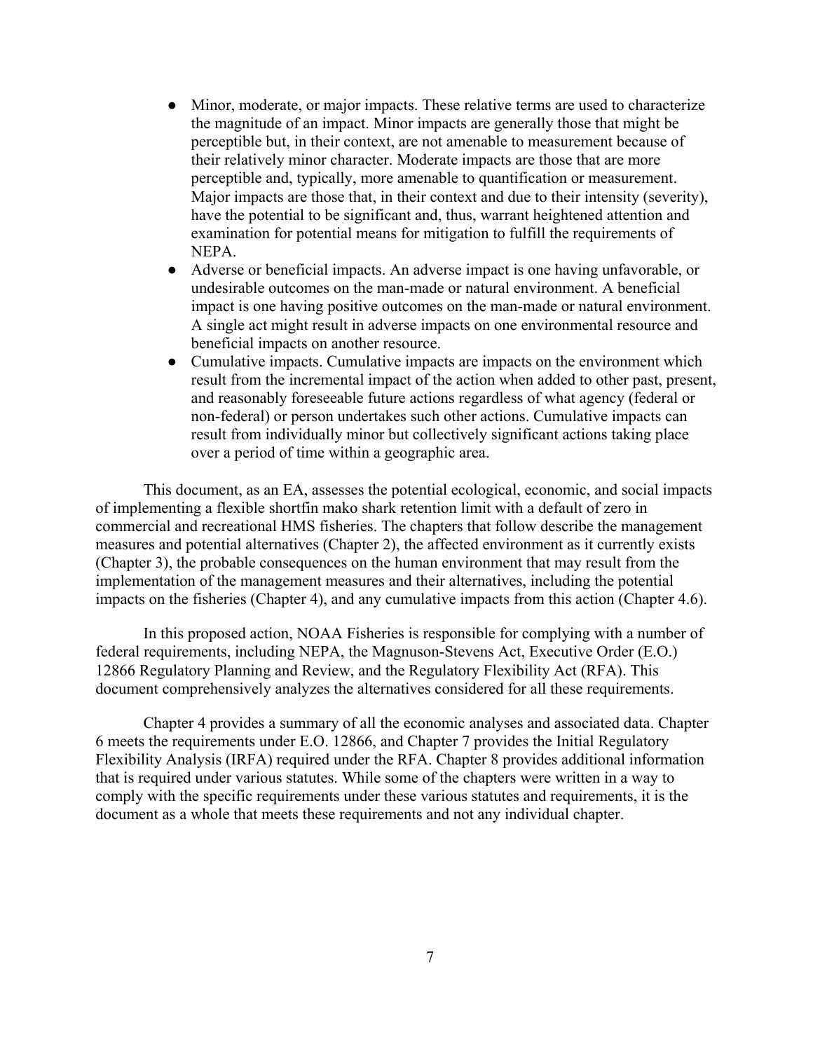- Minor, moderate, or major impacts. These relative terms are used to characterize the magnitude of an impact. Minor impacts are generally those that might be perceptible but, in their context, are not amenable to measurement because of their relatively minor character. Moderate impacts are those that are more perceptible and, typically, more amenable to quantification or measurement. Major impacts are those that, in their context and due to their intensity (severity), have the potential to be significant and, thus, warrant heightened attention and examination for potential means for mitigation to fulfill the requirements of NEPA.
- Adverse or beneficial impacts. An adverse impact is one having unfavorable, or undesirable outcomes on the man-made or natural environment. A beneficial impact is one having positive outcomes on the man-made or natural environment. A single act might result in adverse impacts on one environmental resource and beneficial impacts on another resource.
- Cumulative impacts. Cumulative impacts are impacts on the environment which result from the incremental impact of the action when added to other past, present, and reasonably foreseeable future actions regardless of what agency (federal or non-federal) or person undertakes such other actions. Cumulative impacts can result from individually minor but collectively significant actions taking place over a period of time within a geographic area.

This document, as an EA, assesses the potential ecological, economic, and social impacts of implementing a flexible shortfin mako shark retention limit with a default of zero in commercial and recreational HMS fisheries. The chapters that follow describe the management measures and potential alternatives (Chapter 2), the affected environment as it currently exists (Chapter 3), the probable consequences on the human environment that may result from the implementation of the management measures and their alternatives, including the potential impacts on the fisheries (Chapter 4), and any cumulative impacts from this action (Chapter 4.6).

In this proposed action, NOAA Fisheries is responsible for complying with a number of federal requirements, including NEPA, the Magnuson-Stevens Act, Executive Order (E.O.) 12866 Regulatory Planning and Review, and the Regulatory Flexibility Act (RFA). This document comprehensively analyzes the alternatives considered for all these requirements.

Chapter 4 provides a summary of all the economic analyses and associated data. Chapter 6 meets the requirements under E.O. 12866, and Chapter 7 provides the Initial Regulatory Flexibility Analysis (IRFA) required under the RFA. Chapter 8 provides additional information that is required under various statutes. While some of the chapters were written in a way to comply with the specific requirements under these various statutes and requirements, it is the document as a whole that meets these requirements and not any individual chapter.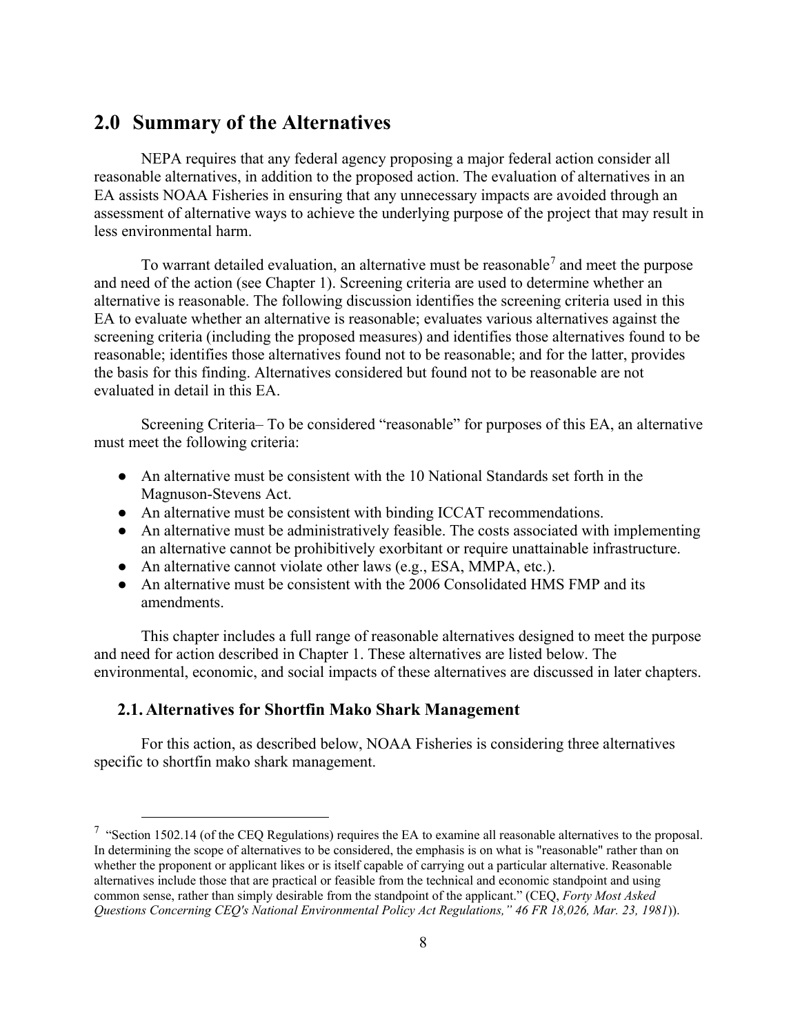## 2.0 Summary of the Alternatives

NEPA requires that any federal agency proposing a major federal action consider all reasonable alternatives, in addition to the proposed action. The evaluation of alternatives in an EA assists NOAA Fisheries in ensuring that any unnecessary impacts are avoided through an assessment of alternative ways to achieve the underlying purpose of the project that may result in less environmental harm.

To warrant detailed evaluation, an alternative must be reasonable[7] and meet the purpose and need of the action (see Chapter 1). Screening criteria are used to determine whether an alternative is reasonable. The following discussion identifies the screening criteria used in this EA to evaluate whether an alternative is reasonable; evaluates various alternatives against the screening criteria (including the proposed measures) and identifies those alternatives found to be reasonable; identifies those alternatives found not to be reasonable; and for the latter, provides the basis for this finding. Alternatives considered but found not to be reasonable are not evaluated in detail in this EA.

Screening Criteria– To be considered "reasonable" for purposes of this EA, an alternative must meet the following criteria:

- An alternative must be consistent with the 10 National Standards set forth in the Magnuson-Stevens Act.
- An alternative must be consistent with binding ICCAT recommendations.
- An alternative must be administratively feasible. The costs associated with implementing an alternative cannot be prohibitively exorbitant or require unattainable infrastructure.
- An alternative cannot violate other laws (e.g., ESA, MMPA, etc.).
- An alternative must be consistent with the 2006 Consolidated HMS FMP and its amendments.

This chapter includes a full range of reasonable alternatives designed to meet the purpose and need for action described in Chapter 1. These alternatives are listed below. The environmental, economic, and social impacts of these alternatives are discussed in later chapters.

### 2.1. Alternatives for Shortfin Mako Shark Management

For this action, as described below, NOAA Fisheries is considering three alternatives specific to shortfin mako shark management.

[7] "Section 1502.14 (of the CEQ Regulations) requires the EA to examine all reasonable alternatives to the proposal. In determining the scope of alternatives to be considered, the emphasis is on what is "reasonable" rather than on whether the proponent or applicant likes or is itself capable of carrying out a particular alternative. Reasonable alternatives include those that are practical or feasible from the technical and economic standpoint and using common sense, rather than simply desirable from the standpoint of the applicant." (CEQ, *Forty Most Asked Questions Concerning CEQ's National Environmental Policy Act Regulations," 46 FR 18,026, Mar. 23, 1981*)).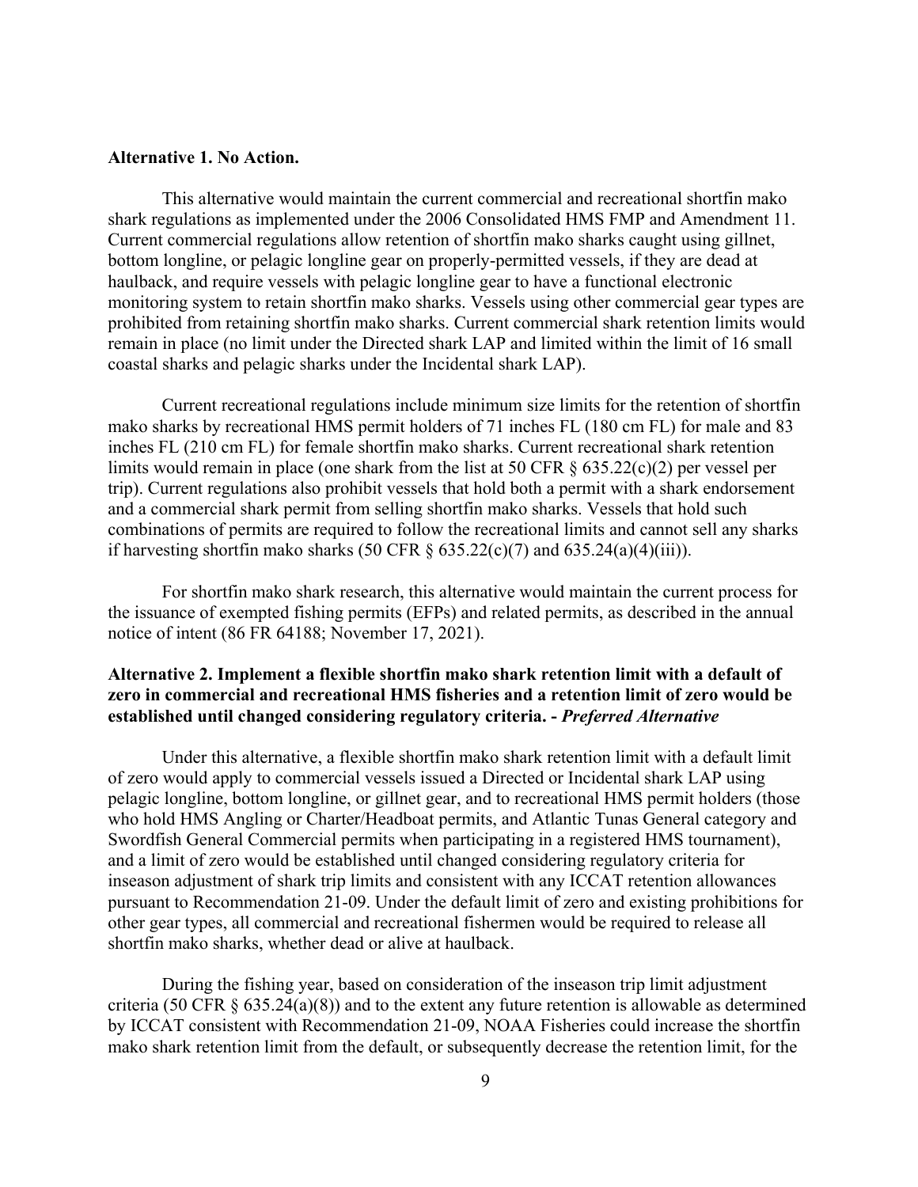**Alternative 1. No Action.**

This alternative would maintain the current commercial and recreational shortfin mako shark regulations as implemented under the 2006 Consolidated HMS FMP and Amendment 11. Current commercial regulations allow retention of shortfin mako sharks caught using gillnet, bottom longline, or pelagic longline gear on properly-permitted vessels, if they are dead at haulback, and require vessels with pelagic longline gear to have a functional electronic monitoring system to retain shortfin mako sharks. Vessels using other commercial gear types are prohibited from retaining shortfin mako sharks. Current commercial shark retention limits would remain in place (no limit under the Directed shark LAP and limited within the limit of 16 small coastal sharks and pelagic sharks under the Incidental shark LAP).

Current recreational regulations include minimum size limits for the retention of shortfin mako sharks by recreational HMS permit holders of 71 inches FL (180 cm FL) for male and 83 inches FL (210 cm FL) for female shortfin mako sharks. Current recreational shark retention limits would remain in place (one shark from the list at 50 CFR § 635.22(c)(2) per vessel per trip). Current regulations also prohibit vessels that hold both a permit with a shark endorsement and a commercial shark permit from selling shortfin mako sharks. Vessels that hold such combinations of permits are required to follow the recreational limits and cannot sell any sharks if harvesting shortfin mako sharks (50 CFR § 635.22(c)(7) and 635.24(a)(4)(iii)).

For shortfin mako shark research, this alternative would maintain the current process for the issuance of exempted fishing permits (EFPs) and related permits, as described in the annual notice of intent (86 FR 64188; November 17, 2021).

**Alternative 2. Implement a flexible shortfin mako shark retention limit with a default of zero in commercial and recreational HMS fisheries and a retention limit of zero would be established until changed considering regulatory criteria. -** ***Preferred Alternative***

Under this alternative, a flexible shortfin mako shark retention limit with a default limit of zero would apply to commercial vessels issued a Directed or Incidental shark LAP using pelagic longline, bottom longline, or gillnet gear, and to recreational HMS permit holders (those who hold HMS Angling or Charter/Headboat permits, and Atlantic Tunas General category and Swordfish General Commercial permits when participating in a registered HMS tournament), and a limit of zero would be established until changed considering regulatory criteria for inseason adjustment of shark trip limits and consistent with any ICCAT retention allowances pursuant to Recommendation 21-09. Under the default limit of zero and existing prohibitions for other gear types, all commercial and recreational fishermen would be required to release all shortfin mako sharks, whether dead or alive at haulback.

During the fishing year, based on consideration of the inseason trip limit adjustment criteria (50 CFR § 635.24(a)(8)) and to the extent any future retention is allowable as determined by ICCAT consistent with Recommendation 21-09, NOAA Fisheries could increase the shortfin mako shark retention limit from the default, or subsequently decrease the retention limit, for the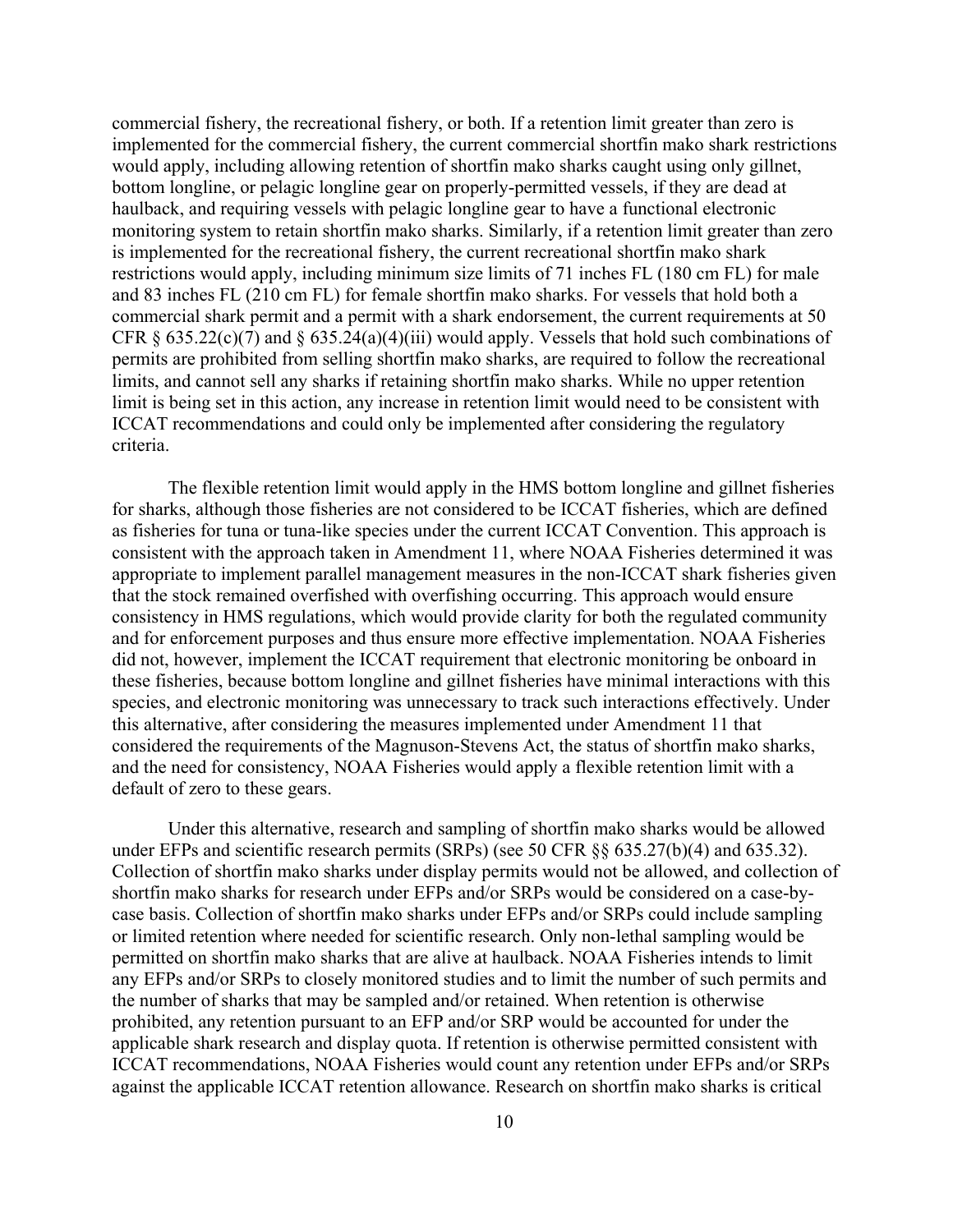commercial fishery, the recreational fishery, or both. If a retention limit greater than zero is implemented for the commercial fishery, the current commercial shortfin mako shark restrictions would apply, including allowing retention of shortfin mako sharks caught using only gillnet, bottom longline, or pelagic longline gear on properly-permitted vessels, if they are dead at haulback, and requiring vessels with pelagic longline gear to have a functional electronic monitoring system to retain shortfin mako sharks. Similarly, if a retention limit greater than zero is implemented for the recreational fishery, the current recreational shortfin mako shark restrictions would apply, including minimum size limits of 71 inches FL (180 cm FL) for male and 83 inches FL (210 cm FL) for female shortfin mako sharks. For vessels that hold both a commercial shark permit and a permit with a shark endorsement, the current requirements at 50 CFR § 635.22(c)(7) and § 635.24(a)(4)(iii) would apply. Vessels that hold such combinations of permits are prohibited from selling shortfin mako sharks, are required to follow the recreational limits, and cannot sell any sharks if retaining shortfin mako sharks. While no upper retention limit is being set in this action, any increase in retention limit would need to be consistent with ICCAT recommendations and could only be implemented after considering the regulatory criteria.

The flexible retention limit would apply in the HMS bottom longline and gillnet fisheries for sharks, although those fisheries are not considered to be ICCAT fisheries, which are defined as fisheries for tuna or tuna-like species under the current ICCAT Convention. This approach is consistent with the approach taken in Amendment 11, where NOAA Fisheries determined it was appropriate to implement parallel management measures in the non-ICCAT shark fisheries given that the stock remained overfished with overfishing occurring. This approach would ensure consistency in HMS regulations, which would provide clarity for both the regulated community and for enforcement purposes and thus ensure more effective implementation. NOAA Fisheries did not, however, implement the ICCAT requirement that electronic monitoring be onboard in these fisheries, because bottom longline and gillnet fisheries have minimal interactions with this species, and electronic monitoring was unnecessary to track such interactions effectively. Under this alternative, after considering the measures implemented under Amendment 11 that considered the requirements of the Magnuson-Stevens Act, the status of shortfin mako sharks, and the need for consistency, NOAA Fisheries would apply a flexible retention limit with a default of zero to these gears.

Under this alternative, research and sampling of shortfin mako sharks would be allowed under EFPs and scientific research permits (SRPs) (see 50 CFR §§ 635.27(b)(4) and 635.32). Collection of shortfin mako sharks under display permits would not be allowed, and collection of shortfin mako sharks for research under EFPs and/or SRPs would be considered on a case-by-case basis. Collection of shortfin mako sharks under EFPs and/or SRPs could include sampling or limited retention where needed for scientific research. Only non-lethal sampling would be permitted on shortfin mako sharks that are alive at haulback. NOAA Fisheries intends to limit any EFPs and/or SRPs to closely monitored studies and to limit the number of such permits and the number of sharks that may be sampled and/or retained. When retention is otherwise prohibited, any retention pursuant to an EFP and/or SRP would be accounted for under the applicable shark research and display quota. If retention is otherwise permitted consistent with ICCAT recommendations, NOAA Fisheries would count any retention under EFPs and/or SRPs against the applicable ICCAT retention allowance. Research on shortfin mako sharks is critical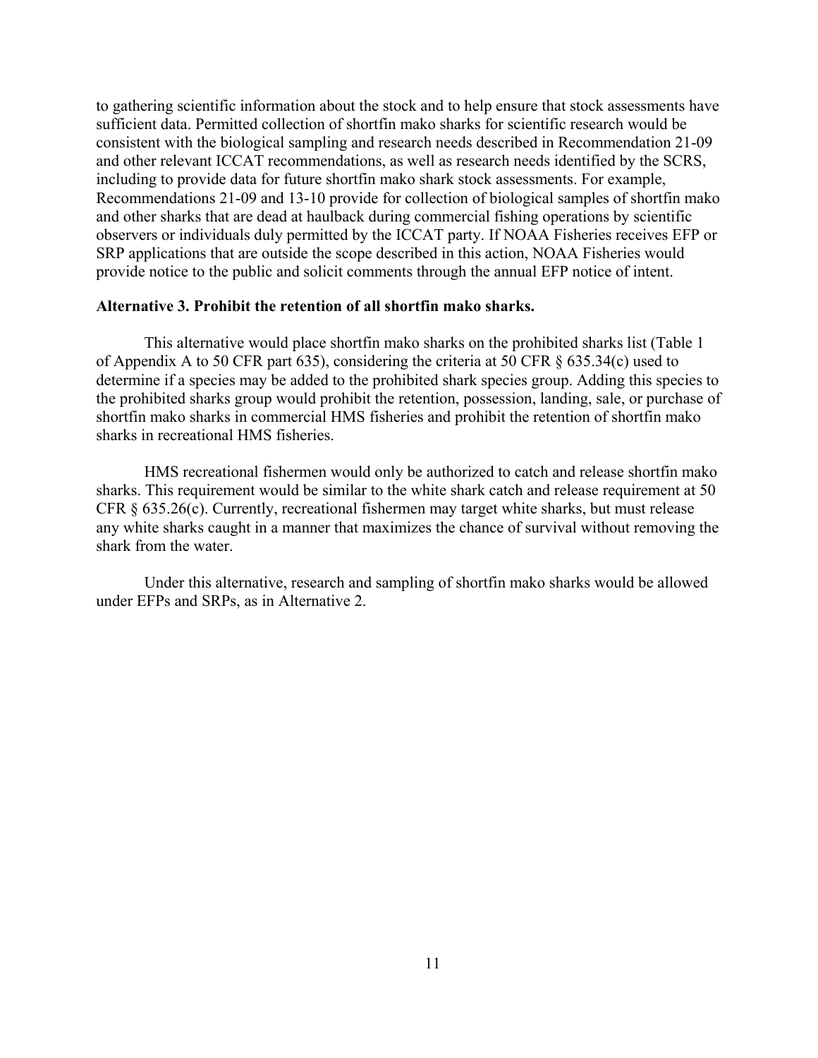to gathering scientific information about the stock and to help ensure that stock assessments have sufficient data. Permitted collection of shortfin mako sharks for scientific research would be consistent with the biological sampling and research needs described in Recommendation 21-09 and other relevant ICCAT recommendations, as well as research needs identified by the SCRS, including to provide data for future shortfin mako shark stock assessments. For example, Recommendations 21-09 and 13-10 provide for collection of biological samples of shortfin mako and other sharks that are dead at haulback during commercial fishing operations by scientific observers or individuals duly permitted by the ICCAT party. If NOAA Fisheries receives EFP or SRP applications that are outside the scope described in this action, NOAA Fisheries would provide notice to the public and solicit comments through the annual EFP notice of intent.

**Alternative 3. Prohibit the retention of all shortfin mako sharks.**

This alternative would place shortfin mako sharks on the prohibited sharks list (Table 1 of Appendix A to 50 CFR part 635), considering the criteria at 50 CFR § 635.34(c) used to determine if a species may be added to the prohibited shark species group. Adding this species to the prohibited sharks group would prohibit the retention, possession, landing, sale, or purchase of shortfin mako sharks in commercial HMS fisheries and prohibit the retention of shortfin mako sharks in recreational HMS fisheries.

HMS recreational fishermen would only be authorized to catch and release shortfin mako sharks. This requirement would be similar to the white shark catch and release requirement at 50 CFR § 635.26(c). Currently, recreational fishermen may target white sharks, but must release any white sharks caught in a manner that maximizes the chance of survival without removing the shark from the water.

Under this alternative, research and sampling of shortfin mako sharks would be allowed under EFPs and SRPs, as in Alternative 2.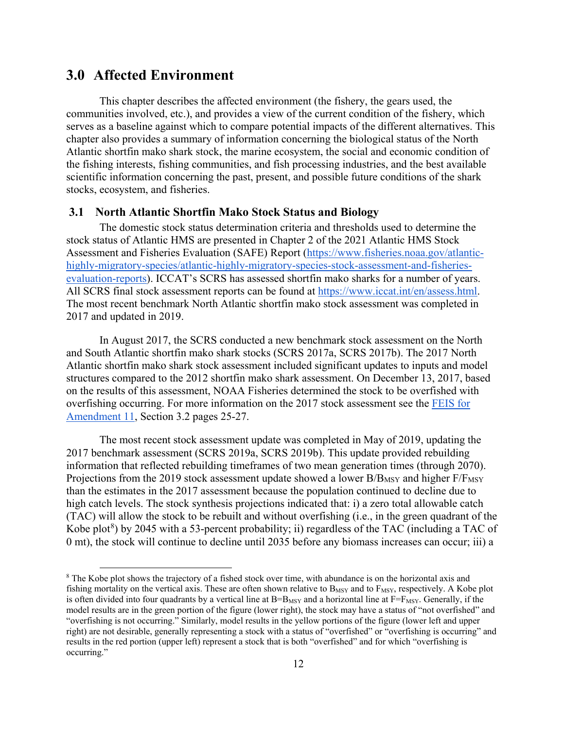# 3.0 Affected Environment

This chapter describes the affected environment (the fishery, the gears used, the communities involved, etc.), and provides a view of the current condition of the fishery, which serves as a baseline against which to compare potential impacts of the different alternatives. This chapter also provides a summary of information concerning the biological status of the North Atlantic shortfin mako shark stock, the marine ecosystem, the social and economic condition of the fishing interests, fishing communities, and fish processing industries, and the best available scientific information concerning the past, present, and possible future conditions of the shark stocks, ecosystem, and fisheries.

## 3.1 North Atlantic Shortfin Mako Stock Status and Biology

The domestic stock status determination criteria and thresholds used to determine the stock status of Atlantic HMS are presented in Chapter 2 of the 2021 Atlantic HMS Stock Assessment and Fisheries Evaluation (SAFE) Report (https://www.fisheries.noaa.gov/atlantic-highly-migratory-species/atlantic-highly-migratory-species-stock-assessment-and-fisheries-evaluation-reports). ICCAT's SCRS has assessed shortfin mako sharks for a number of years. All SCRS final stock assessment reports can be found at https://www.iccat.int/en/assess.html. The most recent benchmark North Atlantic shortfin mako stock assessment was completed in 2017 and updated in 2019.

In August 2017, the SCRS conducted a new benchmark stock assessment on the North and South Atlantic shortfin mako shark stocks (SCRS 2017a, SCRS 2017b). The 2017 North Atlantic shortfin mako shark stock assessment included significant updates to inputs and model structures compared to the 2012 shortfin mako shark assessment. On December 13, 2017, based on the results of this assessment, NOAA Fisheries determined the stock to be overfished with overfishing occurring. For more information on the 2017 stock assessment see the FEIS for Amendment 11, Section 3.2 pages 25-27.

The most recent stock assessment update was completed in May of 2019, updating the 2017 benchmark assessment (SCRS 2019a, SCRS 2019b). This update provided rebuilding information that reflected rebuilding timeframes of two mean generation times (through 2070). Projections from the 2019 stock assessment update showed a lower $B/B_{MSY}$ and higher $F/F_{MSY}$ than the estimates in the 2017 assessment because the population continued to decline due to high catch levels. The stock synthesis projections indicated that: i) a zero total allowable catch (TAC) will allow the stock to be rebuilt and without overfishing (i.e., in the green quadrant of the Kobe plot[8]) by 2045 with a 53-percent probability; ii) regardless of the TAC (including a TAC of 0 mt), the stock will continue to decline until 2035 before any biomass increases can occur; iii) a

[8] The Kobe plot shows the trajectory of a fished stock over time, with abundance is on the horizontal axis and fishing mortality on the vertical axis. These are often shown relative to $B_{MSY}$ and to $F_{MSY}$, respectively. A Kobe plot is often divided into four quadrants by a vertical line at $B=B_{MSY}$ and a horizontal line at $F=F_{MSY}$. Generally, if the model results are in the green portion of the figure (lower right), the stock may have a status of "not overfished" and "overfishing is not occurring." Similarly, model results in the yellow portions of the figure (lower left and upper right) are not desirable, generally representing a stock with a status of "overfished" or "overfishing is occurring" and results in the red portion (upper left) represent a stock that is both "overfished" and for which "overfishing is occurring."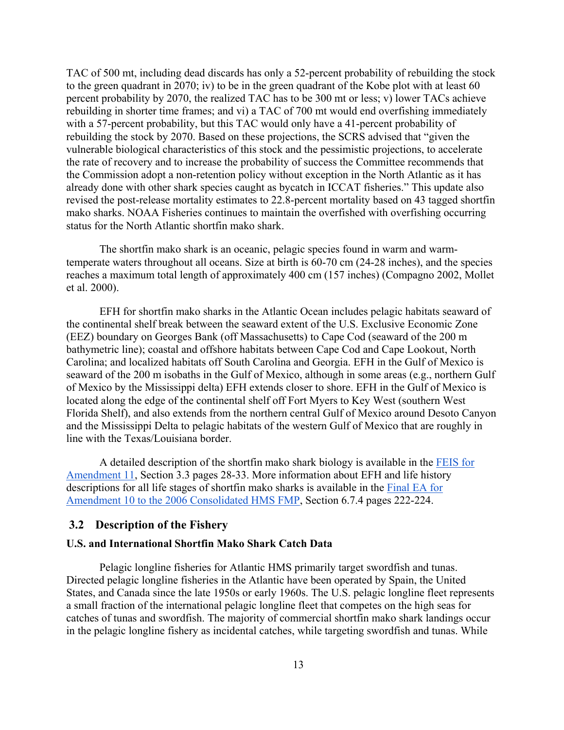TAC of 500 mt, including dead discards has only a 52-percent probability of rebuilding the stock to the green quadrant in 2070; iv) to be in the green quadrant of the Kobe plot with at least 60 percent probability by 2070, the realized TAC has to be 300 mt or less; v) lower TACs achieve rebuilding in shorter time frames; and vi) a TAC of 700 mt would end overfishing immediately with a 57-percent probability, but this TAC would only have a 41-percent probability of rebuilding the stock by 2070. Based on these projections, the SCRS advised that "given the vulnerable biological characteristics of this stock and the pessimistic projections, to accelerate the rate of recovery and to increase the probability of success the Committee recommends that the Commission adopt a non-retention policy without exception in the North Atlantic as it has already done with other shark species caught as bycatch in ICCAT fisheries." This update also revised the post-release mortality estimates to 22.8-percent mortality based on 43 tagged shortfin mako sharks. NOAA Fisheries continues to maintain the overfished with overfishing occurring status for the North Atlantic shortfin mako shark.

The shortfin mako shark is an oceanic, pelagic species found in warm and warm-temperate waters throughout all oceans. Size at birth is 60-70 cm (24-28 inches), and the species reaches a maximum total length of approximately 400 cm (157 inches) (Compagno 2002, Mollet et al. 2000).

EFH for shortfin mako sharks in the Atlantic Ocean includes pelagic habitats seaward of the continental shelf break between the seaward extent of the U.S. Exclusive Economic Zone (EEZ) boundary on Georges Bank (off Massachusetts) to Cape Cod (seaward of the 200 m bathymetric line); coastal and offshore habitats between Cape Cod and Cape Lookout, North Carolina; and localized habitats off South Carolina and Georgia. EFH in the Gulf of Mexico is seaward of the 200 m isobaths in the Gulf of Mexico, although in some areas (e.g., northern Gulf of Mexico by the Mississippi delta) EFH extends closer to shore. EFH in the Gulf of Mexico is located along the edge of the continental shelf off Fort Myers to Key West (southern West Florida Shelf), and also extends from the northern central Gulf of Mexico around Desoto Canyon and the Mississippi Delta to pelagic habitats of the western Gulf of Mexico that are roughly in line with the Texas/Louisiana border.

A detailed description of the shortfin mako shark biology is available in the FEIS for Amendment 11, Section 3.3 pages 28-33. More information about EFH and life history descriptions for all life stages of shortfin mako sharks is available in the Final EA for Amendment 10 to the 2006 Consolidated HMS FMP, Section 6.7.4 pages 222-224.

## 3.2 Description of the Fishery

### U.S. and International Shortfin Mako Shark Catch Data

Pelagic longline fisheries for Atlantic HMS primarily target swordfish and tunas. Directed pelagic longline fisheries in the Atlantic have been operated by Spain, the United States, and Canada since the late 1950s or early 1960s. The U.S. pelagic longline fleet represents a small fraction of the international pelagic longline fleet that competes on the high seas for catches of tunas and swordfish. The majority of commercial shortfin mako shark landings occur in the pelagic longline fishery as incidental catches, while targeting swordfish and tunas. While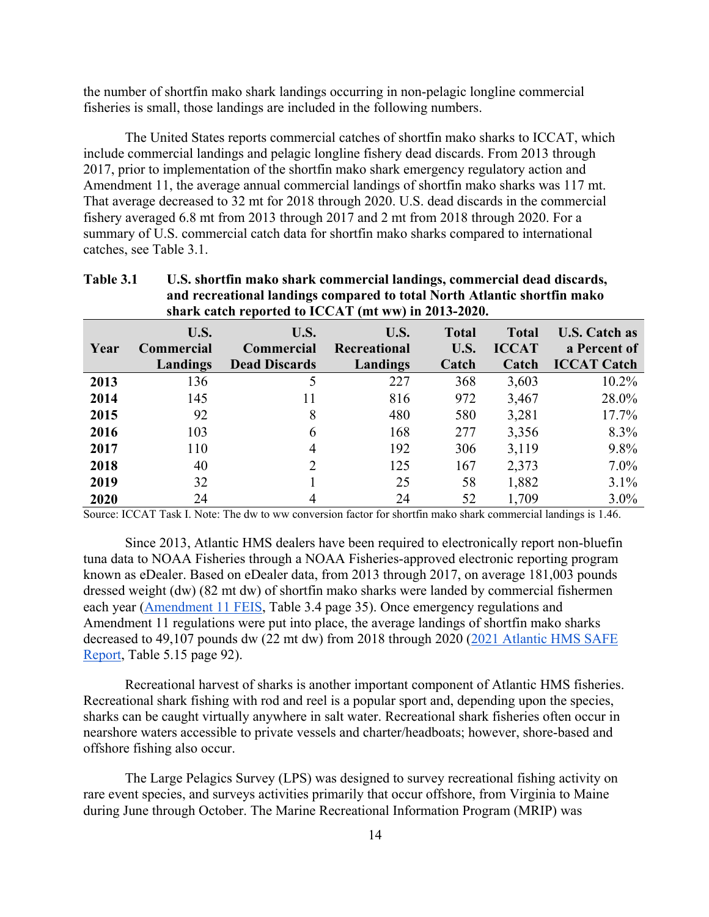the number of shortfin mako shark landings occurring in non-pelagic longline commercial fisheries is small, those landings are included in the following numbers.

The United States reports commercial catches of shortfin mako sharks to ICCAT, which include commercial landings and pelagic longline fishery dead discards. From 2013 through 2017, prior to implementation of the shortfin mako shark emergency regulatory action and Amendment 11, the average annual commercial landings of shortfin mako sharks was 117 mt. That average decreased to 32 mt for 2018 through 2020. U.S. dead discards in the commercial fishery averaged 6.8 mt from 2013 through 2017 and 2 mt from 2018 through 2020. For a summary of U.S. commercial catch data for shortfin mako sharks compared to international catches, see Table 3.1.

**Table 3.1 U.S. shortfin mako shark commercial landings, commercial dead discards, and recreational landings compared to total North Atlantic shortfin mako shark catch reported to ICCAT (mt ww) in 2013-2020.**

| Year | U.S. Commercial Landings | U.S. Commercial Dead Discards | U.S. Recreational Landings | Total U.S. Catch | Total ICCAT Catch | U.S. Catch as a Percent of ICCAT Catch |
|---|---|---|---|---|---|---|
| **2013** | 136 | 5 | 227 | 368 | 3,603 | 10.2% |
| **2014** | 145 | 11 | 816 | 972 | 3,467 | 28.0% |
| **2015** | 92 | 8 | 480 | 580 | 3,281 | 17.7% |
| **2016** | 103 | 6 | 168 | 277 | 3,356 | 8.3% |
| **2017** | 110 | 4 | 192 | 306 | 3,119 | 9.8% |
| **2018** | 40 | 2 | 125 | 167 | 2,373 | 7.0% |
| **2019** | 32 | 1 | 25 | 58 | 1,882 | 3.1% |
| **2020** | 24 | 4 | 24 | 52 | 1,709 | 3.0% |

Source: ICCAT Task I. Note: The dw to ww conversion factor for shortfin mako shark commercial landings is 1.46.

Since 2013, Atlantic HMS dealers have been required to electronically report non-bluefin tuna data to NOAA Fisheries through a NOAA Fisheries-approved electronic reporting program known as eDealer. Based on eDealer data, from 2013 through 2017, on average 181,003 pounds dressed weight (dw) (82 mt dw) of shortfin mako sharks were landed by commercial fishermen each year (Amendment 11 FEIS, Table 3.4 page 35). Once emergency regulations and Amendment 11 regulations were put into place, the average landings of shortfin mako sharks decreased to 49,107 pounds dw (22 mt dw) from 2018 through 2020 (2021 Atlantic HMS SAFE Report, Table 5.15 page 92).

Recreational harvest of sharks is another important component of Atlantic HMS fisheries. Recreational shark fishing with rod and reel is a popular sport and, depending upon the species, sharks can be caught virtually anywhere in salt water. Recreational shark fisheries often occur in nearshore waters accessible to private vessels and charter/headboats; however, shore-based and offshore fishing also occur.

The Large Pelagics Survey (LPS) was designed to survey recreational fishing activity on rare event species, and surveys activities primarily that occur offshore, from Virginia to Maine during June through October. The Marine Recreational Information Program (MRIP) was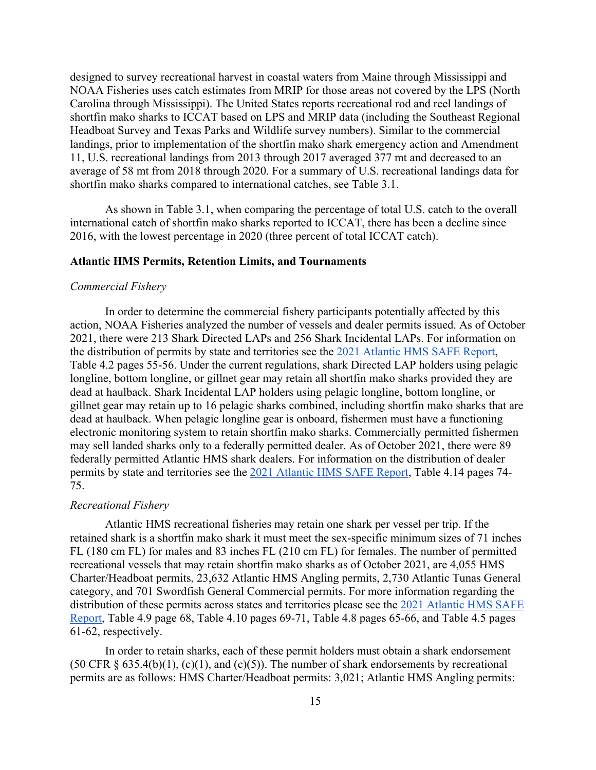designed to survey recreational harvest in coastal waters from Maine through Mississippi and NOAA Fisheries uses catch estimates from MRIP for those areas not covered by the LPS (North Carolina through Mississippi). The United States reports recreational rod and reel landings of shortfin mako sharks to ICCAT based on LPS and MRIP data (including the Southeast Regional Headboat Survey and Texas Parks and Wildlife survey numbers). Similar to the commercial landings, prior to implementation of the shortfin mako shark emergency action and Amendment 11, U.S. recreational landings from 2013 through 2017 averaged 377 mt and decreased to an average of 58 mt from 2018 through 2020. For a summary of U.S. recreational landings data for shortfin mako sharks compared to international catches, see Table 3.1.

As shown in Table 3.1, when comparing the percentage of total U.S. catch to the overall international catch of shortfin mako sharks reported to ICCAT, there has been a decline since 2016, with the lowest percentage in 2020 (three percent of total ICCAT catch).

### Atlantic HMS Permits, Retention Limits, and Tournaments

*Commercial Fishery*

In order to determine the commercial fishery participants potentially affected by this action, NOAA Fisheries analyzed the number of vessels and dealer permits issued. As of October 2021, there were 213 Shark Directed LAPs and 256 Shark Incidental LAPs. For information on the distribution of permits by state and territories see the [2021 Atlantic HMS SAFE Report](), Table 4.2 pages 55-56. Under the current regulations, shark Directed LAP holders using pelagic longline, bottom longline, or gillnet gear may retain all shortfin mako sharks provided they are dead at haulback. Shark Incidental LAP holders using pelagic longline, bottom longline, or gillnet gear may retain up to 16 pelagic sharks combined, including shortfin mako sharks that are dead at haulback. When pelagic longline gear is onboard, fishermen must have a functioning electronic monitoring system to retain shortfin mako sharks. Commercially permitted fishermen may sell landed sharks only to a federally permitted dealer. As of October 2021, there were 89 federally permitted Atlantic HMS shark dealers. For information on the distribution of dealer permits by state and territories see the [2021 Atlantic HMS SAFE Report](), Table 4.14 pages 74-75.

*Recreational Fishery*

Atlantic HMS recreational fisheries may retain one shark per vessel per trip. If the retained shark is a shortfin mako shark it must meet the sex-specific minimum sizes of 71 inches FL (180 cm FL) for males and 83 inches FL (210 cm FL) for females. The number of permitted recreational vessels that may retain shortfin mako sharks as of October 2021, are 4,055 HMS Charter/Headboat permits, 23,632 Atlantic HMS Angling permits, 2,730 Atlantic Tunas General category, and 701 Swordfish General Commercial permits. For more information regarding the distribution of these permits across states and territories please see the [2021 Atlantic HMS SAFE Report](), Table 4.9 page 68, Table 4.10 pages 69-71, Table 4.8 pages 65-66, and Table 4.5 pages 61-62, respectively.

In order to retain sharks, each of these permit holders must obtain a shark endorsement (50 CFR § 635.4(b)(1), (c)(1), and (c)(5)). The number of shark endorsements by recreational permits are as follows: HMS Charter/Headboat permits: 3,021; Atlantic HMS Angling permits: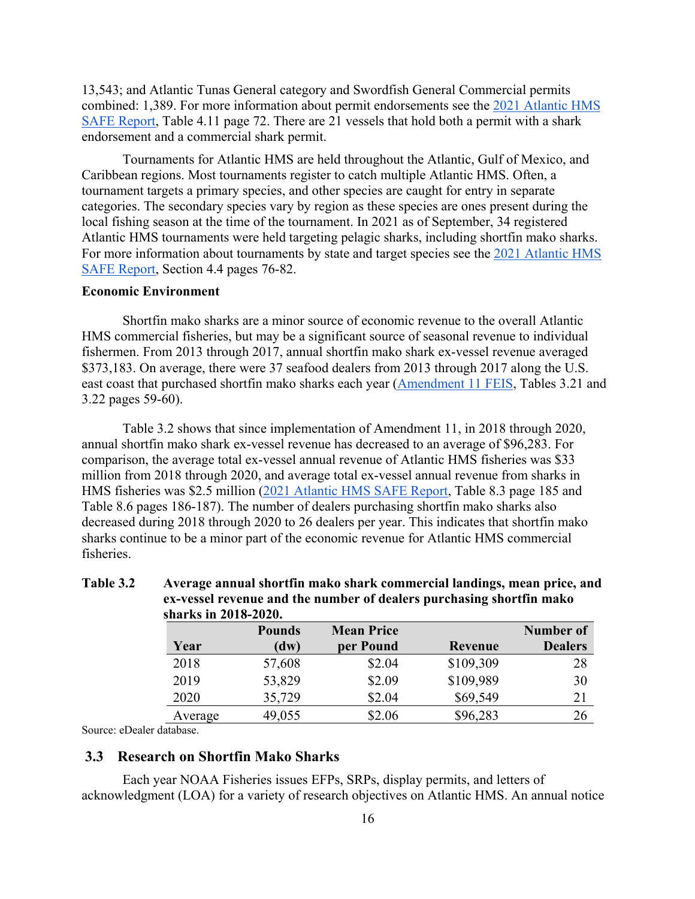13,543; and Atlantic Tunas General category and Swordfish General Commercial permits combined: 1,389. For more information about permit endorsements see the [2021 Atlantic HMS SAFE Report](), Table 4.11 page 72. There are 21 vessels that hold both a permit with a shark endorsement and a commercial shark permit.

Tournaments for Atlantic HMS are held throughout the Atlantic, Gulf of Mexico, and Caribbean regions. Most tournaments register to catch multiple Atlantic HMS. Often, a tournament targets a primary species, and other species are caught for entry in separate categories. The secondary species vary by region as these species are ones present during the local fishing season at the time of the tournament. In 2021 as of September, 34 registered Atlantic HMS tournaments were held targeting pelagic sharks, including shortfin mako sharks. For more information about tournaments by state and target species see the [2021 Atlantic HMS SAFE Report](), Section 4.4 pages 76-82.

**Economic Environment**

Shortfin mako sharks are a minor source of economic revenue to the overall Atlantic HMS commercial fisheries, but may be a significant source of seasonal revenue to individual fishermen. From 2013 through 2017, annual shortfin mako shark ex-vessel revenue averaged $373,183. On average, there were 37 seafood dealers from 2013 through 2017 along the U.S. east coast that purchased shortfin mako sharks each year ([Amendment 11 FEIS](), Tables 3.21 and 3.22 pages 59-60).

Table 3.2 shows that since implementation of Amendment 11, in 2018 through 2020, annual shortfin mako shark ex-vessel revenue has decreased to an average of $96,283. For comparison, the average total ex-vessel annual revenue of Atlantic HMS fisheries was $33 million from 2018 through 2020, and average total ex-vessel annual revenue from sharks in HMS fisheries was $2.5 million ([2021 Atlantic HMS SAFE Report](), Table 8.3 page 185 and Table 8.6 pages 186-187). The number of dealers purchasing shortfin mako sharks also decreased during 2018 through 2020 to 26 dealers per year. This indicates that shortfin mako sharks continue to be a minor part of the economic revenue for Atlantic HMS commercial fisheries.

**Table 3.2 Average annual shortfin mako shark commercial landings, mean price, and ex-vessel revenue and the number of dealers purchasing shortfin mako sharks in 2018-2020.**

| Year | Pounds (dw) | Mean Price per Pound | Revenue | Number of Dealers |
|---|---|---|---|---|
| 2018 | 57,608 | $2.04 | $109,309 | 28 |
| 2019 | 53,829 | $2.09 | $109,989 | 30 |
| 2020 | 35,729 | $2.04 | $69,549 | 21 |
| Average | 49,055 | $2.06 | $96,283 | 26 |

Source: eDealer database.

## 3.3 Research on Shortfin Mako Sharks

Each year NOAA Fisheries issues EFPs, SRPs, display permits, and letters of acknowledgment (LOA) for a variety of research objectives on Atlantic HMS. An annual notice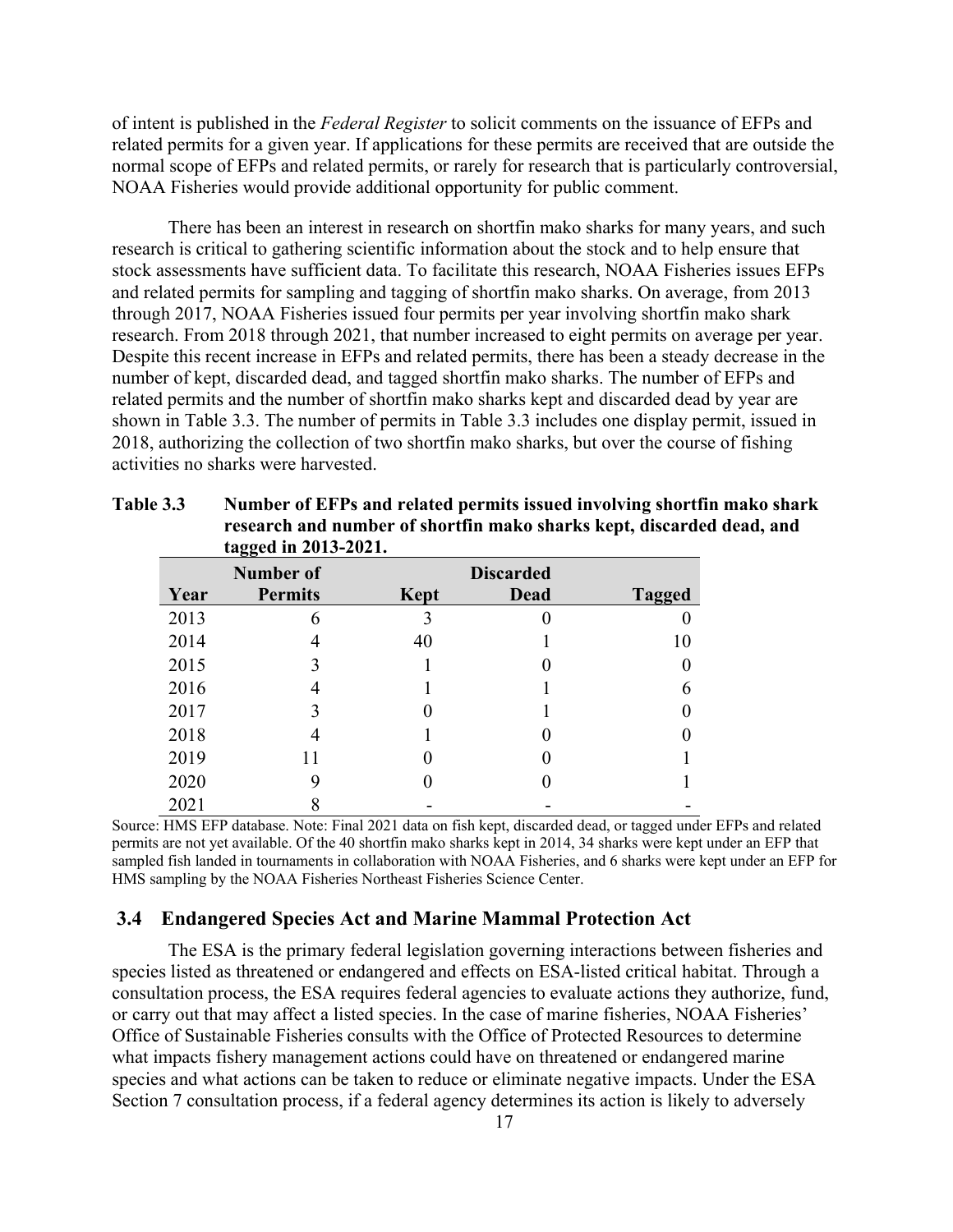of intent is published in the *Federal Register* to solicit comments on the issuance of EFPs and related permits for a given year. If applications for these permits are received that are outside the normal scope of EFPs and related permits, or rarely for research that is particularly controversial, NOAA Fisheries would provide additional opportunity for public comment.

There has been an interest in research on shortfin mako sharks for many years, and such research is critical to gathering scientific information about the stock and to help ensure that stock assessments have sufficient data. To facilitate this research, NOAA Fisheries issues EFPs and related permits for sampling and tagging of shortfin mako sharks. On average, from 2013 through 2017, NOAA Fisheries issued four permits per year involving shortfin mako shark research. From 2018 through 2021, that number increased to eight permits on average per year. Despite this recent increase in EFPs and related permits, there has been a steady decrease in the number of kept, discarded dead, and tagged shortfin mako sharks. The number of EFPs and related permits and the number of shortfin mako sharks kept and discarded dead by year are shown in Table 3.3. The number of permits in Table 3.3 includes one display permit, issued in 2018, authorizing the collection of two shortfin mako sharks, but over the course of fishing activities no sharks were harvested.

**Table 3.3 Number of EFPs and related permits issued involving shortfin mako shark research and number of shortfin mako sharks kept, discarded dead, and tagged in 2013-2021.**

| Year | Number of Permits | Kept | Discarded Dead | Tagged |
|---|---|---|---|---|
| 2013 | 6 | 3 | 0 | 0 |
| 2014 | 4 | 40 | 1 | 10 |
| 2015 | 3 | 1 | 0 | 0 |
| 2016 | 4 | 1 | 1 | 6 |
| 2017 | 3 | 0 | 1 | 0 |
| 2018 | 4 | 1 | 0 | 0 |
| 2019 | 11 | 0 | 0 | 1 |
| 2020 | 9 | 0 | 0 | 1 |
| 2021 | 8 | - | - | - |

Source: HMS EFP database. Note: Final 2021 data on fish kept, discarded dead, or tagged under EFPs and related permits are not yet available. Of the 40 shortfin mako sharks kept in 2014, 34 sharks were kept under an EFP that sampled fish landed in tournaments in collaboration with NOAA Fisheries, and 6 sharks were kept under an EFP for HMS sampling by the NOAA Fisheries Northeast Fisheries Science Center.

### 3.4 Endangered Species Act and Marine Mammal Protection Act

The ESA is the primary federal legislation governing interactions between fisheries and species listed as threatened or endangered and effects on ESA-listed critical habitat. Through a consultation process, the ESA requires federal agencies to evaluate actions they authorize, fund, or carry out that may affect a listed species. In the case of marine fisheries, NOAA Fisheries' Office of Sustainable Fisheries consults with the Office of Protected Resources to determine what impacts fishery management actions could have on threatened or endangered marine species and what actions can be taken to reduce or eliminate negative impacts. Under the ESA Section 7 consultation process, if a federal agency determines its action is likely to adversely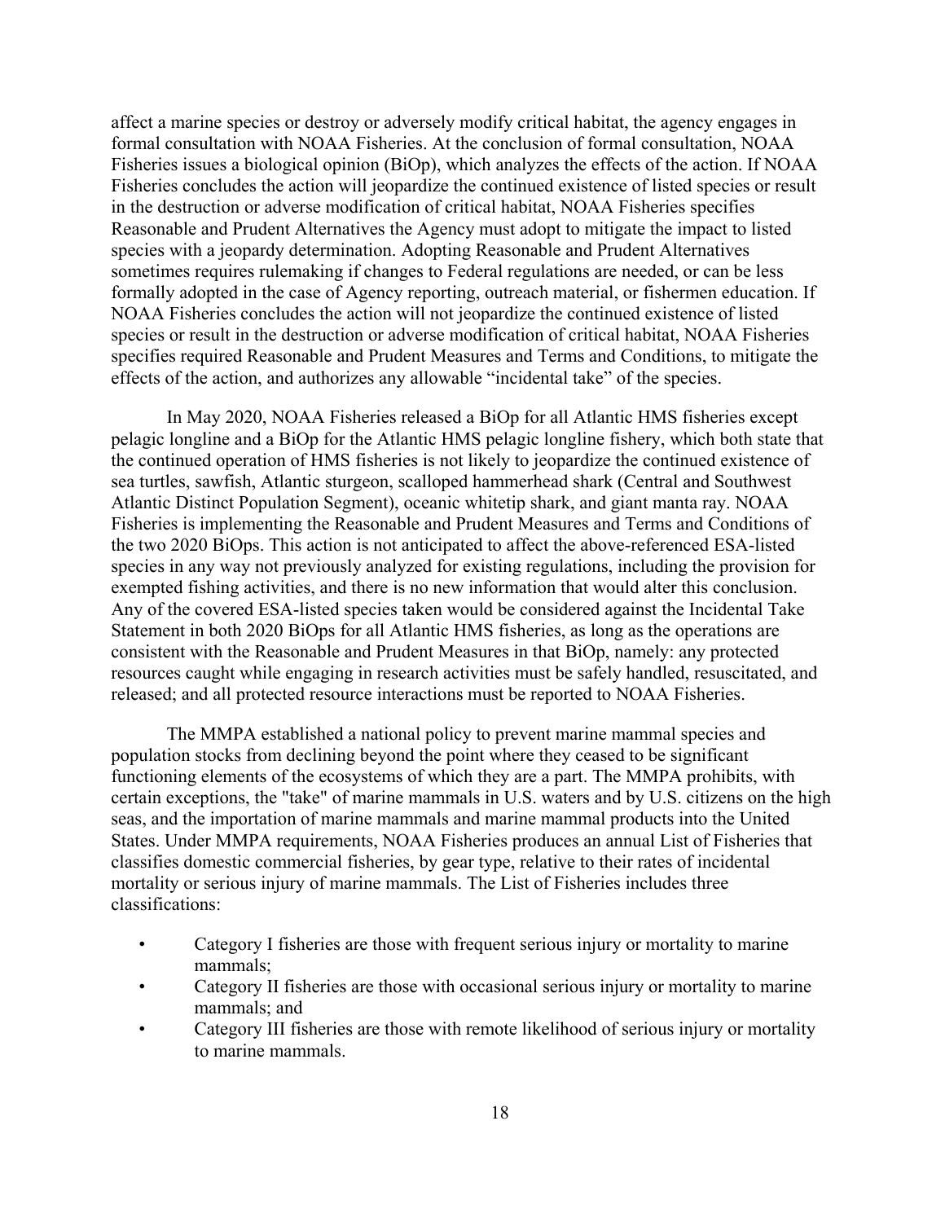affect a marine species or destroy or adversely modify critical habitat, the agency engages in formal consultation with NOAA Fisheries. At the conclusion of formal consultation, NOAA Fisheries issues a biological opinion (BiOp), which analyzes the effects of the action. If NOAA Fisheries concludes the action will jeopardize the continued existence of listed species or result in the destruction or adverse modification of critical habitat, NOAA Fisheries specifies Reasonable and Prudent Alternatives the Agency must adopt to mitigate the impact to listed species with a jeopardy determination. Adopting Reasonable and Prudent Alternatives sometimes requires rulemaking if changes to Federal regulations are needed, or can be less formally adopted in the case of Agency reporting, outreach material, or fishermen education. If NOAA Fisheries concludes the action will not jeopardize the continued existence of listed species or result in the destruction or adverse modification of critical habitat, NOAA Fisheries specifies required Reasonable and Prudent Measures and Terms and Conditions, to mitigate the effects of the action, and authorizes any allowable "incidental take" of the species.

In May 2020, NOAA Fisheries released a BiOp for all Atlantic HMS fisheries except pelagic longline and a BiOp for the Atlantic HMS pelagic longline fishery, which both state that the continued operation of HMS fisheries is not likely to jeopardize the continued existence of sea turtles, sawfish, Atlantic sturgeon, scalloped hammerhead shark (Central and Southwest Atlantic Distinct Population Segment), oceanic whitetip shark, and giant manta ray. NOAA Fisheries is implementing the Reasonable and Prudent Measures and Terms and Conditions of the two 2020 BiOps. This action is not anticipated to affect the above-referenced ESA-listed species in any way not previously analyzed for existing regulations, including the provision for exempted fishing activities, and there is no new information that would alter this conclusion. Any of the covered ESA-listed species taken would be considered against the Incidental Take Statement in both 2020 BiOps for all Atlantic HMS fisheries, as long as the operations are consistent with the Reasonable and Prudent Measures in that BiOp, namely: any protected resources caught while engaging in research activities must be safely handled, resuscitated, and released; and all protected resource interactions must be reported to NOAA Fisheries.

The MMPA established a national policy to prevent marine mammal species and population stocks from declining beyond the point where they ceased to be significant functioning elements of the ecosystems of which they are a part. The MMPA prohibits, with certain exceptions, the "take" of marine mammals in U.S. waters and by U.S. citizens on the high seas, and the importation of marine mammals and marine mammal products into the United States. Under MMPA requirements, NOAA Fisheries produces an annual List of Fisheries that classifies domestic commercial fisheries, by gear type, relative to their rates of incidental mortality or serious injury of marine mammals. The List of Fisheries includes three classifications:

- Category I fisheries are those with frequent serious injury or mortality to marine mammals;
- Category II fisheries are those with occasional serious injury or mortality to marine mammals; and
- Category III fisheries are those with remote likelihood of serious injury or mortality to marine mammals.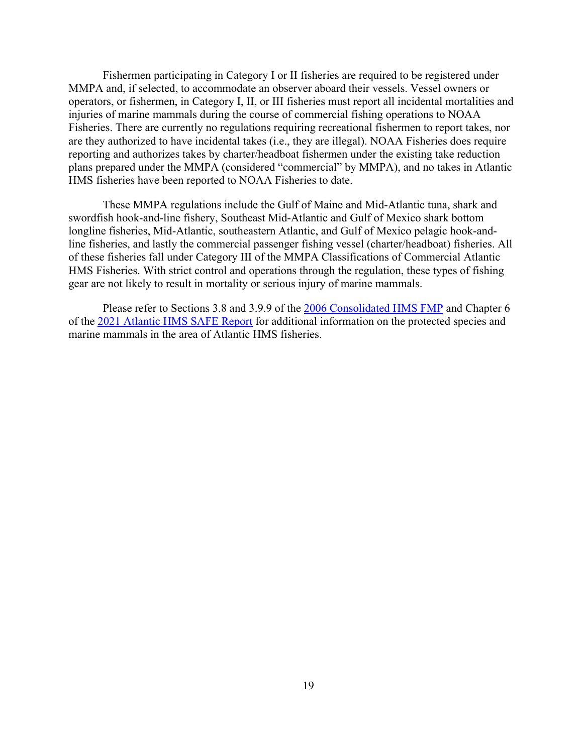Fishermen participating in Category I or II fisheries are required to be registered under MMPA and, if selected, to accommodate an observer aboard their vessels. Vessel owners or operators, or fishermen, in Category I, II, or III fisheries must report all incidental mortalities and injuries of marine mammals during the course of commercial fishing operations to NOAA Fisheries. There are currently no regulations requiring recreational fishermen to report takes, nor are they authorized to have incidental takes (i.e., they are illegal). NOAA Fisheries does require reporting and authorizes takes by charter/headboat fishermen under the existing take reduction plans prepared under the MMPA (considered "commercial" by MMPA), and no takes in Atlantic HMS fisheries have been reported to NOAA Fisheries to date.

These MMPA regulations include the Gulf of Maine and Mid-Atlantic tuna, shark and swordfish hook-and-line fishery, Southeast Mid-Atlantic and Gulf of Mexico shark bottom longline fisheries, Mid-Atlantic, southeastern Atlantic, and Gulf of Mexico pelagic hook-and-line fisheries, and lastly the commercial passenger fishing vessel (charter/headboat) fisheries. All of these fisheries fall under Category III of the MMPA Classifications of Commercial Atlantic HMS Fisheries. With strict control and operations through the regulation, these types of fishing gear are not likely to result in mortality or serious injury of marine mammals.

Please refer to Sections 3.8 and 3.9.9 of the [2006 Consolidated HMS FMP] and Chapter 6 of the [2021 Atlantic HMS SAFE Report] for additional information on the protected species and marine mammals in the area of Atlantic HMS fisheries.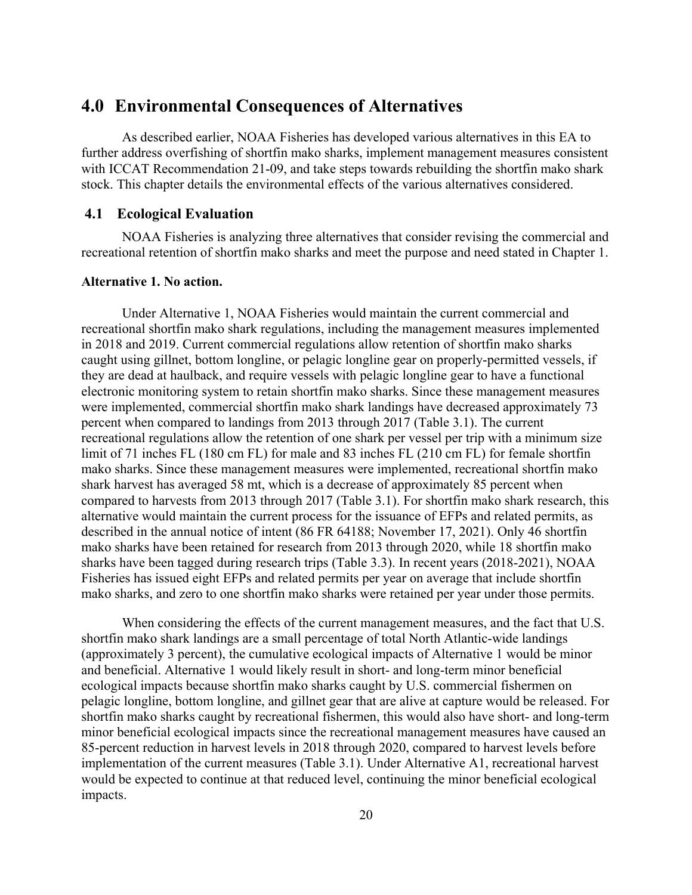# 4.0 Environmental Consequences of Alternatives

As described earlier, NOAA Fisheries has developed various alternatives in this EA to further address overfishing of shortfin mako sharks, implement management measures consistent with ICCAT Recommendation 21-09, and take steps towards rebuilding the shortfin mako shark stock. This chapter details the environmental effects of the various alternatives considered.

## 4.1 Ecological Evaluation

NOAA Fisheries is analyzing three alternatives that consider revising the commercial and recreational retention of shortfin mako sharks and meet the purpose and need stated in Chapter 1.

**Alternative 1. No action.**

Under Alternative 1, NOAA Fisheries would maintain the current commercial and recreational shortfin mako shark regulations, including the management measures implemented in 2018 and 2019. Current commercial regulations allow retention of shortfin mako sharks caught using gillnet, bottom longline, or pelagic longline gear on properly-permitted vessels, if they are dead at haulback, and require vessels with pelagic longline gear to have a functional electronic monitoring system to retain shortfin mako sharks. Since these management measures were implemented, commercial shortfin mako shark landings have decreased approximately 73 percent when compared to landings from 2013 through 2017 (Table 3.1). The current recreational regulations allow the retention of one shark per vessel per trip with a minimum size limit of 71 inches FL (180 cm FL) for male and 83 inches FL (210 cm FL) for female shortfin mako sharks. Since these management measures were implemented, recreational shortfin mako shark harvest has averaged 58 mt, which is a decrease of approximately 85 percent when compared to harvests from 2013 through 2017 (Table 3.1). For shortfin mako shark research, this alternative would maintain the current process for the issuance of EFPs and related permits, as described in the annual notice of intent (86 FR 64188; November 17, 2021). Only 46 shortfin mako sharks have been retained for research from 2013 through 2020, while 18 shortfin mako sharks have been tagged during research trips (Table 3.3). In recent years (2018-2021), NOAA Fisheries has issued eight EFPs and related permits per year on average that include shortfin mako sharks, and zero to one shortfin mako sharks were retained per year under those permits.

When considering the effects of the current management measures, and the fact that U.S. shortfin mako shark landings are a small percentage of total North Atlantic-wide landings (approximately 3 percent), the cumulative ecological impacts of Alternative 1 would be minor and beneficial. Alternative 1 would likely result in short- and long-term minor beneficial ecological impacts because shortfin mako sharks caught by U.S. commercial fishermen on pelagic longline, bottom longline, and gillnet gear that are alive at capture would be released. For shortfin mako sharks caught by recreational fishermen, this would also have short- and long-term minor beneficial ecological impacts since the recreational management measures have caused an 85-percent reduction in harvest levels in 2018 through 2020, compared to harvest levels before implementation of the current measures (Table 3.1). Under Alternative A1, recreational harvest would be expected to continue at that reduced level, continuing the minor beneficial ecological impacts.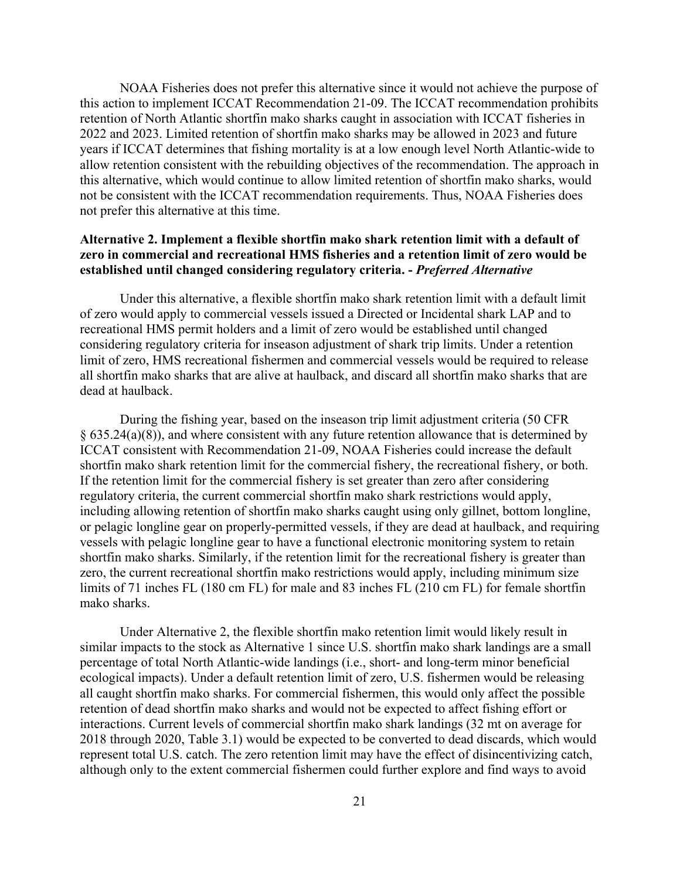NOAA Fisheries does not prefer this alternative since it would not achieve the purpose of this action to implement ICCAT Recommendation 21-09. The ICCAT recommendation prohibits retention of North Atlantic shortfin mako sharks caught in association with ICCAT fisheries in 2022 and 2023. Limited retention of shortfin mako sharks may be allowed in 2023 and future years if ICCAT determines that fishing mortality is at a low enough level North Atlantic-wide to allow retention consistent with the rebuilding objectives of the recommendation. The approach in this alternative, which would continue to allow limited retention of shortfin mako sharks, would not be consistent with the ICCAT recommendation requirements. Thus, NOAA Fisheries does not prefer this alternative at this time.

**Alternative 2. Implement a flexible shortfin mako shark retention limit with a default of zero in commercial and recreational HMS fisheries and a retention limit of zero would be established until changed considering regulatory criteria. -** ***Preferred Alternative***

Under this alternative, a flexible shortfin mako shark retention limit with a default limit of zero would apply to commercial vessels issued a Directed or Incidental shark LAP and to recreational HMS permit holders and a limit of zero would be established until changed considering regulatory criteria for inseason adjustment of shark trip limits. Under a retention limit of zero, HMS recreational fishermen and commercial vessels would be required to release all shortfin mako sharks that are alive at haulback, and discard all shortfin mako sharks that are dead at haulback.

During the fishing year, based on the inseason trip limit adjustment criteria (50 CFR § 635.24(a)(8)), and where consistent with any future retention allowance that is determined by ICCAT consistent with Recommendation 21-09, NOAA Fisheries could increase the default shortfin mako shark retention limit for the commercial fishery, the recreational fishery, or both. If the retention limit for the commercial fishery is set greater than zero after considering regulatory criteria, the current commercial shortfin mako shark restrictions would apply, including allowing retention of shortfin mako sharks caught using only gillnet, bottom longline, or pelagic longline gear on properly-permitted vessels, if they are dead at haulback, and requiring vessels with pelagic longline gear to have a functional electronic monitoring system to retain shortfin mako sharks. Similarly, if the retention limit for the recreational fishery is greater than zero, the current recreational shortfin mako restrictions would apply, including minimum size limits of 71 inches FL (180 cm FL) for male and 83 inches FL (210 cm FL) for female shortfin mako sharks.

Under Alternative 2, the flexible shortfin mako retention limit would likely result in similar impacts to the stock as Alternative 1 since U.S. shortfin mako shark landings are a small percentage of total North Atlantic-wide landings (i.e., short- and long-term minor beneficial ecological impacts). Under a default retention limit of zero, U.S. fishermen would be releasing all caught shortfin mako sharks. For commercial fishermen, this would only affect the possible retention of dead shortfin mako sharks and would not be expected to affect fishing effort or interactions. Current levels of commercial shortfin mako shark landings (32 mt on average for 2018 through 2020, Table 3.1) would be expected to be converted to dead discards, which would represent total U.S. catch. The zero retention limit may have the effect of disincentivizing catch, although only to the extent commercial fishermen could further explore and find ways to avoid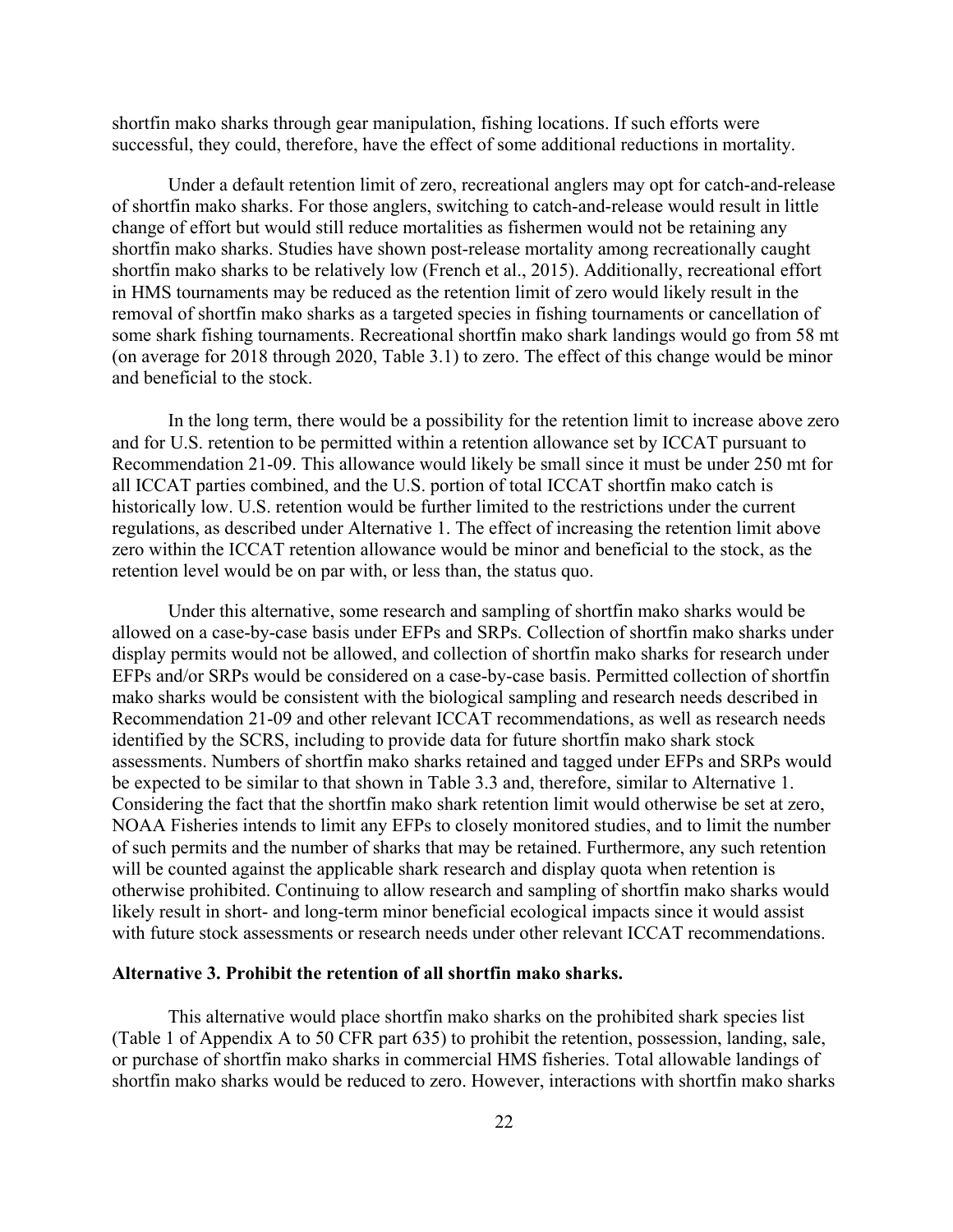shortfin mako sharks through gear manipulation, fishing locations. If such efforts were successful, they could, therefore, have the effect of some additional reductions in mortality.

Under a default retention limit of zero, recreational anglers may opt for catch-and-release of shortfin mako sharks. For those anglers, switching to catch-and-release would result in little change of effort but would still reduce mortalities as fishermen would not be retaining any shortfin mako sharks. Studies have shown post-release mortality among recreationally caught shortfin mako sharks to be relatively low (French et al., 2015). Additionally, recreational effort in HMS tournaments may be reduced as the retention limit of zero would likely result in the removal of shortfin mako sharks as a targeted species in fishing tournaments or cancellation of some shark fishing tournaments. Recreational shortfin mako shark landings would go from 58 mt (on average for 2018 through 2020, Table 3.1) to zero. The effect of this change would be minor and beneficial to the stock.

In the long term, there would be a possibility for the retention limit to increase above zero and for U.S. retention to be permitted within a retention allowance set by ICCAT pursuant to Recommendation 21-09. This allowance would likely be small since it must be under 250 mt for all ICCAT parties combined, and the U.S. portion of total ICCAT shortfin mako catch is historically low. U.S. retention would be further limited to the restrictions under the current regulations, as described under Alternative 1. The effect of increasing the retention limit above zero within the ICCAT retention allowance would be minor and beneficial to the stock, as the retention level would be on par with, or less than, the status quo.

Under this alternative, some research and sampling of shortfin mako sharks would be allowed on a case-by-case basis under EFPs and SRPs. Collection of shortfin mako sharks under display permits would not be allowed, and collection of shortfin mako sharks for research under EFPs and/or SRPs would be considered on a case-by-case basis. Permitted collection of shortfin mako sharks would be consistent with the biological sampling and research needs described in Recommendation 21-09 and other relevant ICCAT recommendations, as well as research needs identified by the SCRS, including to provide data for future shortfin mako shark stock assessments. Numbers of shortfin mako sharks retained and tagged under EFPs and SRPs would be expected to be similar to that shown in Table 3.3 and, therefore, similar to Alternative 1. Considering the fact that the shortfin mako shark retention limit would otherwise be set at zero, NOAA Fisheries intends to limit any EFPs to closely monitored studies, and to limit the number of such permits and the number of sharks that may be retained. Furthermore, any such retention will be counted against the applicable shark research and display quota when retention is otherwise prohibited. Continuing to allow research and sampling of shortfin mako sharks would likely result in short- and long-term minor beneficial ecological impacts since it would assist with future stock assessments or research needs under other relevant ICCAT recommendations.

**Alternative 3. Prohibit the retention of all shortfin mako sharks.**

This alternative would place shortfin mako sharks on the prohibited shark species list (Table 1 of Appendix A to 50 CFR part 635) to prohibit the retention, possession, landing, sale, or purchase of shortfin mako sharks in commercial HMS fisheries. Total allowable landings of shortfin mako sharks would be reduced to zero. However, interactions with shortfin mako sharks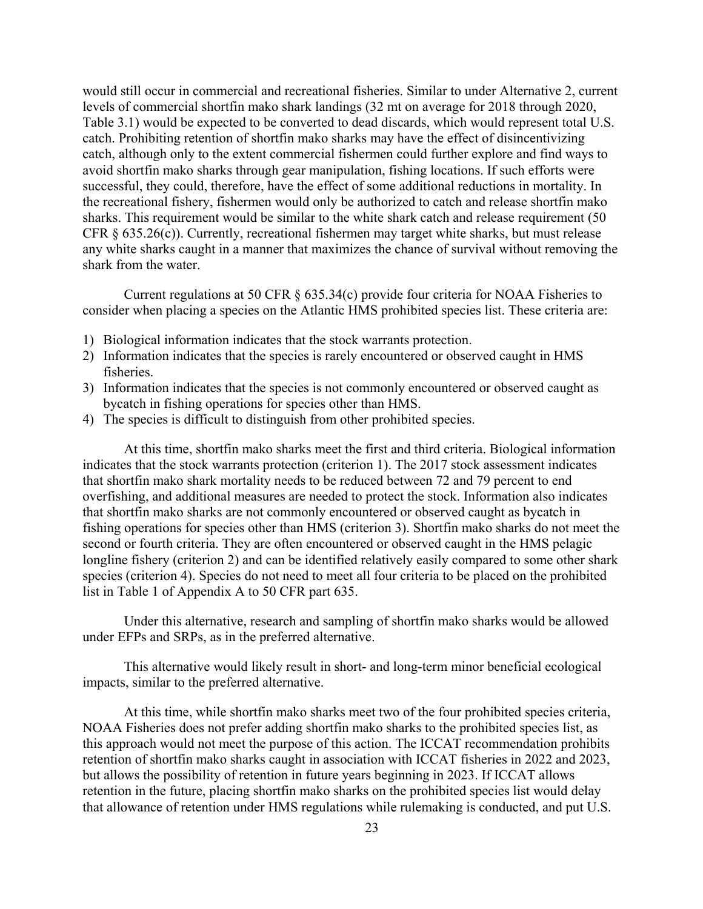would still occur in commercial and recreational fisheries. Similar to under Alternative 2, current levels of commercial shortfin mako shark landings (32 mt on average for 2018 through 2020, Table 3.1) would be expected to be converted to dead discards, which would represent total U.S. catch. Prohibiting retention of shortfin mako sharks may have the effect of disincentivizing catch, although only to the extent commercial fishermen could further explore and find ways to avoid shortfin mako sharks through gear manipulation, fishing locations. If such efforts were successful, they could, therefore, have the effect of some additional reductions in mortality. In the recreational fishery, fishermen would only be authorized to catch and release shortfin mako sharks. This requirement would be similar to the white shark catch and release requirement (50 CFR § 635.26(c)). Currently, recreational fishermen may target white sharks, but must release any white sharks caught in a manner that maximizes the chance of survival without removing the shark from the water.

Current regulations at 50 CFR § 635.34(c) provide four criteria for NOAA Fisheries to consider when placing a species on the Atlantic HMS prohibited species list. These criteria are:

1) Biological information indicates that the stock warrants protection.
2) Information indicates that the species is rarely encountered or observed caught in HMS fisheries.
3) Information indicates that the species is not commonly encountered or observed caught as bycatch in fishing operations for species other than HMS.
4) The species is difficult to distinguish from other prohibited species.

At this time, shortfin mako sharks meet the first and third criteria. Biological information indicates that the stock warrants protection (criterion 1). The 2017 stock assessment indicates that shortfin mako shark mortality needs to be reduced between 72 and 79 percent to end overfishing, and additional measures are needed to protect the stock. Information also indicates that shortfin mako sharks are not commonly encountered or observed caught as bycatch in fishing operations for species other than HMS (criterion 3). Shortfin mako sharks do not meet the second or fourth criteria. They are often encountered or observed caught in the HMS pelagic longline fishery (criterion 2) and can be identified relatively easily compared to some other shark species (criterion 4). Species do not need to meet all four criteria to be placed on the prohibited list in Table 1 of Appendix A to 50 CFR part 635.

Under this alternative, research and sampling of shortfin mako sharks would be allowed under EFPs and SRPs, as in the preferred alternative.

This alternative would likely result in short- and long-term minor beneficial ecological impacts, similar to the preferred alternative.

At this time, while shortfin mako sharks meet two of the four prohibited species criteria, NOAA Fisheries does not prefer adding shortfin mako sharks to the prohibited species list, as this approach would not meet the purpose of this action. The ICCAT recommendation prohibits retention of shortfin mako sharks caught in association with ICCAT fisheries in 2022 and 2023, but allows the possibility of retention in future years beginning in 2023. If ICCAT allows retention in the future, placing shortfin mako sharks on the prohibited species list would delay that allowance of retention under HMS regulations while rulemaking is conducted, and put U.S.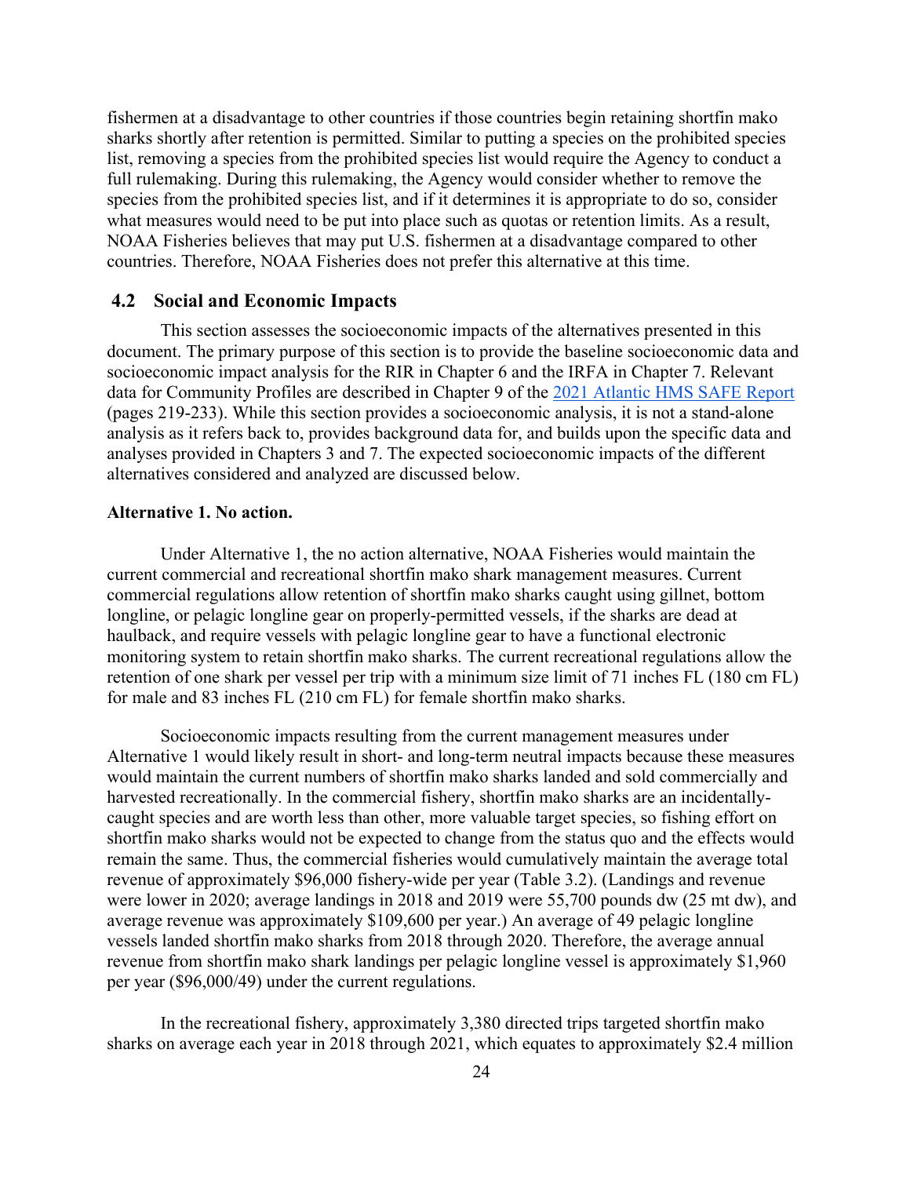fishermen at a disadvantage to other countries if those countries begin retaining shortfin mako sharks shortly after retention is permitted. Similar to putting a species on the prohibited species list, removing a species from the prohibited species list would require the Agency to conduct a full rulemaking. During this rulemaking, the Agency would consider whether to remove the species from the prohibited species list, and if it determines it is appropriate to do so, consider what measures would need to be put into place such as quotas or retention limits. As a result, NOAA Fisheries believes that may put U.S. fishermen at a disadvantage compared to other countries. Therefore, NOAA Fisheries does not prefer this alternative at this time.

## 4.2 Social and Economic Impacts

This section assesses the socioeconomic impacts of the alternatives presented in this document. The primary purpose of this section is to provide the baseline socioeconomic data and socioeconomic impact analysis for the RIR in Chapter 6 and the IRFA in Chapter 7. Relevant data for Community Profiles are described in Chapter 9 of the 2021 Atlantic HMS SAFE Report (pages 219-233). While this section provides a socioeconomic analysis, it is not a stand-alone analysis as it refers back to, provides background data for, and builds upon the specific data and analyses provided in Chapters 3 and 7. The expected socioeconomic impacts of the different alternatives considered and analyzed are discussed below.

**Alternative 1. No action.**

Under Alternative 1, the no action alternative, NOAA Fisheries would maintain the current commercial and recreational shortfin mako shark management measures. Current commercial regulations allow retention of shortfin mako sharks caught using gillnet, bottom longline, or pelagic longline gear on properly-permitted vessels, if the sharks are dead at haulback, and require vessels with pelagic longline gear to have a functional electronic monitoring system to retain shortfin mako sharks. The current recreational regulations allow the retention of one shark per vessel per trip with a minimum size limit of 71 inches FL (180 cm FL) for male and 83 inches FL (210 cm FL) for female shortfin mako sharks.

Socioeconomic impacts resulting from the current management measures under Alternative 1 would likely result in short- and long-term neutral impacts because these measures would maintain the current numbers of shortfin mako sharks landed and sold commercially and harvested recreationally. In the commercial fishery, shortfin mako sharks are an incidentally-caught species and are worth less than other, more valuable target species, so fishing effort on shortfin mako sharks would not be expected to change from the status quo and the effects would remain the same. Thus, the commercial fisheries would cumulatively maintain the average total revenue of approximately $96,000 fishery-wide per year (Table 3.2). (Landings and revenue were lower in 2020; average landings in 2018 and 2019 were 55,700 pounds dw (25 mt dw), and average revenue was approximately $109,600 per year.) An average of 49 pelagic longline vessels landed shortfin mako sharks from 2018 through 2020. Therefore, the average annual revenue from shortfin mako shark landings per pelagic longline vessel is approximately $1,960 per year ($96,000/49) under the current regulations.

In the recreational fishery, approximately 3,380 directed trips targeted shortfin mako sharks on average each year in 2018 through 2021, which equates to approximately $2.4 million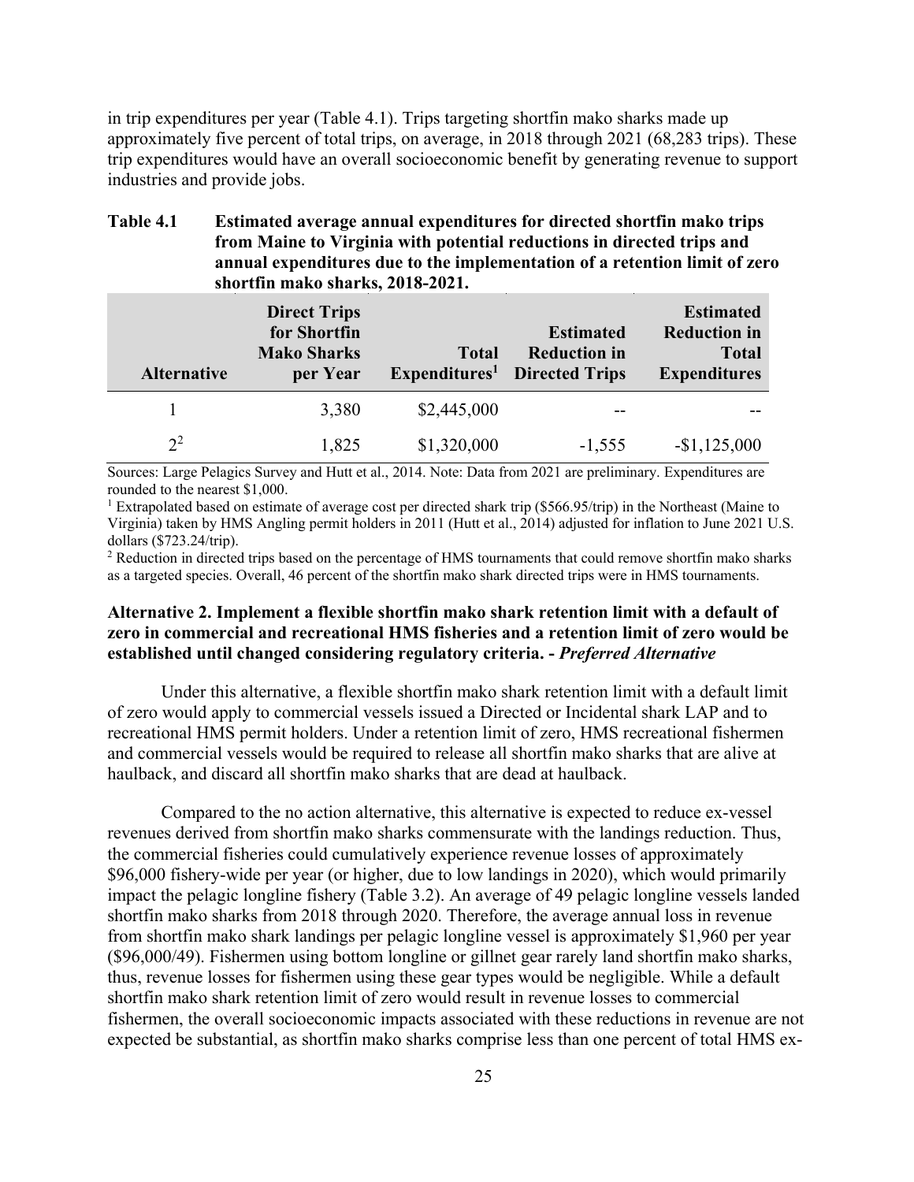in trip expenditures per year (Table 4.1). Trips targeting shortfin mako sharks made up approximately five percent of total trips, on average, in 2018 through 2021 (68,283 trips). These trip expenditures would have an overall socioeconomic benefit by generating revenue to support industries and provide jobs.

**Table 4.1 Estimated average annual expenditures for directed shortfin mako trips from Maine to Virginia with potential reductions in directed trips and annual expenditures due to the implementation of a retention limit of zero shortfin mako sharks, 2018-2021.**

| Alternative | Direct Trips for Shortfin Mako Sharks per Year | Total Expenditures[1] | Estimated Reduction in Directed Trips | Estimated Reduction in Total Expenditures |
|---|---|---|---|---|
| 1 | 3,380 | $2,445,000 | -- | -- |
| 2[2] | 1,825 | $1,320,000 | -1,555 | -$1,125,000 |

Sources: Large Pelagics Survey and Hutt et al., 2014. Note: Data from 2021 are preliminary. Expenditures are rounded to the nearest $1,000.

[1] Extrapolated based on estimate of average cost per directed shark trip ($566.95/trip) in the Northeast (Maine to Virginia) taken by HMS Angling permit holders in 2011 (Hutt et al., 2014) adjusted for inflation to June 2021 U.S. dollars ($723.24/trip).

[2] Reduction in directed trips based on the percentage of HMS tournaments that could remove shortfin mako sharks as a targeted species. Overall, 46 percent of the shortfin mako shark directed trips were in HMS tournaments.

**Alternative 2. Implement a flexible shortfin mako shark retention limit with a default of zero in commercial and recreational HMS fisheries and a retention limit of zero would be established until changed considering regulatory criteria. -** ***Preferred Alternative***

Under this alternative, a flexible shortfin mako shark retention limit with a default limit of zero would apply to commercial vessels issued a Directed or Incidental shark LAP and to recreational HMS permit holders. Under a retention limit of zero, HMS recreational fishermen and commercial vessels would be required to release all shortfin mako sharks that are alive at haulback, and discard all shortfin mako sharks that are dead at haulback.

Compared to the no action alternative, this alternative is expected to reduce ex-vessel revenues derived from shortfin mako sharks commensurate with the landings reduction. Thus, the commercial fisheries could cumulatively experience revenue losses of approximately $96,000 fishery-wide per year (or higher, due to low landings in 2020), which would primarily impact the pelagic longline fishery (Table 3.2). An average of 49 pelagic longline vessels landed shortfin mako sharks from 2018 through 2020. Therefore, the average annual loss in revenue from shortfin mako shark landings per pelagic longline vessel is approximately $1,960 per year ($96,000/49). Fishermen using bottom longline or gillnet gear rarely land shortfin mako sharks, thus, revenue losses for fishermen using these gear types would be negligible. While a default shortfin mako shark retention limit of zero would result in revenue losses to commercial fishermen, the overall socioeconomic impacts associated with these reductions in revenue are not expected be substantial, as shortfin mako sharks comprise less than one percent of total HMS ex-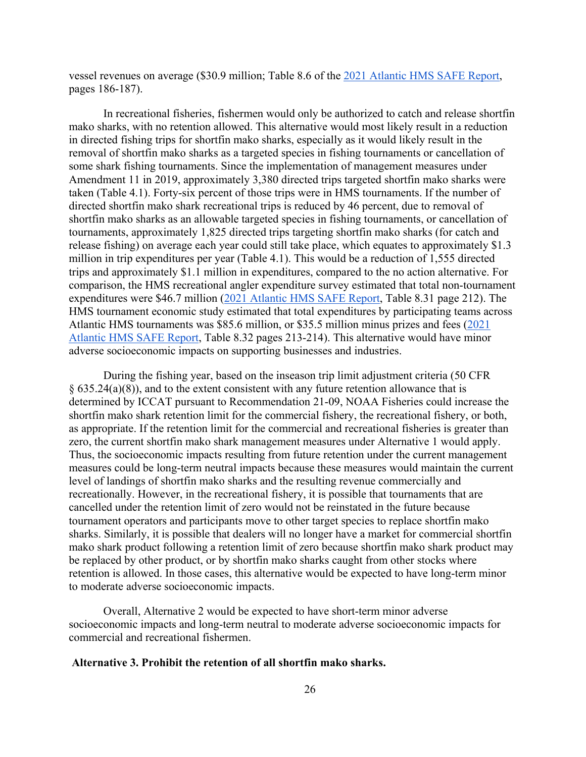vessel revenues on average ($30.9 million; Table 8.6 of the 2021 Atlantic HMS SAFE Report, pages 186-187).

In recreational fisheries, fishermen would only be authorized to catch and release shortfin mako sharks, with no retention allowed. This alternative would most likely result in a reduction in directed fishing trips for shortfin mako sharks, especially as it would likely result in the removal of shortfin mako sharks as a targeted species in fishing tournaments or cancellation of some shark fishing tournaments. Since the implementation of management measures under Amendment 11 in 2019, approximately 3,380 directed trips targeted shortfin mako sharks were taken (Table 4.1). Forty-six percent of those trips were in HMS tournaments. If the number of directed shortfin mako shark recreational trips is reduced by 46 percent, due to removal of shortfin mako sharks as an allowable targeted species in fishing tournaments, or cancellation of tournaments, approximately 1,825 directed trips targeting shortfin mako sharks (for catch and release fishing) on average each year could still take place, which equates to approximately $1.3 million in trip expenditures per year (Table 4.1). This would be a reduction of 1,555 directed trips and approximately $1.1 million in expenditures, compared to the no action alternative. For comparison, the HMS recreational angler expenditure survey estimated that total non-tournament expenditures were $46.7 million (2021 Atlantic HMS SAFE Report, Table 8.31 page 212). The HMS tournament economic study estimated that total expenditures by participating teams across Atlantic HMS tournaments was $85.6 million, or $35.5 million minus prizes and fees (2021 Atlantic HMS SAFE Report, Table 8.32 pages 213-214). This alternative would have minor adverse socioeconomic impacts on supporting businesses and industries.

During the fishing year, based on the inseason trip limit adjustment criteria (50 CFR § 635.24(a)(8)), and to the extent consistent with any future retention allowance that is determined by ICCAT pursuant to Recommendation 21-09, NOAA Fisheries could increase the shortfin mako shark retention limit for the commercial fishery, the recreational fishery, or both, as appropriate. If the retention limit for the commercial and recreational fisheries is greater than zero, the current shortfin mako shark management measures under Alternative 1 would apply. Thus, the socioeconomic impacts resulting from future retention under the current management measures could be long-term neutral impacts because these measures would maintain the current level of landings of shortfin mako sharks and the resulting revenue commercially and recreationally. However, in the recreational fishery, it is possible that tournaments that are cancelled under the retention limit of zero would not be reinstated in the future because tournament operators and participants move to other target species to replace shortfin mako sharks. Similarly, it is possible that dealers will no longer have a market for commercial shortfin mako shark product following a retention limit of zero because shortfin mako shark product may be replaced by other product, or by shortfin mako sharks caught from other stocks where retention is allowed. In those cases, this alternative would be expected to have long-term minor to moderate adverse socioeconomic impacts.

Overall, Alternative 2 would be expected to have short-term minor adverse socioeconomic impacts and long-term neutral to moderate adverse socioeconomic impacts for commercial and recreational fishermen.

**Alternative 3. Prohibit the retention of all shortfin mako sharks.**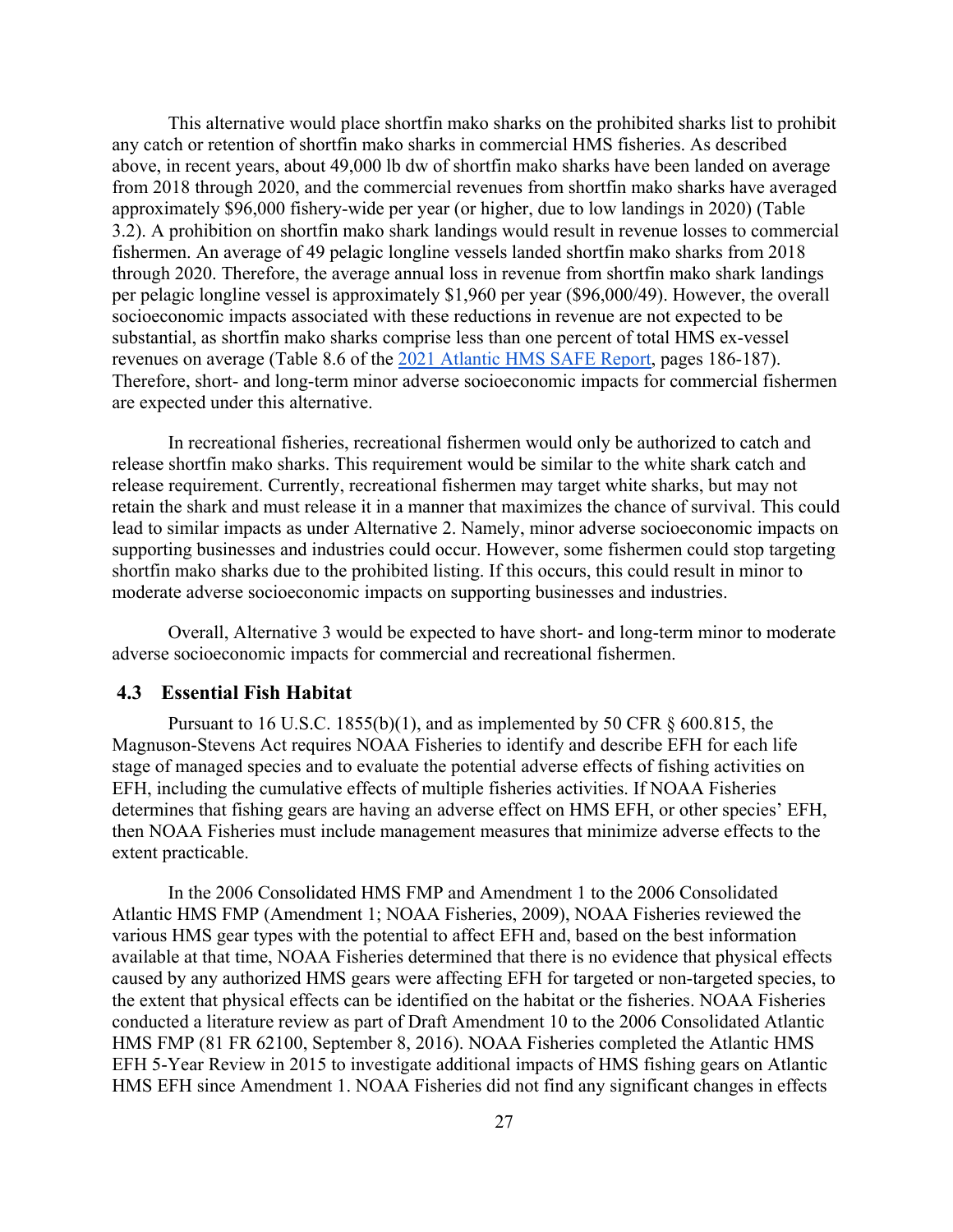This alternative would place shortfin mako sharks on the prohibited sharks list to prohibit any catch or retention of shortfin mako sharks in commercial HMS fisheries. As described above, in recent years, about 49,000 lb dw of shortfin mako sharks have been landed on average from 2018 through 2020, and the commercial revenues from shortfin mako sharks have averaged approximately $96,000 fishery-wide per year (or higher, due to low landings in 2020) (Table 3.2). A prohibition on shortfin mako shark landings would result in revenue losses to commercial fishermen. An average of 49 pelagic longline vessels landed shortfin mako sharks from 2018 through 2020. Therefore, the average annual loss in revenue from shortfin mako shark landings per pelagic longline vessel is approximately $1,960 per year ($96,000/49). However, the overall socioeconomic impacts associated with these reductions in revenue are not expected to be substantial, as shortfin mako sharks comprise less than one percent of total HMS ex-vessel revenues on average (Table 8.6 of the [2021 Atlantic HMS SAFE Report](), pages 186-187). Therefore, short- and long-term minor adverse socioeconomic impacts for commercial fishermen are expected under this alternative.

In recreational fisheries, recreational fishermen would only be authorized to catch and release shortfin mako sharks. This requirement would be similar to the white shark catch and release requirement. Currently, recreational fishermen may target white sharks, but may not retain the shark and must release it in a manner that maximizes the chance of survival. This could lead to similar impacts as under Alternative 2. Namely, minor adverse socioeconomic impacts on supporting businesses and industries could occur. However, some fishermen could stop targeting shortfin mako sharks due to the prohibited listing. If this occurs, this could result in minor to moderate adverse socioeconomic impacts on supporting businesses and industries.

Overall, Alternative 3 would be expected to have short- and long-term minor to moderate adverse socioeconomic impacts for commercial and recreational fishermen.

## 4.3 Essential Fish Habitat

Pursuant to 16 U.S.C. 1855(b)(1), and as implemented by 50 CFR § 600.815, the Magnuson-Stevens Act requires NOAA Fisheries to identify and describe EFH for each life stage of managed species and to evaluate the potential adverse effects of fishing activities on EFH, including the cumulative effects of multiple fisheries activities. If NOAA Fisheries determines that fishing gears are having an adverse effect on HMS EFH, or other species' EFH, then NOAA Fisheries must include management measures that minimize adverse effects to the extent practicable.

In the 2006 Consolidated HMS FMP and Amendment 1 to the 2006 Consolidated Atlantic HMS FMP (Amendment 1; NOAA Fisheries, 2009), NOAA Fisheries reviewed the various HMS gear types with the potential to affect EFH and, based on the best information available at that time, NOAA Fisheries determined that there is no evidence that physical effects caused by any authorized HMS gears were affecting EFH for targeted or non-targeted species, to the extent that physical effects can be identified on the habitat or the fisheries. NOAA Fisheries conducted a literature review as part of Draft Amendment 10 to the 2006 Consolidated Atlantic HMS FMP (81 FR 62100, September 8, 2016). NOAA Fisheries completed the Atlantic HMS EFH 5-Year Review in 2015 to investigate additional impacts of HMS fishing gears on Atlantic HMS EFH since Amendment 1. NOAA Fisheries did not find any significant changes in effects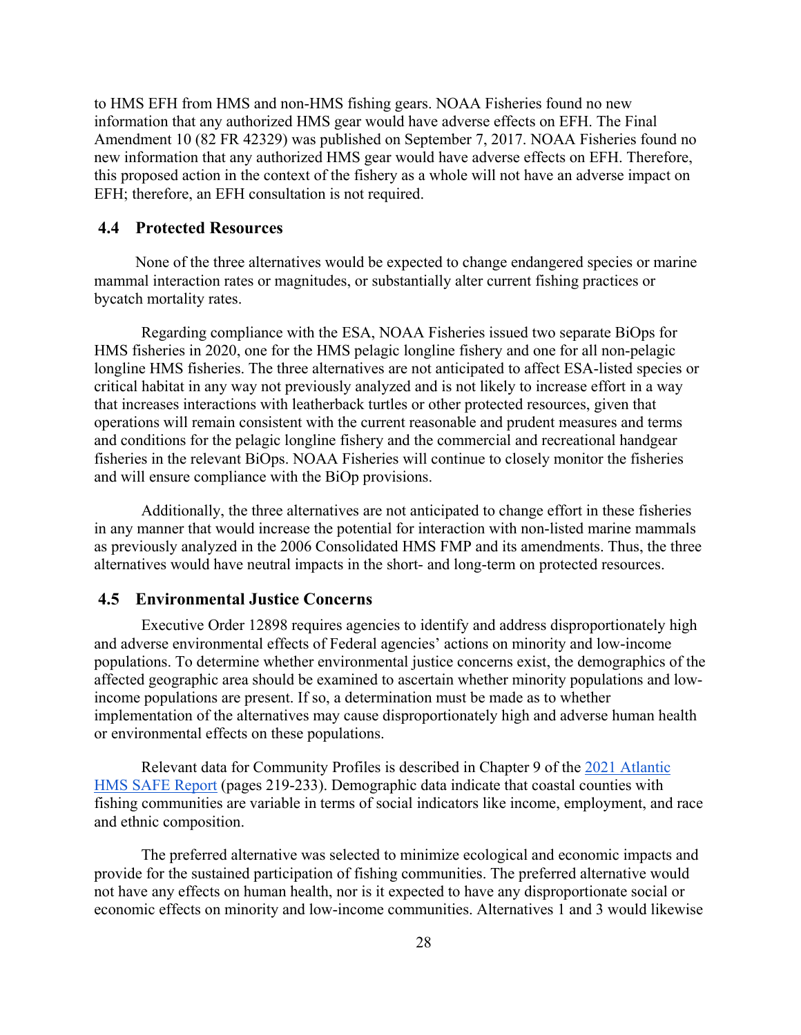to HMS EFH from HMS and non-HMS fishing gears. NOAA Fisheries found no new information that any authorized HMS gear would have adverse effects on EFH. The Final Amendment 10 (82 FR 42329) was published on September 7, 2017. NOAA Fisheries found no new information that any authorized HMS gear would have adverse effects on EFH. Therefore, this proposed action in the context of the fishery as a whole will not have an adverse impact on EFH; therefore, an EFH consultation is not required.

## 4.4 Protected Resources

None of the three alternatives would be expected to change endangered species or marine mammal interaction rates or magnitudes, or substantially alter current fishing practices or bycatch mortality rates.

Regarding compliance with the ESA, NOAA Fisheries issued two separate BiOps for HMS fisheries in 2020, one for the HMS pelagic longline fishery and one for all non-pelagic longline HMS fisheries. The three alternatives are not anticipated to affect ESA-listed species or critical habitat in any way not previously analyzed and is not likely to increase effort in a way that increases interactions with leatherback turtles or other protected resources, given that operations will remain consistent with the current reasonable and prudent measures and terms and conditions for the pelagic longline fishery and the commercial and recreational handgear fisheries in the relevant BiOps. NOAA Fisheries will continue to closely monitor the fisheries and will ensure compliance with the BiOp provisions.

Additionally, the three alternatives are not anticipated to change effort in these fisheries in any manner that would increase the potential for interaction with non-listed marine mammals as previously analyzed in the 2006 Consolidated HMS FMP and its amendments. Thus, the three alternatives would have neutral impacts in the short- and long-term on protected resources.

## 4.5 Environmental Justice Concerns

Executive Order 12898 requires agencies to identify and address disproportionately high and adverse environmental effects of Federal agencies' actions on minority and low-income populations. To determine whether environmental justice concerns exist, the demographics of the affected geographic area should be examined to ascertain whether minority populations and low-income populations are present. If so, a determination must be made as to whether implementation of the alternatives may cause disproportionately high and adverse human health or environmental effects on these populations.

Relevant data for Community Profiles is described in Chapter 9 of the 2021 Atlantic HMS SAFE Report (pages 219-233). Demographic data indicate that coastal counties with fishing communities are variable in terms of social indicators like income, employment, and race and ethnic composition.

The preferred alternative was selected to minimize ecological and economic impacts and provide for the sustained participation of fishing communities. The preferred alternative would not have any effects on human health, nor is it expected to have any disproportionate social or economic effects on minority and low-income communities. Alternatives 1 and 3 would likewise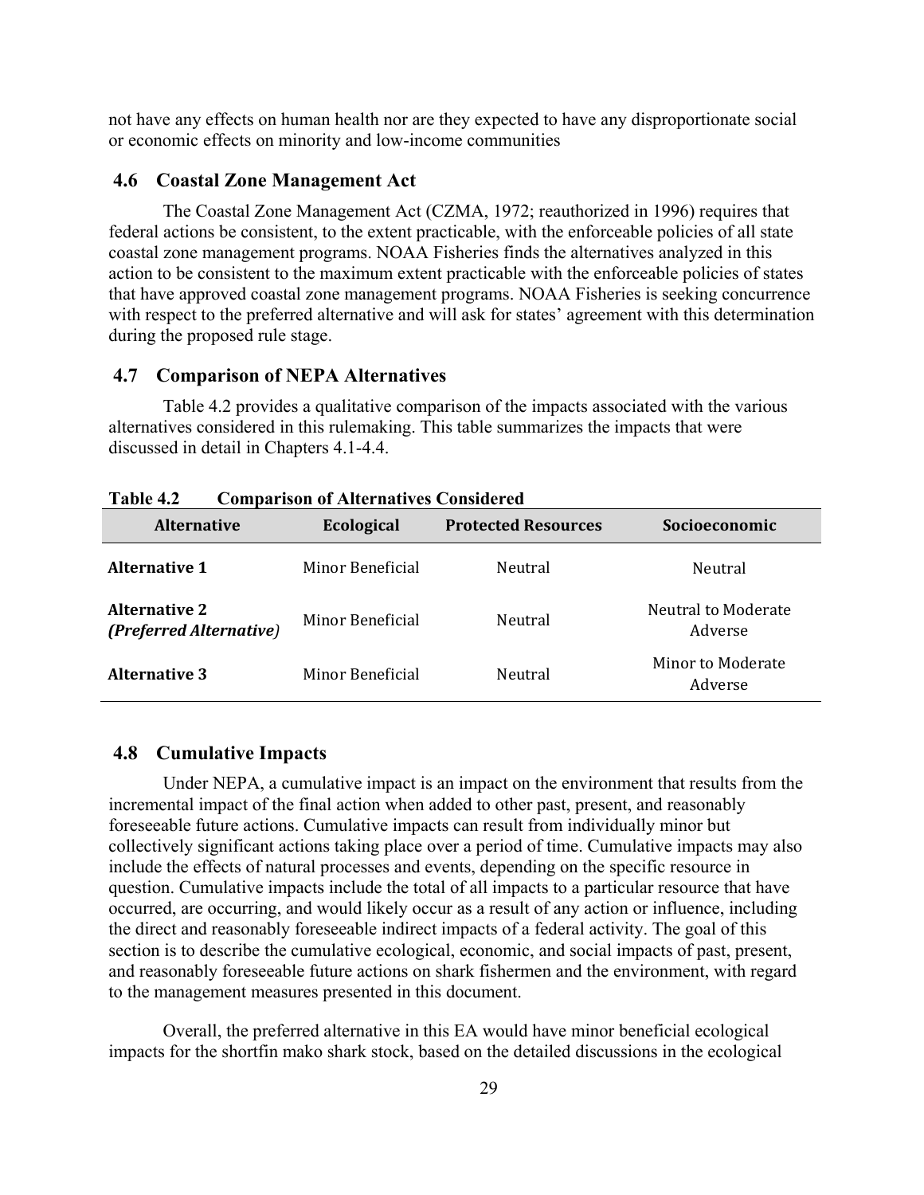not have any effects on human health nor are they expected to have any disproportionate social or economic effects on minority and low-income communities

## 4.6 Coastal Zone Management Act

The Coastal Zone Management Act (CZMA, 1972; reauthorized in 1996) requires that federal actions be consistent, to the extent practicable, with the enforceable policies of all state coastal zone management programs. NOAA Fisheries finds the alternatives analyzed in this action to be consistent to the maximum extent practicable with the enforceable policies of states that have approved coastal zone management programs. NOAA Fisheries is seeking concurrence with respect to the preferred alternative and will ask for states' agreement with this determination during the proposed rule stage.

## 4.7 Comparison of NEPA Alternatives

Table 4.2 provides a qualitative comparison of the impacts associated with the various alternatives considered in this rulemaking. This table summarizes the impacts that were discussed in detail in Chapters 4.1-4.4.

**Table 4.2 Comparison of Alternatives Considered**

| Alternative | Ecological | Protected Resources | Socioeconomic |
|---|---|---|---|
| **Alternative 1** | Minor Beneficial | Neutral | Neutral |
| **Alternative 2** ***(Preferred Alternative)*** | Minor Beneficial | Neutral | Neutral to Moderate Adverse |
| **Alternative 3** | Minor Beneficial | Neutral | Minor to Moderate Adverse |

## 4.8 Cumulative Impacts

Under NEPA, a cumulative impact is an impact on the environment that results from the incremental impact of the final action when added to other past, present, and reasonably foreseeable future actions. Cumulative impacts can result from individually minor but collectively significant actions taking place over a period of time. Cumulative impacts may also include the effects of natural processes and events, depending on the specific resource in question. Cumulative impacts include the total of all impacts to a particular resource that have occurred, are occurring, and would likely occur as a result of any action or influence, including the direct and reasonably foreseeable indirect impacts of a federal activity. The goal of this section is to describe the cumulative ecological, economic, and social impacts of past, present, and reasonably foreseeable future actions on shark fishermen and the environment, with regard to the management measures presented in this document.

Overall, the preferred alternative in this EA would have minor beneficial ecological impacts for the shortfin mako shark stock, based on the detailed discussions in the ecological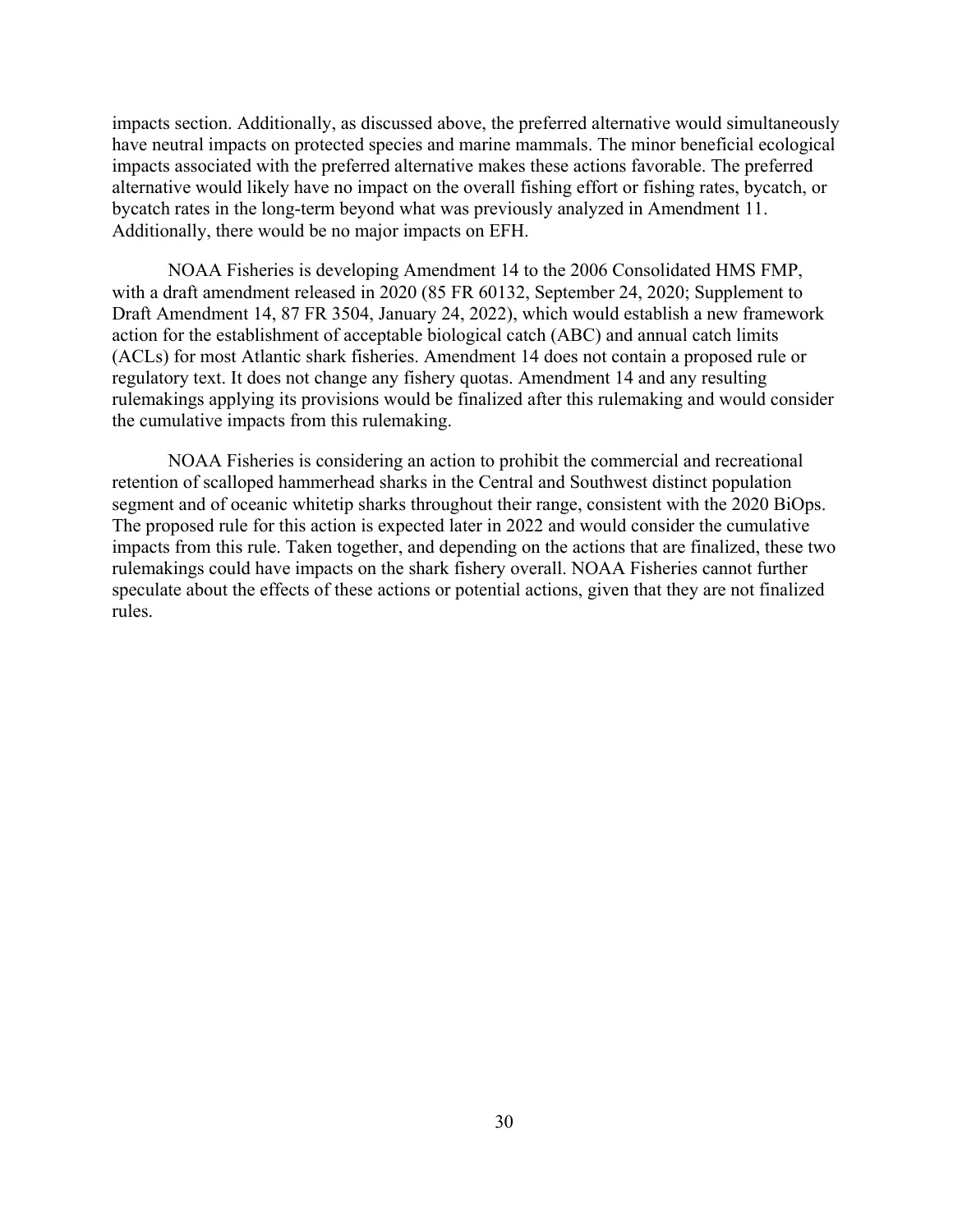impacts section. Additionally, as discussed above, the preferred alternative would simultaneously have neutral impacts on protected species and marine mammals. The minor beneficial ecological impacts associated with the preferred alternative makes these actions favorable. The preferred alternative would likely have no impact on the overall fishing effort or fishing rates, bycatch, or bycatch rates in the long-term beyond what was previously analyzed in Amendment 11. Additionally, there would be no major impacts on EFH.

NOAA Fisheries is developing Amendment 14 to the 2006 Consolidated HMS FMP, with a draft amendment released in 2020 (85 FR 60132, September 24, 2020; Supplement to Draft Amendment 14, 87 FR 3504, January 24, 2022), which would establish a new framework action for the establishment of acceptable biological catch (ABC) and annual catch limits (ACLs) for most Atlantic shark fisheries. Amendment 14 does not contain a proposed rule or regulatory text. It does not change any fishery quotas. Amendment 14 and any resulting rulemakings applying its provisions would be finalized after this rulemaking and would consider the cumulative impacts from this rulemaking.

NOAA Fisheries is considering an action to prohibit the commercial and recreational retention of scalloped hammerhead sharks in the Central and Southwest distinct population segment and of oceanic whitetip sharks throughout their range, consistent with the 2020 BiOps. The proposed rule for this action is expected later in 2022 and would consider the cumulative impacts from this rule. Taken together, and depending on the actions that are finalized, these two rulemakings could have impacts on the shark fishery overall. NOAA Fisheries cannot further speculate about the effects of these actions or potential actions, given that they are not finalized rules.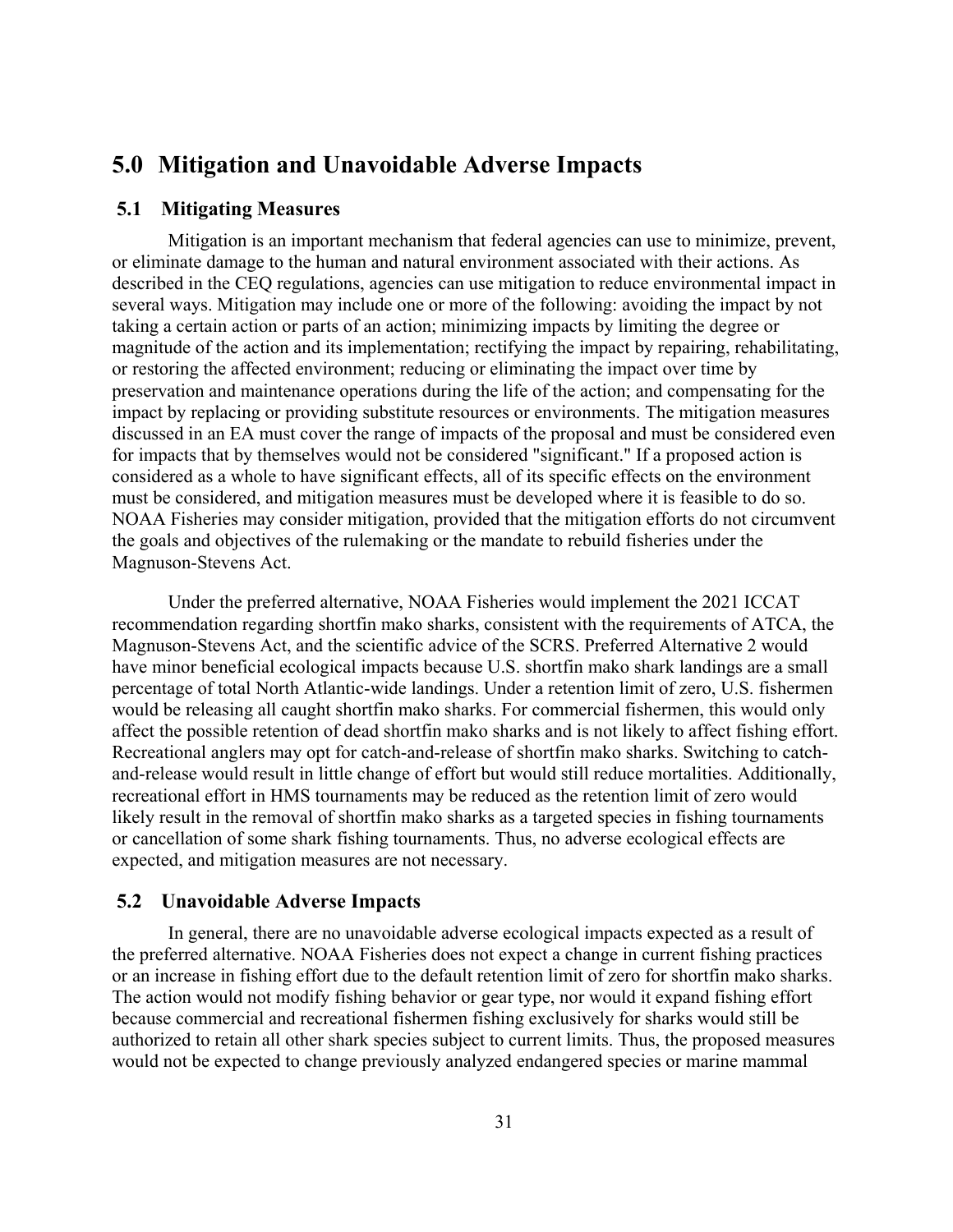# 5.0 Mitigation and Unavoidable Adverse Impacts

## 5.1 Mitigating Measures

Mitigation is an important mechanism that federal agencies can use to minimize, prevent, or eliminate damage to the human and natural environment associated with their actions. As described in the CEQ regulations, agencies can use mitigation to reduce environmental impact in several ways. Mitigation may include one or more of the following: avoiding the impact by not taking a certain action or parts of an action; minimizing impacts by limiting the degree or magnitude of the action and its implementation; rectifying the impact by repairing, rehabilitating, or restoring the affected environment; reducing or eliminating the impact over time by preservation and maintenance operations during the life of the action; and compensating for the impact by replacing or providing substitute resources or environments. The mitigation measures discussed in an EA must cover the range of impacts of the proposal and must be considered even for impacts that by themselves would not be considered "significant." If a proposed action is considered as a whole to have significant effects, all of its specific effects on the environment must be considered, and mitigation measures must be developed where it is feasible to do so. NOAA Fisheries may consider mitigation, provided that the mitigation efforts do not circumvent the goals and objectives of the rulemaking or the mandate to rebuild fisheries under the Magnuson-Stevens Act.

Under the preferred alternative, NOAA Fisheries would implement the 2021 ICCAT recommendation regarding shortfin mako sharks, consistent with the requirements of ATCA, the Magnuson-Stevens Act, and the scientific advice of the SCRS. Preferred Alternative 2 would have minor beneficial ecological impacts because U.S. shortfin mako shark landings are a small percentage of total North Atlantic-wide landings. Under a retention limit of zero, U.S. fishermen would be releasing all caught shortfin mako sharks. For commercial fishermen, this would only affect the possible retention of dead shortfin mako sharks and is not likely to affect fishing effort. Recreational anglers may opt for catch-and-release of shortfin mako sharks. Switching to catch-and-release would result in little change of effort but would still reduce mortalities. Additionally, recreational effort in HMS tournaments may be reduced as the retention limit of zero would likely result in the removal of shortfin mako sharks as a targeted species in fishing tournaments or cancellation of some shark fishing tournaments. Thus, no adverse ecological effects are expected, and mitigation measures are not necessary.

## 5.2 Unavoidable Adverse Impacts

In general, there are no unavoidable adverse ecological impacts expected as a result of the preferred alternative. NOAA Fisheries does not expect a change in current fishing practices or an increase in fishing effort due to the default retention limit of zero for shortfin mako sharks. The action would not modify fishing behavior or gear type, nor would it expand fishing effort because commercial and recreational fishermen fishing exclusively for sharks would still be authorized to retain all other shark species subject to current limits. Thus, the proposed measures would not be expected to change previously analyzed endangered species or marine mammal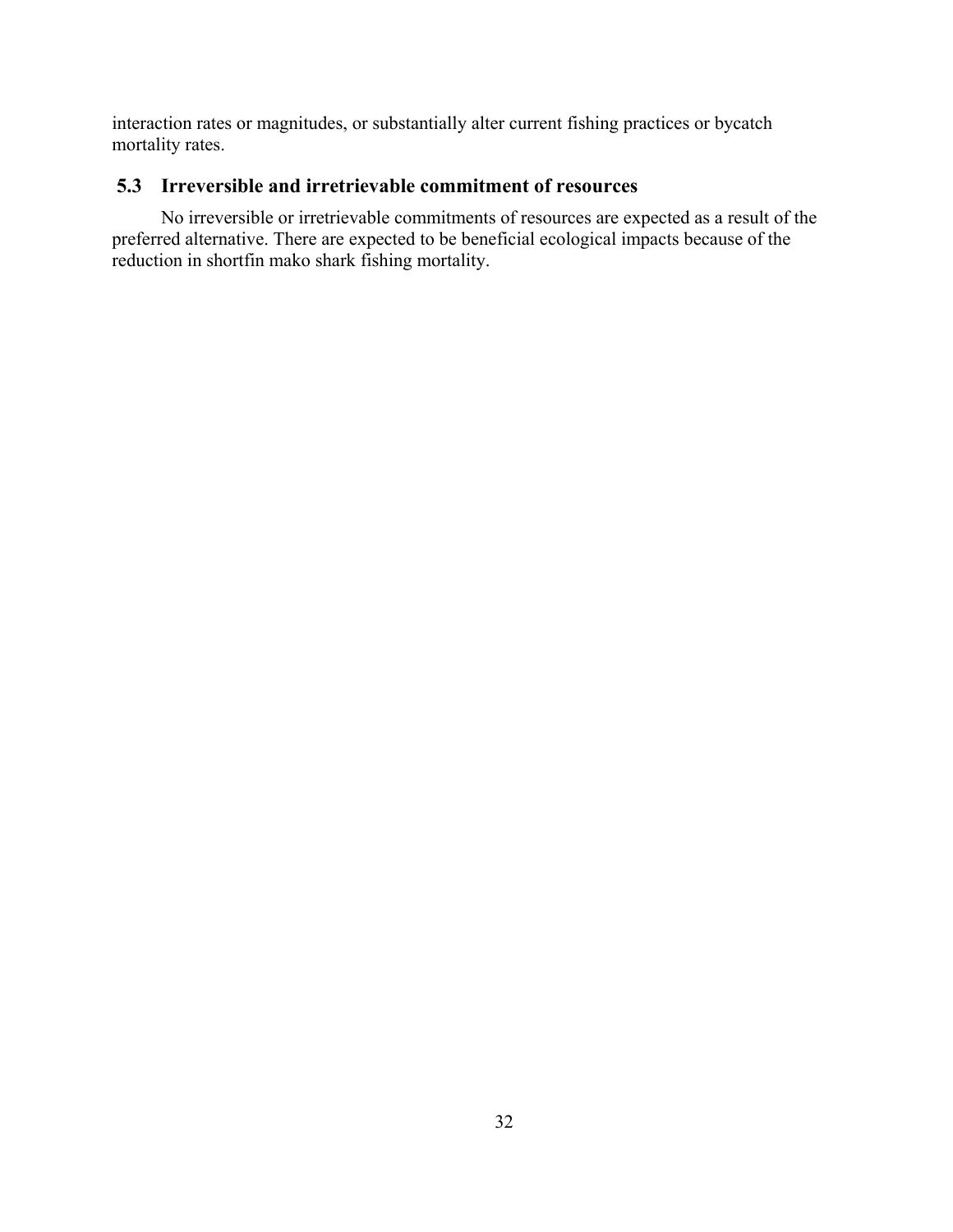interaction rates or magnitudes, or substantially alter current fishing practices or bycatch mortality rates.

## 5.3 Irreversible and irretrievable commitment of resources

No irreversible or irretrievable commitments of resources are expected as a result of the preferred alternative. There are expected to be beneficial ecological impacts because of the reduction in shortfin mako shark fishing mortality.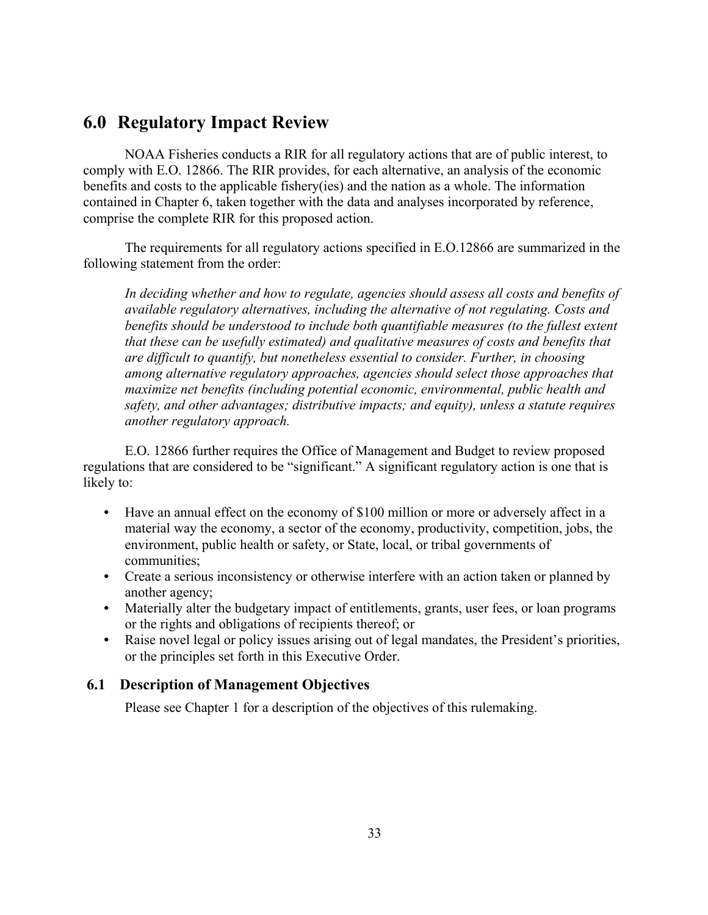## 6.0 Regulatory Impact Review

NOAA Fisheries conducts a RIR for all regulatory actions that are of public interest, to comply with E.O. 12866. The RIR provides, for each alternative, an analysis of the economic benefits and costs to the applicable fishery(ies) and the nation as a whole. The information contained in Chapter 6, taken together with the data and analyses incorporated by reference, comprise the complete RIR for this proposed action.

The requirements for all regulatory actions specified in E.O.12866 are summarized in the following statement from the order:

> *In deciding whether and how to regulate, agencies should assess all costs and benefits of available regulatory alternatives, including the alternative of not regulating. Costs and benefits should be understood to include both quantifiable measures (to the fullest extent that these can be usefully estimated) and qualitative measures of costs and benefits that are difficult to quantify, but nonetheless essential to consider. Further, in choosing among alternative regulatory approaches, agencies should select those approaches that maximize net benefits (including potential economic, environmental, public health and safety, and other advantages; distributive impacts; and equity), unless a statute requires another regulatory approach.*

E.O. 12866 further requires the Office of Management and Budget to review proposed regulations that are considered to be "significant." A significant regulatory action is one that is likely to:

- Have an annual effect on the economy of $100 million or more or adversely affect in a material way the economy, a sector of the economy, productivity, competition, jobs, the environment, public health or safety, or State, local, or tribal governments of communities;
- Create a serious inconsistency or otherwise interfere with an action taken or planned by another agency;
- Materially alter the budgetary impact of entitlements, grants, user fees, or loan programs or the rights and obligations of recipients thereof; or
- Raise novel legal or policy issues arising out of legal mandates, the President's priorities, or the principles set forth in this Executive Order.

### 6.1 Description of Management Objectives

Please see Chapter 1 for a description of the objectives of this rulemaking.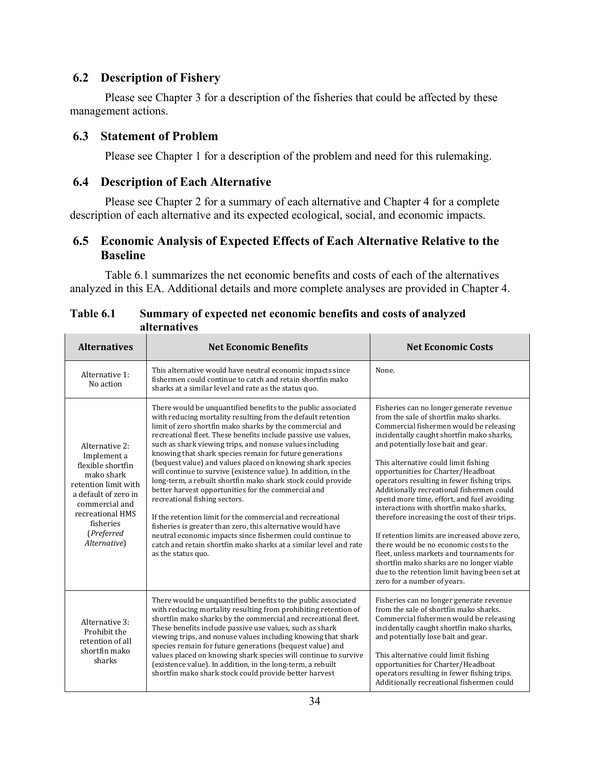## 6.2 Description of Fishery

Please see Chapter 3 for a description of the fisheries that could be affected by these management actions.

## 6.3 Statement of Problem

Please see Chapter 1 for a description of the problem and need for this rulemaking.

## 6.4 Description of Each Alternative

Please see Chapter 2 for a summary of each alternative and Chapter 4 for a complete description of each alternative and its expected ecological, social, and economic impacts.

## 6.5 Economic Analysis of Expected Effects of Each Alternative Relative to the Baseline

Table 6.1 summarizes the net economic benefits and costs of each of the alternatives analyzed in this EA. Additional details and more complete analyses are provided in Chapter 4.

**Table 6.1 Summary of expected net economic benefits and costs of analyzed alternatives**

| Alternatives | Net Economic Benefits | Net Economic Costs |
|---|---|---|
| Alternative 1: No action | This alternative would have neutral economic impacts since fishermen could continue to catch and retain shortfin mako sharks at a similar level and rate as the status quo. | None. |
| Alternative 2: Implement a flexible shortfin mako shark retention limit with a default of zero in commercial and recreational HMS fisheries (*Preferred Alternative*) | There would be unquantified benefits to the public associated with reducing mortality resulting from the default retention limit of zero shortfin mako sharks by the commercial and recreational fleet. These benefits include passive use values, such as shark viewing trips, and nonuse values including knowing that shark species remain for future generations (bequest value) and values placed on knowing shark species will continue to survive (existence value). In addition, in the long-term, a rebuilt shortfin mako shark stock could provide better harvest opportunities for the commercial and recreational fishing sectors.<br><br>If the retention limit for the commercial and recreational fisheries is greater than zero, this alternative would have neutral economic impacts since fishermen could continue to catch and retain shortfin mako sharks at a similar level and rate as the status quo. | Fisheries can no longer generate revenue from the sale of shortfin mako sharks. Commercial fishermen would be releasing incidentally caught shortfin mako sharks, and potentially lose bait and gear.<br><br>This alternative could limit fishing opportunities for Charter/Headboat operators resulting in fewer fishing trips. Additionally recreational fishermen could spend more time, effort, and fuel avoiding interactions with shortfin mako sharks, therefore increasing the cost of their trips.<br><br>If retention limits are increased above zero, there would be no economic costs to the fleet, unless markets and tournaments for shortfin mako sharks are no longer viable due to the retention limit having been set at zero for a number of years. |
| Alternative 3: Prohibit the retention of all shortfin mako sharks | There would be unquantified benefits to the public associated with reducing mortality resulting from prohibiting retention of shortfin mako sharks by the commercial and recreational fleet. These benefits include passive use values, such as shark viewing trips, and nonuse values including knowing that shark species remain for future generations (bequest value) and values placed on knowing shark species will continue to survive (existence value). In addition, in the long-term, a rebuilt shortfin mako shark stock could provide better harvest | Fisheries can no longer generate revenue from the sale of shortfin mako sharks. Commercial fishermen would be releasing incidentally caught shortfin mako sharks, and potentially lose bait and gear.<br><br>This alternative could limit fishing opportunities for Charter/Headboat operators resulting in fewer fishing trips. Additionally recreational fishermen could |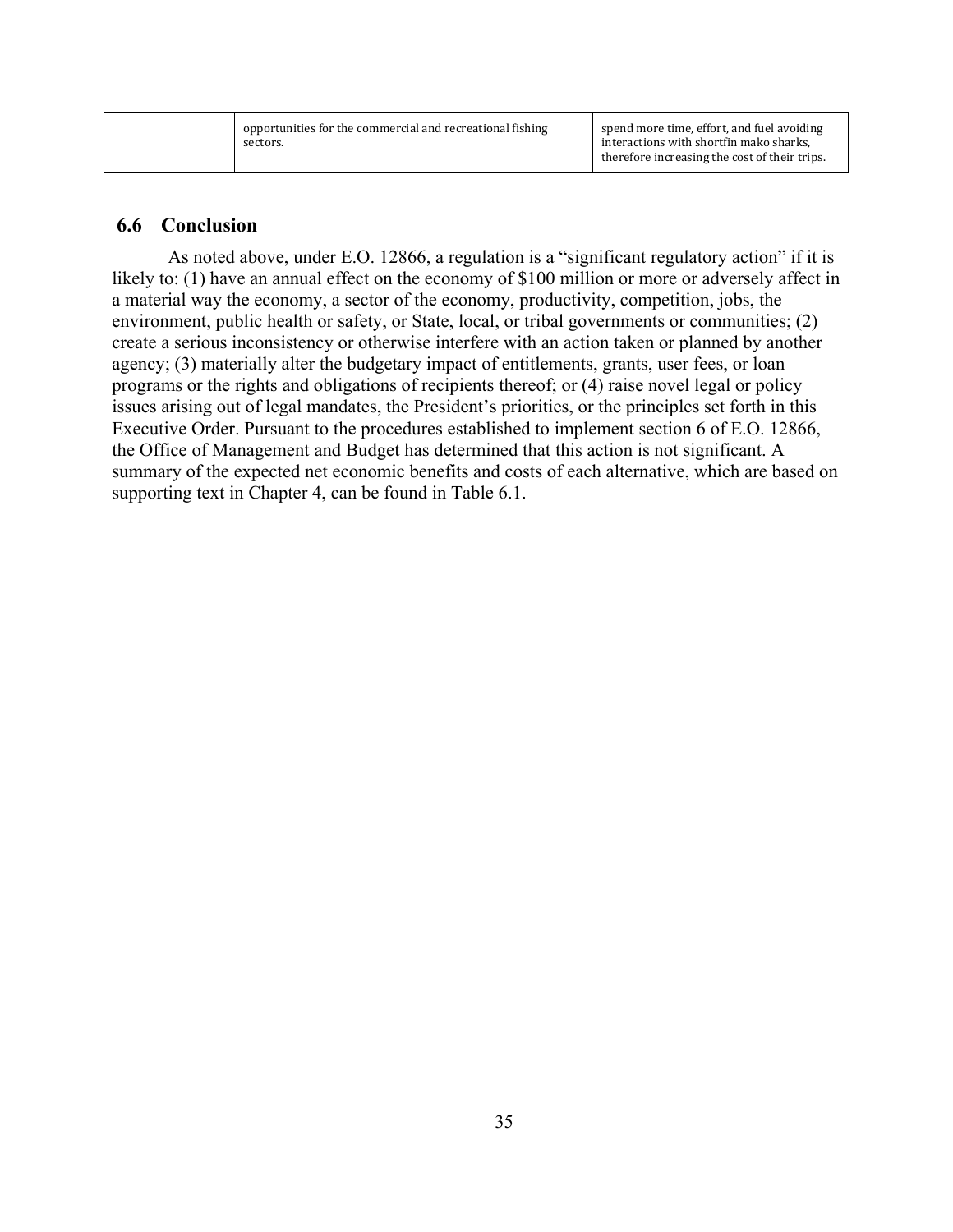| | | |
|---|---|---|
| | opportunities for the commercial and recreational fishing sectors. | spend more time, effort, and fuel avoiding interactions with shortfin mako sharks, therefore increasing the cost of their trips. |

## 6.6 Conclusion

As noted above, under E.O. 12866, a regulation is a "significant regulatory action" if it is likely to: (1) have an annual effect on the economy of $100 million or more or adversely affect in a material way the economy, a sector of the economy, productivity, competition, jobs, the environment, public health or safety, or State, local, or tribal governments or communities; (2) create a serious inconsistency or otherwise interfere with an action taken or planned by another agency; (3) materially alter the budgetary impact of entitlements, grants, user fees, or loan programs or the rights and obligations of recipients thereof; or (4) raise novel legal or policy issues arising out of legal mandates, the President's priorities, or the principles set forth in this Executive Order. Pursuant to the procedures established to implement section 6 of E.O. 12866, the Office of Management and Budget has determined that this action is not significant. A summary of the expected net economic benefits and costs of each alternative, which are based on supporting text in Chapter 4, can be found in Table 6.1.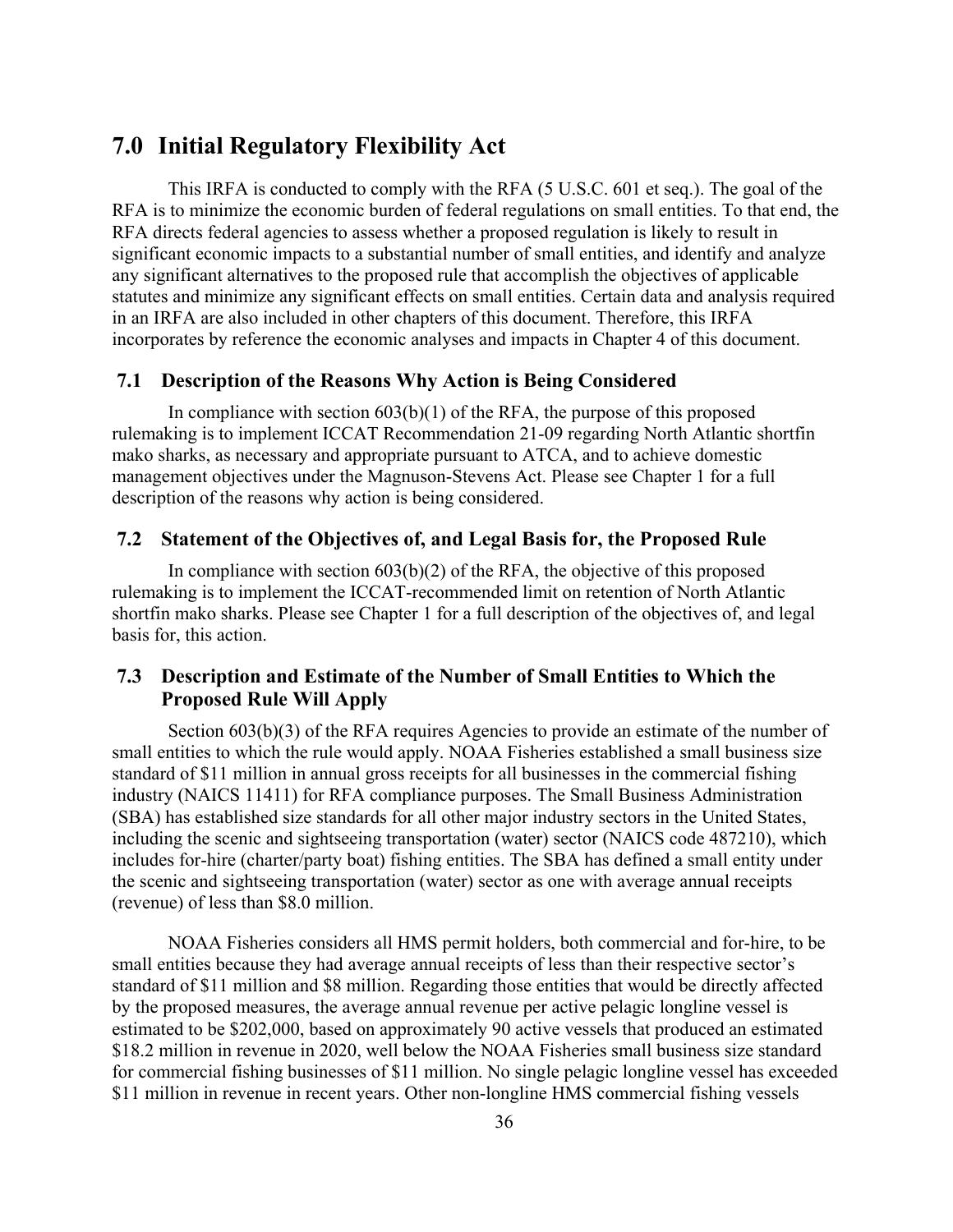# 7.0 Initial Regulatory Flexibility Act

This IRFA is conducted to comply with the RFA (5 U.S.C. 601 et seq.). The goal of the RFA is to minimize the economic burden of federal regulations on small entities. To that end, the RFA directs federal agencies to assess whether a proposed regulation is likely to result in significant economic impacts to a substantial number of small entities, and identify and analyze any significant alternatives to the proposed rule that accomplish the objectives of applicable statutes and minimize any significant effects on small entities. Certain data and analysis required in an IRFA are also included in other chapters of this document. Therefore, this IRFA incorporates by reference the economic analyses and impacts in Chapter 4 of this document.

## 7.1 Description of the Reasons Why Action is Being Considered

In compliance with section 603(b)(1) of the RFA, the purpose of this proposed rulemaking is to implement ICCAT Recommendation 21-09 regarding North Atlantic shortfin mako sharks, as necessary and appropriate pursuant to ATCA, and to achieve domestic management objectives under the Magnuson-Stevens Act. Please see Chapter 1 for a full description of the reasons why action is being considered.

## 7.2 Statement of the Objectives of, and Legal Basis for, the Proposed Rule

In compliance with section 603(b)(2) of the RFA, the objective of this proposed rulemaking is to implement the ICCAT-recommended limit on retention of North Atlantic shortfin mako sharks. Please see Chapter 1 for a full description of the objectives of, and legal basis for, this action.

## 7.3 Description and Estimate of the Number of Small Entities to Which the Proposed Rule Will Apply

Section 603(b)(3) of the RFA requires Agencies to provide an estimate of the number of small entities to which the rule would apply. NOAA Fisheries established a small business size standard of $11 million in annual gross receipts for all businesses in the commercial fishing industry (NAICS 11411) for RFA compliance purposes. The Small Business Administration (SBA) has established size standards for all other major industry sectors in the United States, including the scenic and sightseeing transportation (water) sector (NAICS code 487210), which includes for-hire (charter/party boat) fishing entities. The SBA has defined a small entity under the scenic and sightseeing transportation (water) sector as one with average annual receipts (revenue) of less than $8.0 million.

NOAA Fisheries considers all HMS permit holders, both commercial and for-hire, to be small entities because they had average annual receipts of less than their respective sector's standard of $11 million and $8 million. Regarding those entities that would be directly affected by the proposed measures, the average annual revenue per active pelagic longline vessel is estimated to be $202,000, based on approximately 90 active vessels that produced an estimated $18.2 million in revenue in 2020, well below the NOAA Fisheries small business size standard for commercial fishing businesses of $11 million. No single pelagic longline vessel has exceeded $11 million in revenue in recent years. Other non-longline HMS commercial fishing vessels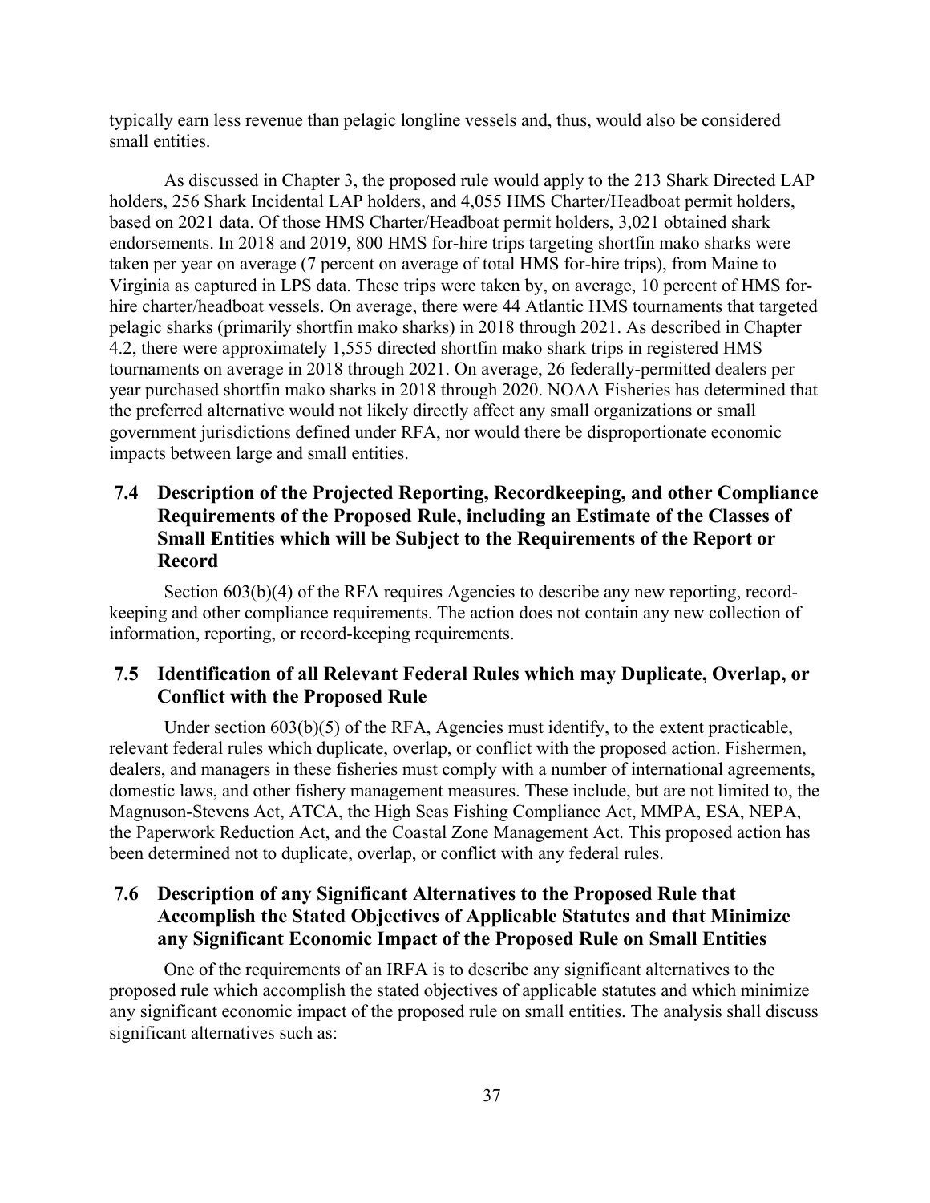typically earn less revenue than pelagic longline vessels and, thus, would also be considered small entities.

As discussed in Chapter 3, the proposed rule would apply to the 213 Shark Directed LAP holders, 256 Shark Incidental LAP holders, and 4,055 HMS Charter/Headboat permit holders, based on 2021 data. Of those HMS Charter/Headboat permit holders, 3,021 obtained shark endorsements. In 2018 and 2019, 800 HMS for-hire trips targeting shortfin mako sharks were taken per year on average (7 percent on average of total HMS for-hire trips), from Maine to Virginia as captured in LPS data. These trips were taken by, on average, 10 percent of HMS for-hire charter/headboat vessels. On average, there were 44 Atlantic HMS tournaments that targeted pelagic sharks (primarily shortfin mako sharks) in 2018 through 2021. As described in Chapter 4.2, there were approximately 1,555 directed shortfin mako shark trips in registered HMS tournaments on average in 2018 through 2021. On average, 26 federally-permitted dealers per year purchased shortfin mako sharks in 2018 through 2020. NOAA Fisheries has determined that the preferred alternative would not likely directly affect any small organizations or small government jurisdictions defined under RFA, nor would there be disproportionate economic impacts between large and small entities.

## 7.4 Description of the Projected Reporting, Recordkeeping, and other Compliance Requirements of the Proposed Rule, including an Estimate of the Classes of Small Entities which will be Subject to the Requirements of the Report or Record

Section 603(b)(4) of the RFA requires Agencies to describe any new reporting, record-keeping and other compliance requirements. The action does not contain any new collection of information, reporting, or record-keeping requirements.

## 7.5 Identification of all Relevant Federal Rules which may Duplicate, Overlap, or Conflict with the Proposed Rule

Under section 603(b)(5) of the RFA, Agencies must identify, to the extent practicable, relevant federal rules which duplicate, overlap, or conflict with the proposed action. Fishermen, dealers, and managers in these fisheries must comply with a number of international agreements, domestic laws, and other fishery management measures. These include, but are not limited to, the Magnuson-Stevens Act, ATCA, the High Seas Fishing Compliance Act, MMPA, ESA, NEPA, the Paperwork Reduction Act, and the Coastal Zone Management Act. This proposed action has been determined not to duplicate, overlap, or conflict with any federal rules.

## 7.6 Description of any Significant Alternatives to the Proposed Rule that Accomplish the Stated Objectives of Applicable Statutes and that Minimize any Significant Economic Impact of the Proposed Rule on Small Entities

One of the requirements of an IRFA is to describe any significant alternatives to the proposed rule which accomplish the stated objectives of applicable statutes and which minimize any significant economic impact of the proposed rule on small entities. The analysis shall discuss significant alternatives such as: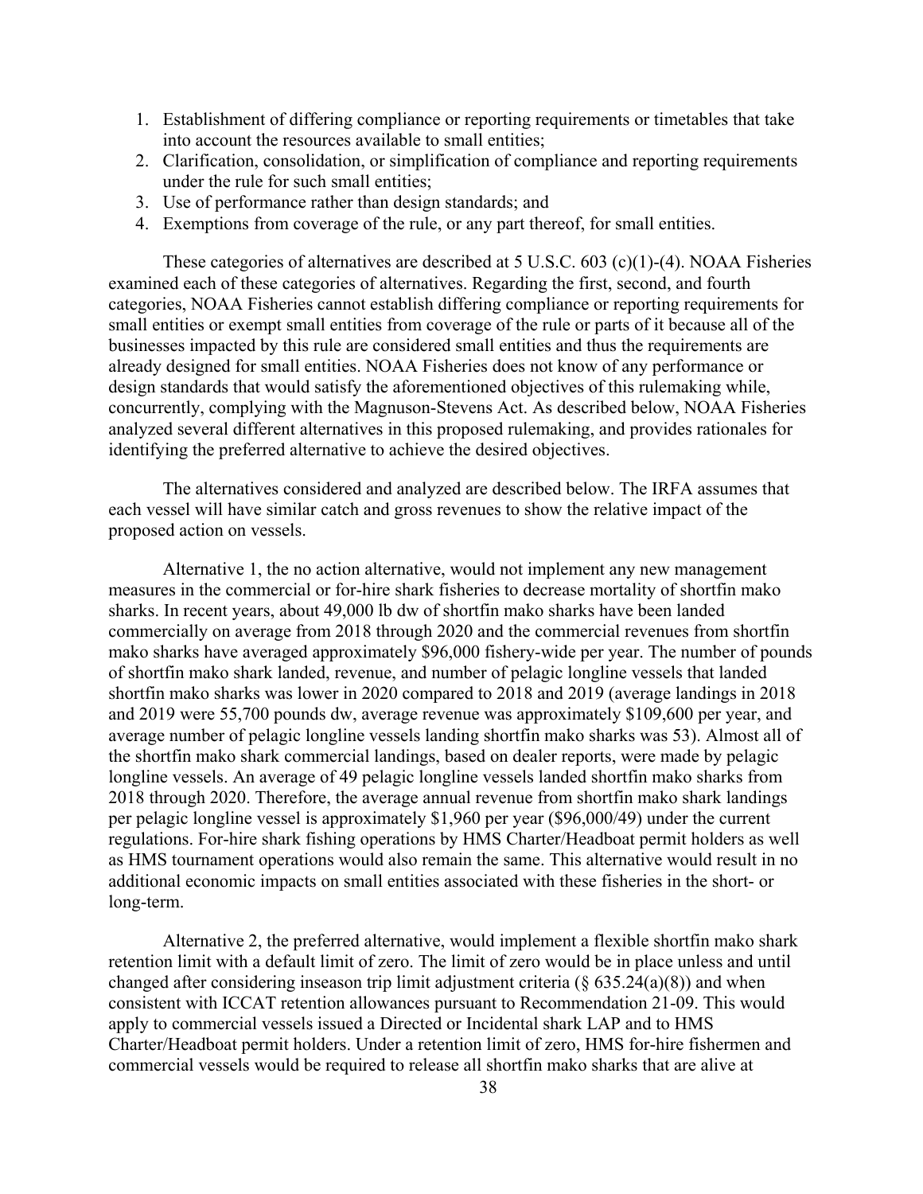1. Establishment of differing compliance or reporting requirements or timetables that take into account the resources available to small entities;
2. Clarification, consolidation, or simplification of compliance and reporting requirements under the rule for such small entities;
3. Use of performance rather than design standards; and
4. Exemptions from coverage of the rule, or any part thereof, for small entities.

These categories of alternatives are described at 5 U.S.C. 603 (c)(1)-(4). NOAA Fisheries examined each of these categories of alternatives. Regarding the first, second, and fourth categories, NOAA Fisheries cannot establish differing compliance or reporting requirements for small entities or exempt small entities from coverage of the rule or parts of it because all of the businesses impacted by this rule are considered small entities and thus the requirements are already designed for small entities. NOAA Fisheries does not know of any performance or design standards that would satisfy the aforementioned objectives of this rulemaking while, concurrently, complying with the Magnuson-Stevens Act. As described below, NOAA Fisheries analyzed several different alternatives in this proposed rulemaking, and provides rationales for identifying the preferred alternative to achieve the desired objectives.

The alternatives considered and analyzed are described below. The IRFA assumes that each vessel will have similar catch and gross revenues to show the relative impact of the proposed action on vessels.

Alternative 1, the no action alternative, would not implement any new management measures in the commercial or for-hire shark fisheries to decrease mortality of shortfin mako sharks. In recent years, about 49,000 lb dw of shortfin mako sharks have been landed commercially on average from 2018 through 2020 and the commercial revenues from shortfin mako sharks have averaged approximately $96,000 fishery-wide per year. The number of pounds of shortfin mako shark landed, revenue, and number of pelagic longline vessels that landed shortfin mako sharks was lower in 2020 compared to 2018 and 2019 (average landings in 2018 and 2019 were 55,700 pounds dw, average revenue was approximately $109,600 per year, and average number of pelagic longline vessels landing shortfin mako sharks was 53). Almost all of the shortfin mako shark commercial landings, based on dealer reports, were made by pelagic longline vessels. An average of 49 pelagic longline vessels landed shortfin mako sharks from 2018 through 2020. Therefore, the average annual revenue from shortfin mako shark landings per pelagic longline vessel is approximately $1,960 per year ($96,000/49) under the current regulations. For-hire shark fishing operations by HMS Charter/Headboat permit holders as well as HMS tournament operations would also remain the same. This alternative would result in no additional economic impacts on small entities associated with these fisheries in the short- or long-term.

Alternative 2, the preferred alternative, would implement a flexible shortfin mako shark retention limit with a default limit of zero. The limit of zero would be in place unless and until changed after considering inseason trip limit adjustment criteria (§ 635.24(a)(8)) and when consistent with ICCAT retention allowances pursuant to Recommendation 21-09. This would apply to commercial vessels issued a Directed or Incidental shark LAP and to HMS Charter/Headboat permit holders. Under a retention limit of zero, HMS for-hire fishermen and commercial vessels would be required to release all shortfin mako sharks that are alive at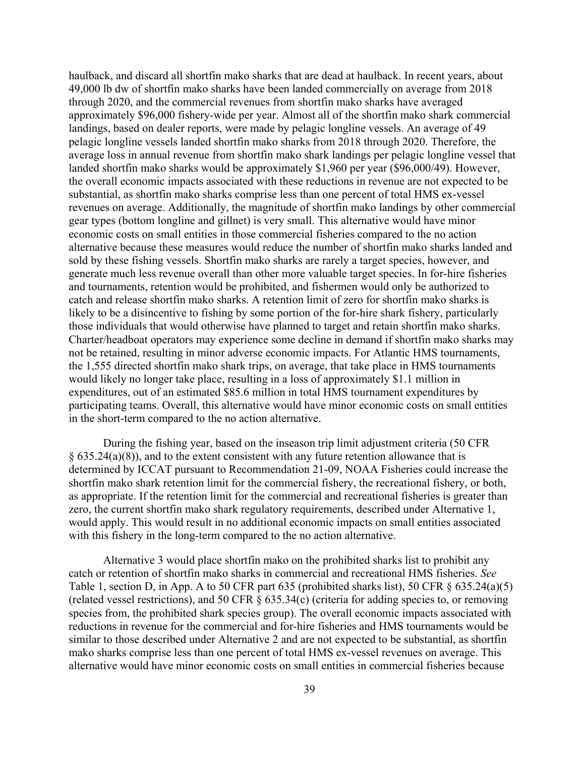haulback, and discard all shortfin mako sharks that are dead at haulback. In recent years, about 49,000 lb dw of shortfin mako sharks have been landed commercially on average from 2018 through 2020, and the commercial revenues from shortfin mako sharks have averaged approximately $96,000 fishery-wide per year. Almost all of the shortfin mako shark commercial landings, based on dealer reports, were made by pelagic longline vessels. An average of 49 pelagic longline vessels landed shortfin mako sharks from 2018 through 2020. Therefore, the average loss in annual revenue from shortfin mako shark landings per pelagic longline vessel that landed shortfin mako sharks would be approximately $1,960 per year ($96,000/49). However, the overall economic impacts associated with these reductions in revenue are not expected to be substantial, as shortfin mako sharks comprise less than one percent of total HMS ex-vessel revenues on average. Additionally, the magnitude of shortfin mako landings by other commercial gear types (bottom longline and gillnet) is very small. This alternative would have minor economic costs on small entities in those commercial fisheries compared to the no action alternative because these measures would reduce the number of shortfin mako sharks landed and sold by these fishing vessels. Shortfin mako sharks are rarely a target species, however, and generate much less revenue overall than other more valuable target species. In for-hire fisheries and tournaments, retention would be prohibited, and fishermen would only be authorized to catch and release shortfin mako sharks. A retention limit of zero for shortfin mako sharks is likely to be a disincentive to fishing by some portion of the for-hire shark fishery, particularly those individuals that would otherwise have planned to target and retain shortfin mako sharks. Charter/headboat operators may experience some decline in demand if shortfin mako sharks may not be retained, resulting in minor adverse economic impacts. For Atlantic HMS tournaments, the 1,555 directed shortfin mako shark trips, on average, that take place in HMS tournaments would likely no longer take place, resulting in a loss of approximately $1.1 million in expenditures, out of an estimated $85.6 million in total HMS tournament expenditures by participating teams. Overall, this alternative would have minor economic costs on small entities in the short-term compared to the no action alternative.

During the fishing year, based on the inseason trip limit adjustment criteria (50 CFR § 635.24(a)(8)), and to the extent consistent with any future retention allowance that is determined by ICCAT pursuant to Recommendation 21-09, NOAA Fisheries could increase the shortfin mako shark retention limit for the commercial fishery, the recreational fishery, or both, as appropriate. If the retention limit for the commercial and recreational fisheries is greater than zero, the current shortfin mako shark regulatory requirements, described under Alternative 1, would apply. This would result in no additional economic impacts on small entities associated with this fishery in the long-term compared to the no action alternative.

Alternative 3 would place shortfin mako on the prohibited sharks list to prohibit any catch or retention of shortfin mako sharks in commercial and recreational HMS fisheries. *See* Table 1, section D, in App. A to 50 CFR part 635 (prohibited sharks list), 50 CFR § 635.24(a)(5) (related vessel restrictions), and 50 CFR § 635.34(c) (criteria for adding species to, or removing species from, the prohibited shark species group). The overall economic impacts associated with reductions in revenue for the commercial and for-hire fisheries and HMS tournaments would be similar to those described under Alternative 2 and are not expected to be substantial, as shortfin mako sharks comprise less than one percent of total HMS ex-vessel revenues on average. This alternative would have minor economic costs on small entities in commercial fisheries because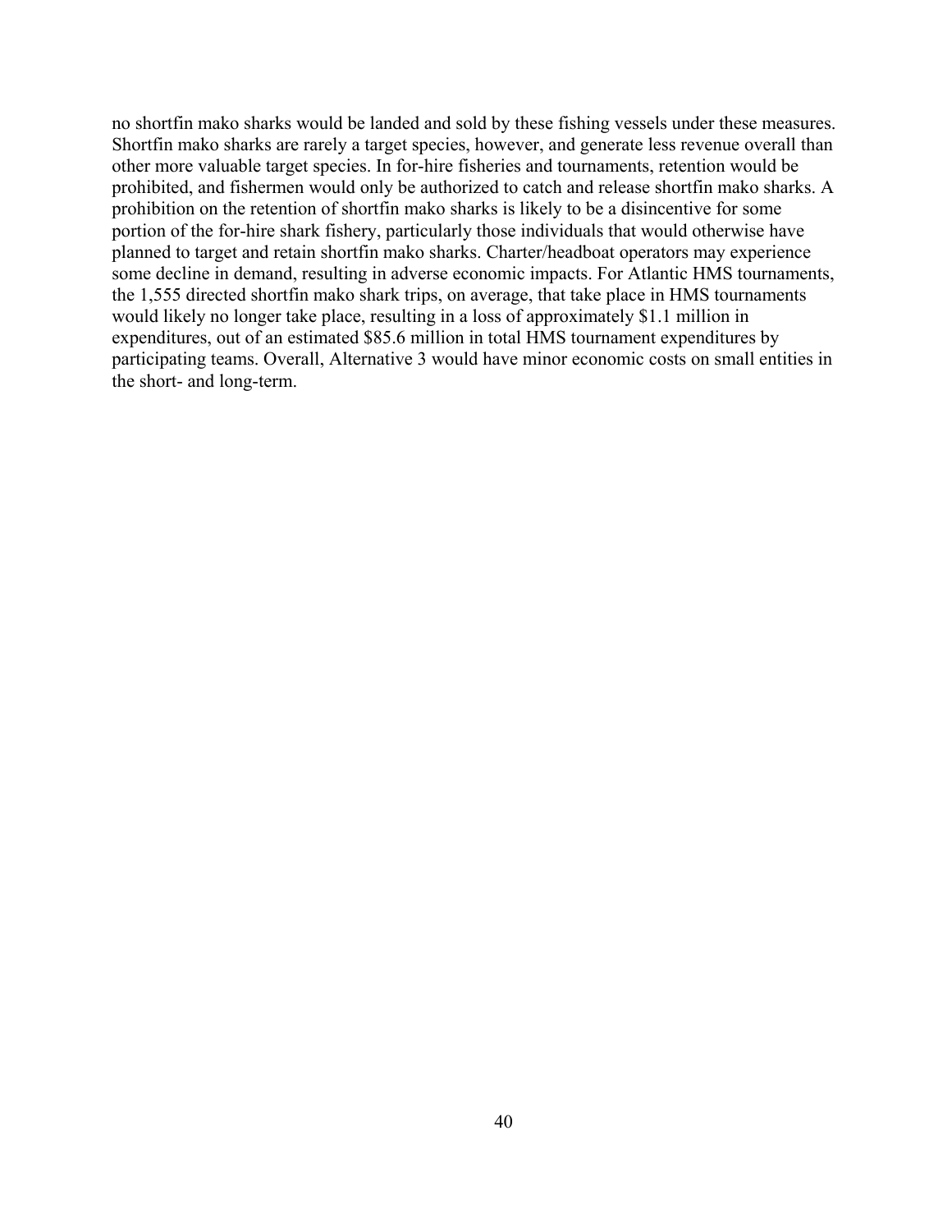no shortfin mako sharks would be landed and sold by these fishing vessels under these measures. Shortfin mako sharks are rarely a target species, however, and generate less revenue overall than other more valuable target species. In for-hire fisheries and tournaments, retention would be prohibited, and fishermen would only be authorized to catch and release shortfin mako sharks. A prohibition on the retention of shortfin mako sharks is likely to be a disincentive for some portion of the for-hire shark fishery, particularly those individuals that would otherwise have planned to target and retain shortfin mako sharks. Charter/headboat operators may experience some decline in demand, resulting in adverse economic impacts. For Atlantic HMS tournaments, the 1,555 directed shortfin mako shark trips, on average, that take place in HMS tournaments would likely no longer take place, resulting in a loss of approximately $1.1 million in expenditures, out of an estimated $85.6 million in total HMS tournament expenditures by participating teams. Overall, Alternative 3 would have minor economic costs on small entities in the short- and long-term.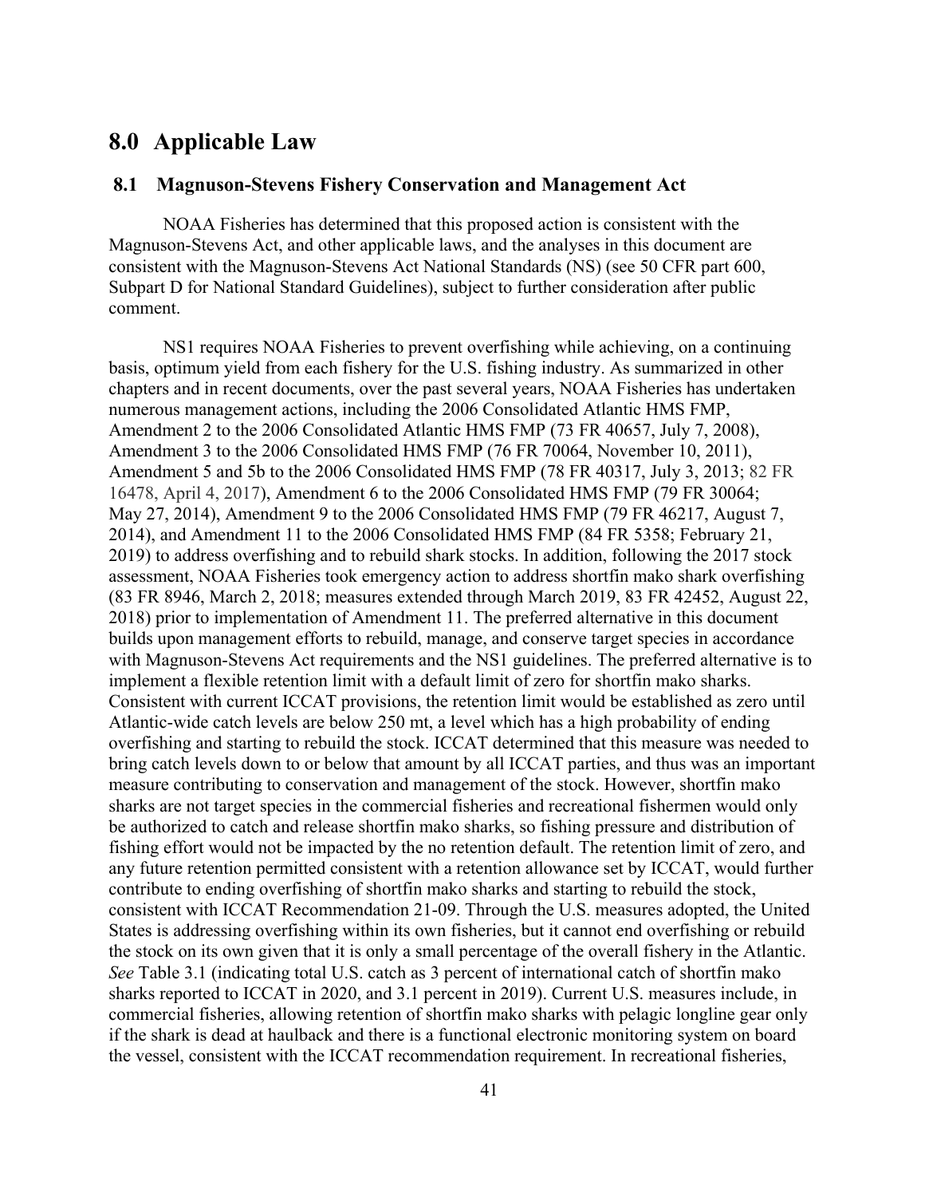# 8.0 Applicable Law

## 8.1 Magnuson-Stevens Fishery Conservation and Management Act

NOAA Fisheries has determined that this proposed action is consistent with the Magnuson-Stevens Act, and other applicable laws, and the analyses in this document are consistent with the Magnuson-Stevens Act National Standards (NS) (see 50 CFR part 600, Subpart D for National Standard Guidelines), subject to further consideration after public comment.

NS1 requires NOAA Fisheries to prevent overfishing while achieving, on a continuing basis, optimum yield from each fishery for the U.S. fishing industry. As summarized in other chapters and in recent documents, over the past several years, NOAA Fisheries has undertaken numerous management actions, including the 2006 Consolidated Atlantic HMS FMP, Amendment 2 to the 2006 Consolidated Atlantic HMS FMP (73 FR 40657, July 7, 2008), Amendment 3 to the 2006 Consolidated HMS FMP (76 FR 70064, November 10, 2011), Amendment 5 and 5b to the 2006 Consolidated HMS FMP (78 FR 40317, July 3, 2013; 82 FR 16478, April 4, 2017), Amendment 6 to the 2006 Consolidated HMS FMP (79 FR 30064; May 27, 2014), Amendment 9 to the 2006 Consolidated HMS FMP (79 FR 46217, August 7, 2014), and Amendment 11 to the 2006 Consolidated HMS FMP (84 FR 5358; February 21, 2019) to address overfishing and to rebuild shark stocks. In addition, following the 2017 stock assessment, NOAA Fisheries took emergency action to address shortfin mako shark overfishing (83 FR 8946, March 2, 2018; measures extended through March 2019, 83 FR 42452, August 22, 2018) prior to implementation of Amendment 11. The preferred alternative in this document builds upon management efforts to rebuild, manage, and conserve target species in accordance with Magnuson-Stevens Act requirements and the NS1 guidelines. The preferred alternative is to implement a flexible retention limit with a default limit of zero for shortfin mako sharks. Consistent with current ICCAT provisions, the retention limit would be established as zero until Atlantic-wide catch levels are below 250 mt, a level which has a high probability of ending overfishing and starting to rebuild the stock. ICCAT determined that this measure was needed to bring catch levels down to or below that amount by all ICCAT parties, and thus was an important measure contributing to conservation and management of the stock. However, shortfin mako sharks are not target species in the commercial fisheries and recreational fishermen would only be authorized to catch and release shortfin mako sharks, so fishing pressure and distribution of fishing effort would not be impacted by the no retention default. The retention limit of zero, and any future retention permitted consistent with a retention allowance set by ICCAT, would further contribute to ending overfishing of shortfin mako sharks and starting to rebuild the stock, consistent with ICCAT Recommendation 21-09. Through the U.S. measures adopted, the United States is addressing overfishing within its own fisheries, but it cannot end overfishing or rebuild the stock on its own given that it is only a small percentage of the overall fishery in the Atlantic. *See* Table 3.1 (indicating total U.S. catch as 3 percent of international catch of shortfin mako sharks reported to ICCAT in 2020, and 3.1 percent in 2019). Current U.S. measures include, in commercial fisheries, allowing retention of shortfin mako sharks with pelagic longline gear only if the shark is dead at haulback and there is a functional electronic monitoring system on board the vessel, consistent with the ICCAT recommendation requirement. In recreational fisheries,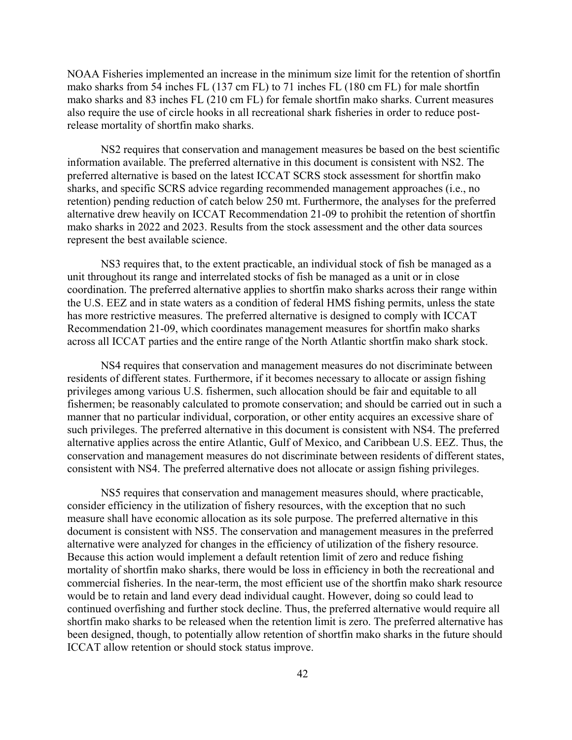NOAA Fisheries implemented an increase in the minimum size limit for the retention of shortfin mako sharks from 54 inches FL (137 cm FL) to 71 inches FL (180 cm FL) for male shortfin mako sharks and 83 inches FL (210 cm FL) for female shortfin mako sharks. Current measures also require the use of circle hooks in all recreational shark fisheries in order to reduce post-release mortality of shortfin mako sharks.

NS2 requires that conservation and management measures be based on the best scientific information available. The preferred alternative in this document is consistent with NS2. The preferred alternative is based on the latest ICCAT SCRS stock assessment for shortfin mako sharks, and specific SCRS advice regarding recommended management approaches (i.e., no retention) pending reduction of catch below 250 mt. Furthermore, the analyses for the preferred alternative drew heavily on ICCAT Recommendation 21-09 to prohibit the retention of shortfin mako sharks in 2022 and 2023. Results from the stock assessment and the other data sources represent the best available science.

NS3 requires that, to the extent practicable, an individual stock of fish be managed as a unit throughout its range and interrelated stocks of fish be managed as a unit or in close coordination. The preferred alternative applies to shortfin mako sharks across their range within the U.S. EEZ and in state waters as a condition of federal HMS fishing permits, unless the state has more restrictive measures. The preferred alternative is designed to comply with ICCAT Recommendation 21-09, which coordinates management measures for shortfin mako sharks across all ICCAT parties and the entire range of the North Atlantic shortfin mako shark stock.

NS4 requires that conservation and management measures do not discriminate between residents of different states. Furthermore, if it becomes necessary to allocate or assign fishing privileges among various U.S. fishermen, such allocation should be fair and equitable to all fishermen; be reasonably calculated to promote conservation; and should be carried out in such a manner that no particular individual, corporation, or other entity acquires an excessive share of such privileges. The preferred alternative in this document is consistent with NS4. The preferred alternative applies across the entire Atlantic, Gulf of Mexico, and Caribbean U.S. EEZ. Thus, the conservation and management measures do not discriminate between residents of different states, consistent with NS4. The preferred alternative does not allocate or assign fishing privileges.

NS5 requires that conservation and management measures should, where practicable, consider efficiency in the utilization of fishery resources, with the exception that no such measure shall have economic allocation as its sole purpose. The preferred alternative in this document is consistent with NS5. The conservation and management measures in the preferred alternative were analyzed for changes in the efficiency of utilization of the fishery resource. Because this action would implement a default retention limit of zero and reduce fishing mortality of shortfin mako sharks, there would be loss in efficiency in both the recreational and commercial fisheries. In the near-term, the most efficient use of the shortfin mako shark resource would be to retain and land every dead individual caught. However, doing so could lead to continued overfishing and further stock decline. Thus, the preferred alternative would require all shortfin mako sharks to be released when the retention limit is zero. The preferred alternative has been designed, though, to potentially allow retention of shortfin mako sharks in the future should ICCAT allow retention or should stock status improve.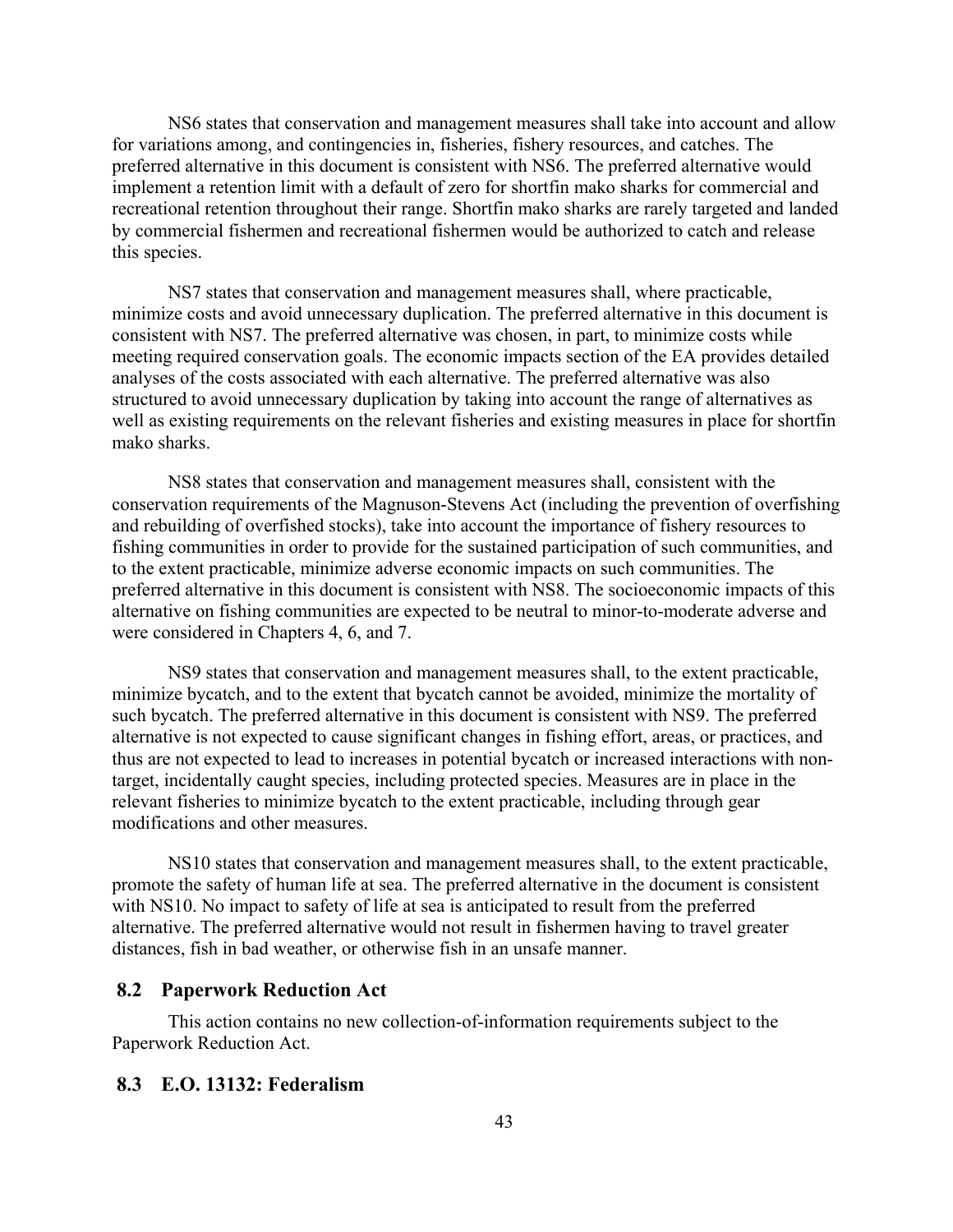NS6 states that conservation and management measures shall take into account and allow for variations among, and contingencies in, fisheries, fishery resources, and catches. The preferred alternative in this document is consistent with NS6. The preferred alternative would implement a retention limit with a default of zero for shortfin mako sharks for commercial and recreational retention throughout their range. Shortfin mako sharks are rarely targeted and landed by commercial fishermen and recreational fishermen would be authorized to catch and release this species.

NS7 states that conservation and management measures shall, where practicable, minimize costs and avoid unnecessary duplication. The preferred alternative in this document is consistent with NS7. The preferred alternative was chosen, in part, to minimize costs while meeting required conservation goals. The economic impacts section of the EA provides detailed analyses of the costs associated with each alternative. The preferred alternative was also structured to avoid unnecessary duplication by taking into account the range of alternatives as well as existing requirements on the relevant fisheries and existing measures in place for shortfin mako sharks.

NS8 states that conservation and management measures shall, consistent with the conservation requirements of the Magnuson-Stevens Act (including the prevention of overfishing and rebuilding of overfished stocks), take into account the importance of fishery resources to fishing communities in order to provide for the sustained participation of such communities, and to the extent practicable, minimize adverse economic impacts on such communities. The preferred alternative in this document is consistent with NS8. The socioeconomic impacts of this alternative on fishing communities are expected to be neutral to minor-to-moderate adverse and were considered in Chapters 4, 6, and 7.

NS9 states that conservation and management measures shall, to the extent practicable, minimize bycatch, and to the extent that bycatch cannot be avoided, minimize the mortality of such bycatch. The preferred alternative in this document is consistent with NS9. The preferred alternative is not expected to cause significant changes in fishing effort, areas, or practices, and thus are not expected to lead to increases in potential bycatch or increased interactions with non-target, incidentally caught species, including protected species. Measures are in place in the relevant fisheries to minimize bycatch to the extent practicable, including through gear modifications and other measures.

NS10 states that conservation and management measures shall, to the extent practicable, promote the safety of human life at sea. The preferred alternative in the document is consistent with NS10. No impact to safety of life at sea is anticipated to result from the preferred alternative. The preferred alternative would not result in fishermen having to travel greater distances, fish in bad weather, or otherwise fish in an unsafe manner.

## 8.2 Paperwork Reduction Act

This action contains no new collection-of-information requirements subject to the Paperwork Reduction Act.

## 8.3 E.O. 13132: Federalism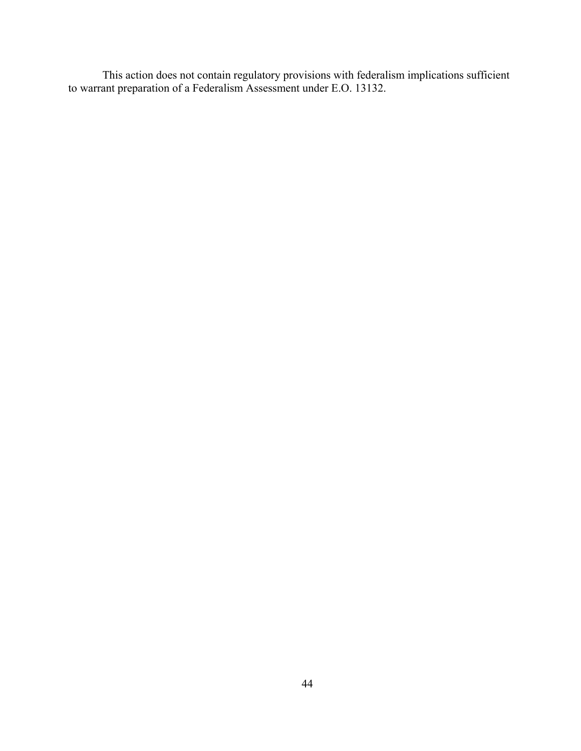This action does not contain regulatory provisions with federalism implications sufficient to warrant preparation of a Federalism Assessment under E.O. 13132.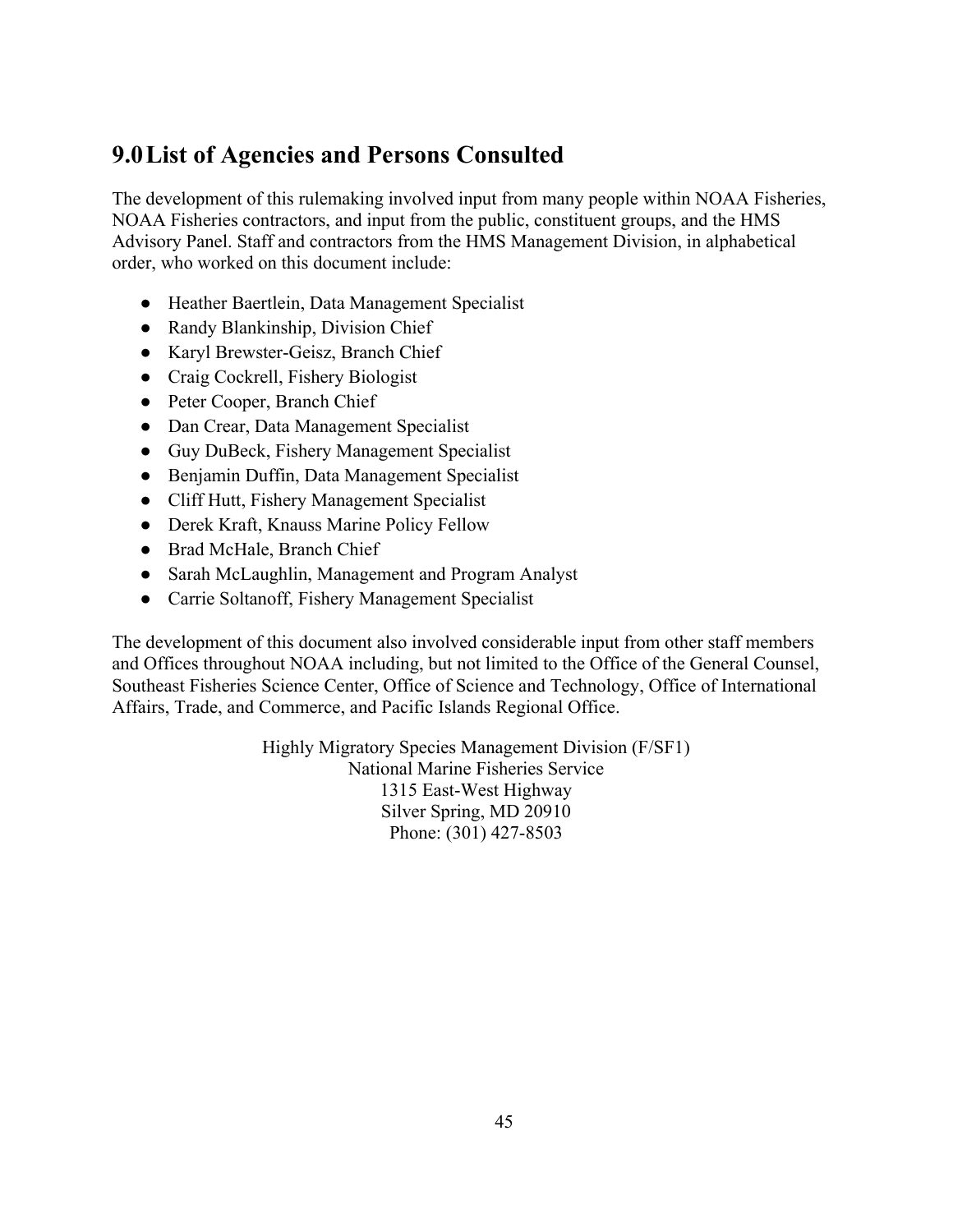# 9.0 List of Agencies and Persons Consulted

The development of this rulemaking involved input from many people within NOAA Fisheries, NOAA Fisheries contractors, and input from the public, constituent groups, and the HMS Advisory Panel. Staff and contractors from the HMS Management Division, in alphabetical order, who worked on this document include:

- Heather Baertlein, Data Management Specialist
- Randy Blankinship, Division Chief
- Karyl Brewster-Geisz, Branch Chief
- Craig Cockrell, Fishery Biologist
- Peter Cooper, Branch Chief
- Dan Crear, Data Management Specialist
- Guy DuBeck, Fishery Management Specialist
- Benjamin Duffin, Data Management Specialist
- Cliff Hutt, Fishery Management Specialist
- Derek Kraft, Knauss Marine Policy Fellow
- Brad McHale, Branch Chief
- Sarah McLaughlin, Management and Program Analyst
- Carrie Soltanoff, Fishery Management Specialist

The development of this document also involved considerable input from other staff members and Offices throughout NOAA including, but not limited to the Office of the General Counsel, Southeast Fisheries Science Center, Office of Science and Technology, Office of International Affairs, Trade, and Commerce, and Pacific Islands Regional Office.

Highly Migratory Species Management Division (F/SF1)
National Marine Fisheries Service
1315 East-West Highway
Silver Spring, MD 20910
Phone: (301) 427-8503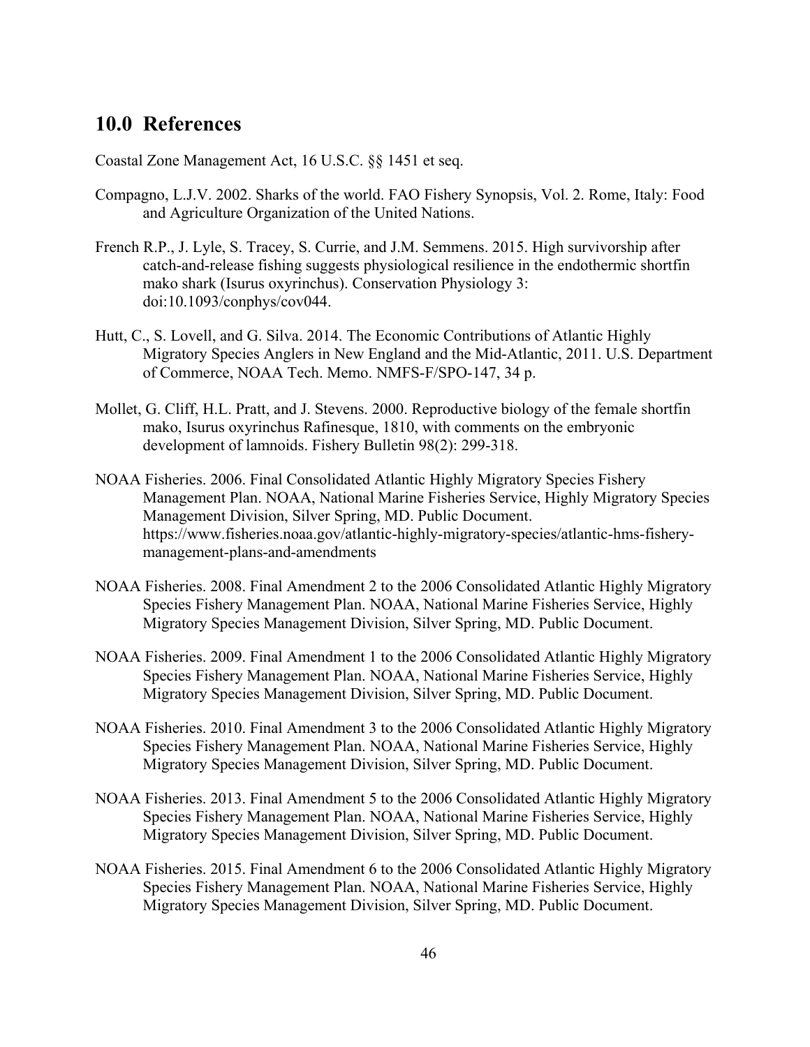## 10.0 References

Coastal Zone Management Act, 16 U.S.C. §§ 1451 et seq.

Compagno, L.J.V. 2002. Sharks of the world. FAO Fishery Synopsis, Vol. 2. Rome, Italy: Food and Agriculture Organization of the United Nations.

French R.P., J. Lyle, S. Tracey, S. Currie, and J.M. Semmens. 2015. High survivorship after catch-and-release fishing suggests physiological resilience in the endothermic shortfin mako shark (Isurus oxyrinchus). Conservation Physiology 3: doi:10.1093/conphys/cov044.

Hutt, C., S. Lovell, and G. Silva. 2014. The Economic Contributions of Atlantic Highly Migratory Species Anglers in New England and the Mid-Atlantic, 2011. U.S. Department of Commerce, NOAA Tech. Memo. NMFS-F/SPO-147, 34 p.

Mollet, G. Cliff, H.L. Pratt, and J. Stevens. 2000. Reproductive biology of the female shortfin mako, Isurus oxyrinchus Rafinesque, 1810, with comments on the embryonic development of lamnoids. Fishery Bulletin 98(2): 299-318.

NOAA Fisheries. 2006. Final Consolidated Atlantic Highly Migratory Species Fishery Management Plan. NOAA, National Marine Fisheries Service, Highly Migratory Species Management Division, Silver Spring, MD. Public Document. https://www.fisheries.noaa.gov/atlantic-highly-migratory-species/atlantic-hms-fishery-management-plans-and-amendments

NOAA Fisheries. 2008. Final Amendment 2 to the 2006 Consolidated Atlantic Highly Migratory Species Fishery Management Plan. NOAA, National Marine Fisheries Service, Highly Migratory Species Management Division, Silver Spring, MD. Public Document.

NOAA Fisheries. 2009. Final Amendment 1 to the 2006 Consolidated Atlantic Highly Migratory Species Fishery Management Plan. NOAA, National Marine Fisheries Service, Highly Migratory Species Management Division, Silver Spring, MD. Public Document.

NOAA Fisheries. 2010. Final Amendment 3 to the 2006 Consolidated Atlantic Highly Migratory Species Fishery Management Plan. NOAA, National Marine Fisheries Service, Highly Migratory Species Management Division, Silver Spring, MD. Public Document.

NOAA Fisheries. 2013. Final Amendment 5 to the 2006 Consolidated Atlantic Highly Migratory Species Fishery Management Plan. NOAA, National Marine Fisheries Service, Highly Migratory Species Management Division, Silver Spring, MD. Public Document.

NOAA Fisheries. 2015. Final Amendment 6 to the 2006 Consolidated Atlantic Highly Migratory Species Fishery Management Plan. NOAA, National Marine Fisheries Service, Highly Migratory Species Management Division, Silver Spring, MD. Public Document.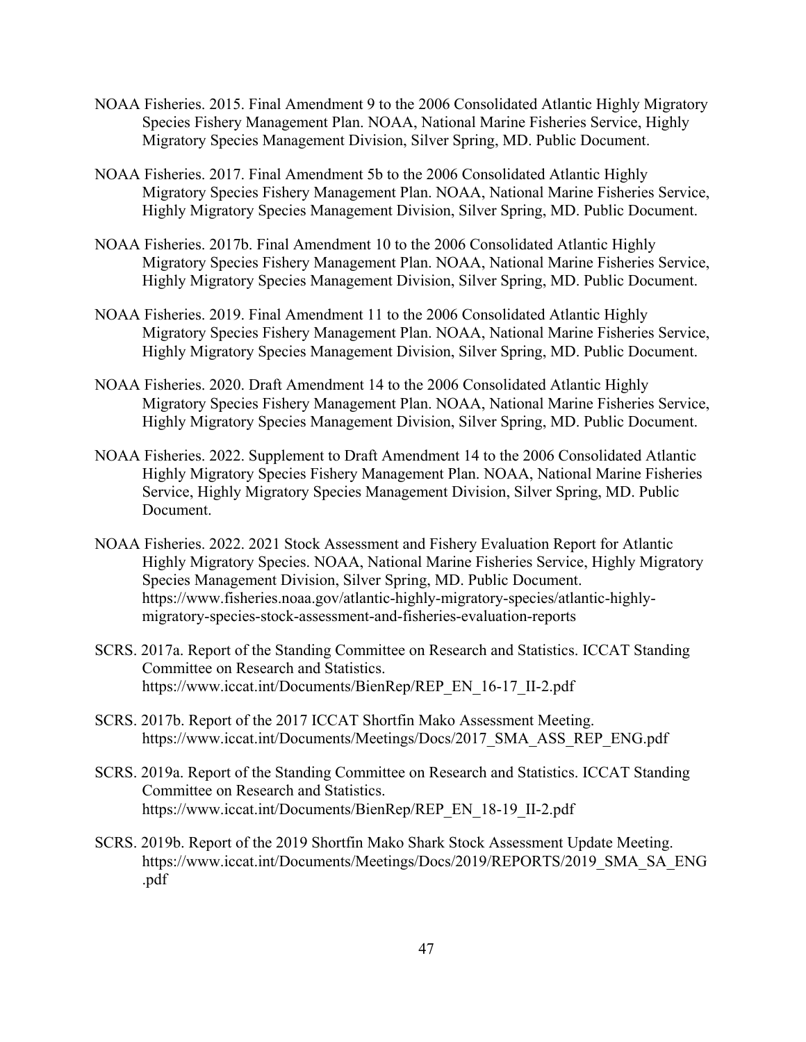NOAA Fisheries. 2015. Final Amendment 9 to the 2006 Consolidated Atlantic Highly Migratory Species Fishery Management Plan. NOAA, National Marine Fisheries Service, Highly Migratory Species Management Division, Silver Spring, MD. Public Document.

NOAA Fisheries. 2017. Final Amendment 5b to the 2006 Consolidated Atlantic Highly Migratory Species Fishery Management Plan. NOAA, National Marine Fisheries Service, Highly Migratory Species Management Division, Silver Spring, MD. Public Document.

NOAA Fisheries. 2017b. Final Amendment 10 to the 2006 Consolidated Atlantic Highly Migratory Species Fishery Management Plan. NOAA, National Marine Fisheries Service, Highly Migratory Species Management Division, Silver Spring, MD. Public Document.

NOAA Fisheries. 2019. Final Amendment 11 to the 2006 Consolidated Atlantic Highly Migratory Species Fishery Management Plan. NOAA, National Marine Fisheries Service, Highly Migratory Species Management Division, Silver Spring, MD. Public Document.

NOAA Fisheries. 2020. Draft Amendment 14 to the 2006 Consolidated Atlantic Highly Migratory Species Fishery Management Plan. NOAA, National Marine Fisheries Service, Highly Migratory Species Management Division, Silver Spring, MD. Public Document.

NOAA Fisheries. 2022. Supplement to Draft Amendment 14 to the 2006 Consolidated Atlantic Highly Migratory Species Fishery Management Plan. NOAA, National Marine Fisheries Service, Highly Migratory Species Management Division, Silver Spring, MD. Public Document.

NOAA Fisheries. 2022. 2021 Stock Assessment and Fishery Evaluation Report for Atlantic Highly Migratory Species. NOAA, National Marine Fisheries Service, Highly Migratory Species Management Division, Silver Spring, MD. Public Document. https://www.fisheries.noaa.gov/atlantic-highly-migratory-species/atlantic-highly-migratory-species-stock-assessment-and-fisheries-evaluation-reports

SCRS. 2017a. Report of the Standing Committee on Research and Statistics. ICCAT Standing Committee on Research and Statistics. https://www.iccat.int/Documents/BienRep/REP_EN_16-17_II-2.pdf

SCRS. 2017b. Report of the 2017 ICCAT Shortfin Mako Assessment Meeting. https://www.iccat.int/Documents/Meetings/Docs/2017_SMA_ASS_REP_ENG.pdf

SCRS. 2019a. Report of the Standing Committee on Research and Statistics. ICCAT Standing Committee on Research and Statistics. https://www.iccat.int/Documents/BienRep/REP_EN_18-19_II-2.pdf

SCRS. 2019b. Report of the 2019 Shortfin Mako Shark Stock Assessment Update Meeting. https://www.iccat.int/Documents/Meetings/Docs/2019/REPORTS/2019_SMA_SA_ENG.pdf